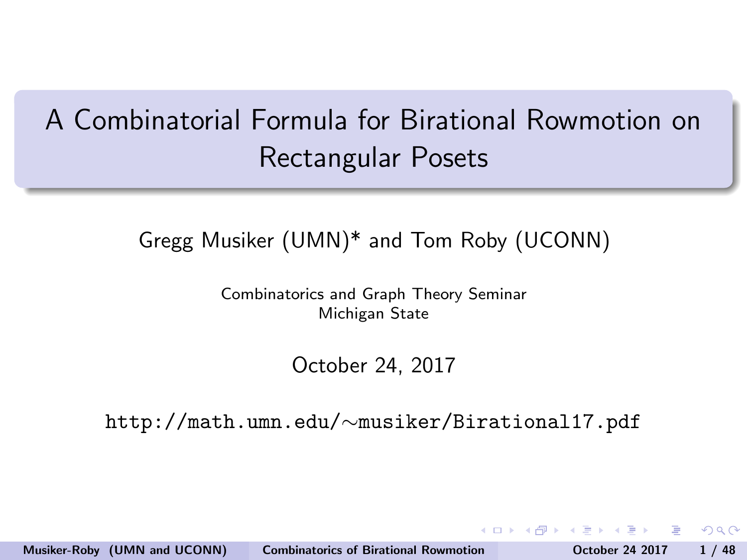# A Combinatorial Formula for Birational Rowmotion on Rectangular Posets

Gregg Musiker (UMN)* and Tom Roby (UCONN)

Combinatorics and Graph Theory Seminar
Michigan State

October 24, 2017

http://math.umn.edu/∼musiker/Birational17.pdf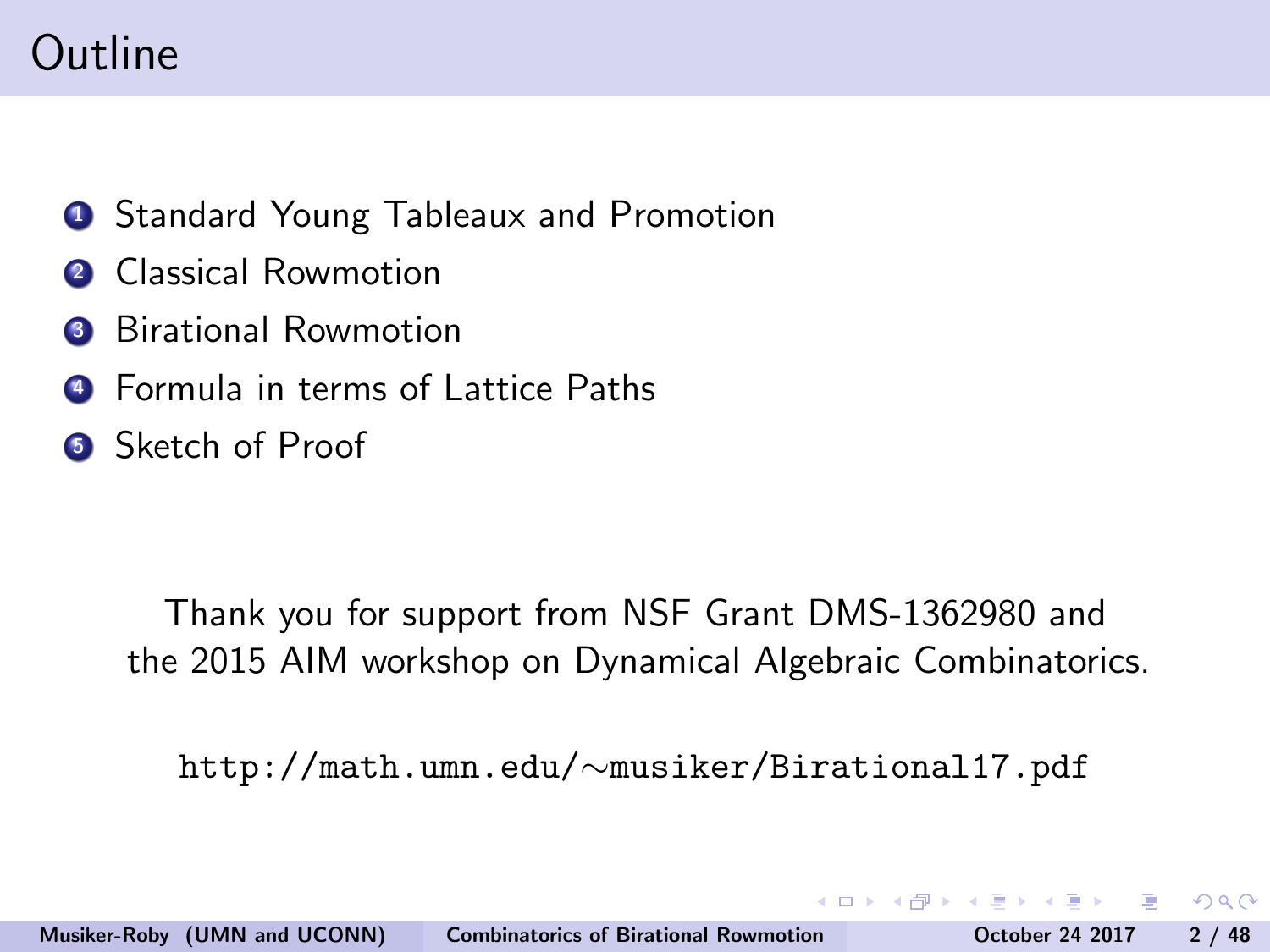# Outline

1. Standard Young Tableaux and Promotion
2. Classical Rowmotion
3. Birational Rowmotion
4. Formula in terms of Lattice Paths
5. Sketch of Proof

Thank you for support from NSF Grant DMS-1362980 and the 2015 AIM workshop on Dynamical Algebraic Combinatorics.

http://math.umn.edu/∼musiker/Birational17.pdf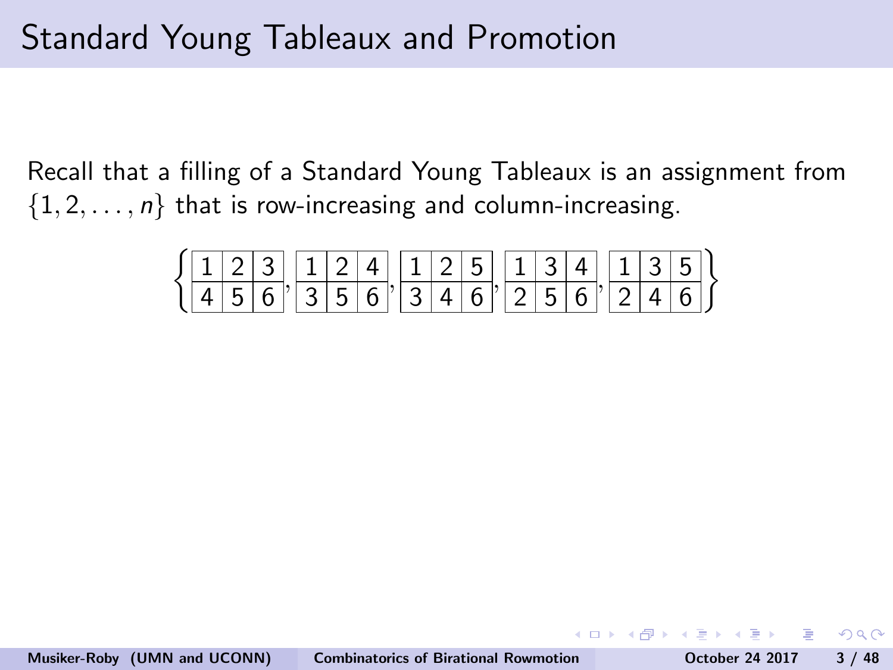# Standard Young Tableaux and Promotion

Recall that a filling of a Standard Young Tableaux is an assignment from $\{1, 2, \ldots, n\}$ that is row-increasing and column-increasing.

$$\left\{ \begin{array}{|c|c|c|}\hline 1 & 2 & 3 \\ \hline 4 & 5 & 6 \\ \hline \end{array}, \begin{array}{|c|c|c|}\hline 1 & 2 & 4 \\ \hline 3 & 5 & 6 \\ \hline \end{array}, \begin{array}{|c|c|c|}\hline 1 & 2 & 5 \\ \hline 3 & 4 & 6 \\ \hline \end{array}, \begin{array}{|c|c|c|}\hline 1 & 3 & 4 \\ \hline 2 & 5 & 6 \\ \hline \end{array}, \begin{array}{|c|c|c|}\hline 1 & 3 & 5 \\ \hline 2 & 4 & 6 \\ \hline \end{array} \right\}$$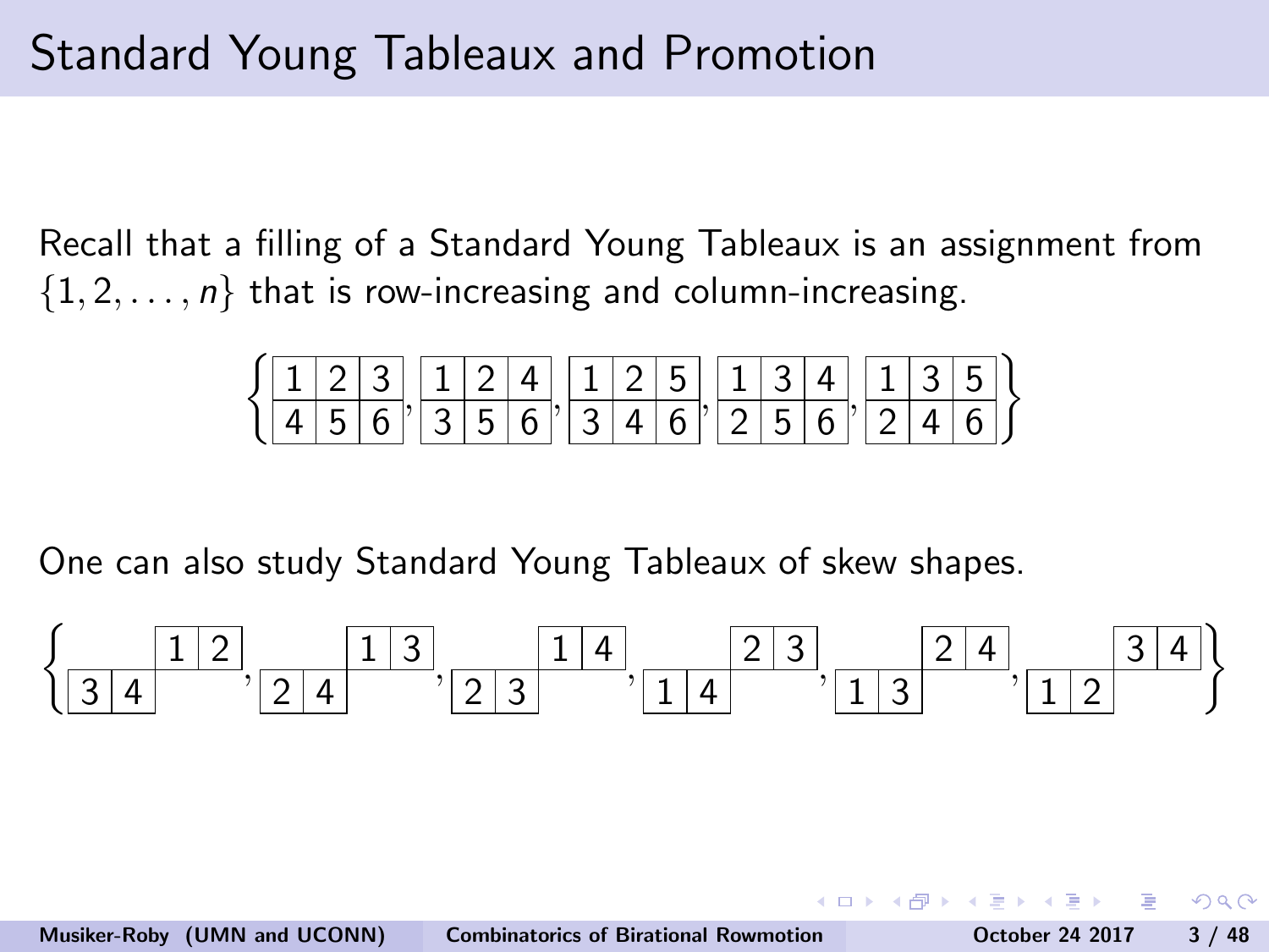# Standard Young Tableaux and Promotion

Recall that a filling of a Standard Young Tableaux is an assignment from $\{1, 2, \ldots, n\}$ that is row-increasing and column-increasing.

$$\left\{ \begin{array}{|c|c|c|}\hline 1&2&3\\\hline 4&5&6\\\hline\end{array}, \begin{array}{|c|c|c|}\hline 1&2&4\\\hline 3&5&6\\\hline\end{array}, \begin{array}{|c|c|c|}\hline 1&2&5\\\hline 3&4&6\\\hline\end{array}, \begin{array}{|c|c|c|}\hline 1&3&4\\\hline 2&5&6\\\hline\end{array}, \begin{array}{|c|c|c|}\hline 1&3&5\\\hline 2&4&6\\\hline\end{array} \right\}$$

One can also study Standard Young Tableaux of skew shapes.

$$\left\{ \begin{array}{cccc} & & \boxed{1} & \boxed{2} \\ \boxed{3} & \boxed{4} & & \end{array}, \begin{array}{cccc} & & \boxed{1} & \boxed{3} \\ \boxed{2} & \boxed{4} & & \end{array}, \begin{array}{cccc} & & \boxed{1} & \boxed{4} \\ \boxed{2} & \boxed{3} & & \end{array}, \begin{array}{cccc} & & \boxed{2} & \boxed{3} \\ \boxed{1} & \boxed{4} & & \end{array}, \begin{array}{cccc} & & \boxed{2} & \boxed{4} \\ \boxed{1} & \boxed{3} & & \end{array}, \begin{array}{cccc} & & \boxed{3} & \boxed{4} \\ \boxed{1} & \boxed{2} & & \end{array} \right\}$$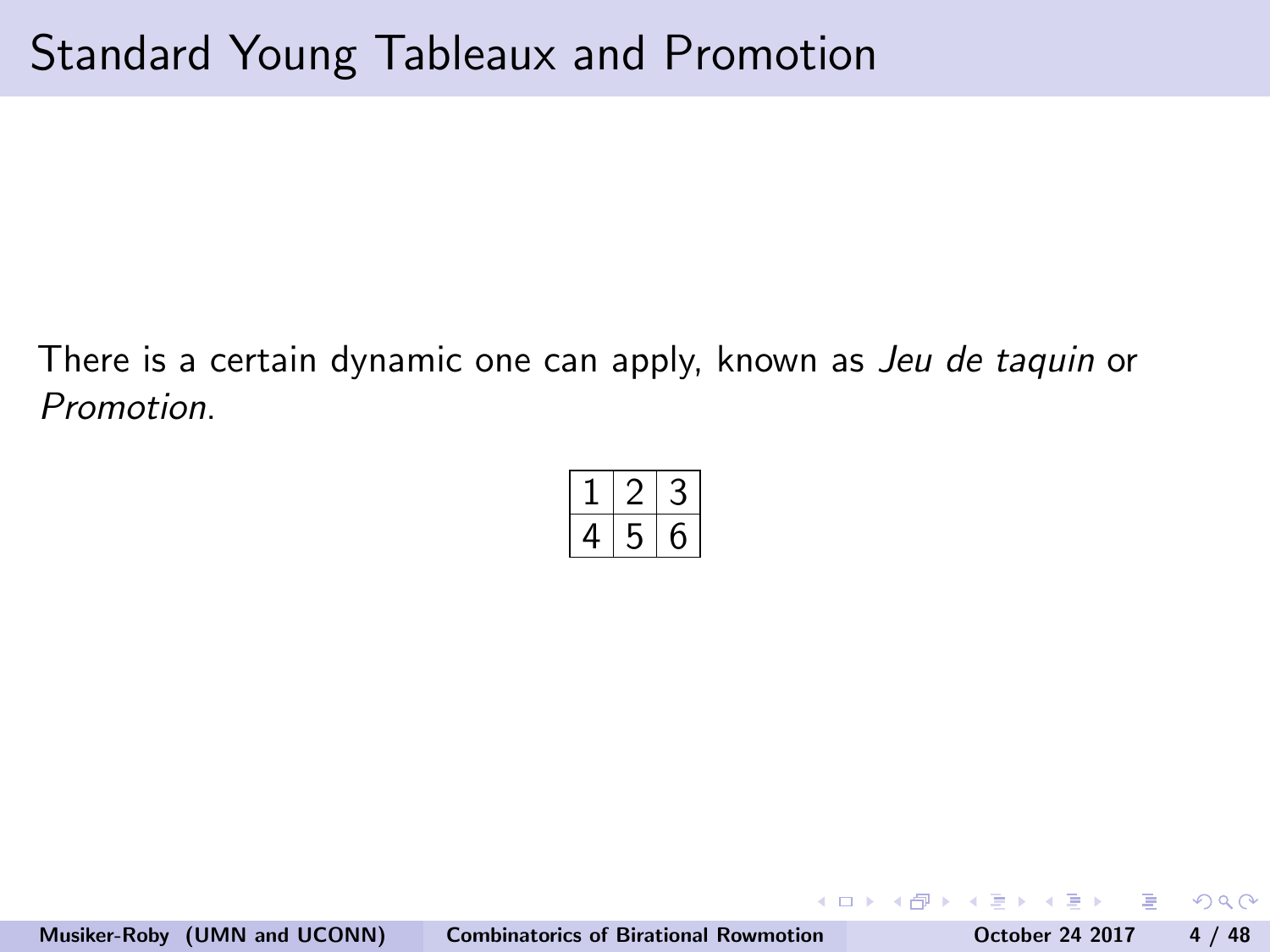# Standard Young Tableaux and Promotion

There is a certain dynamic one can apply, known as *Jeu de taquin* or *Promotion*.

| 1 | 2 | 3 |
|---|---|---|
| 4 | 5 | 6 |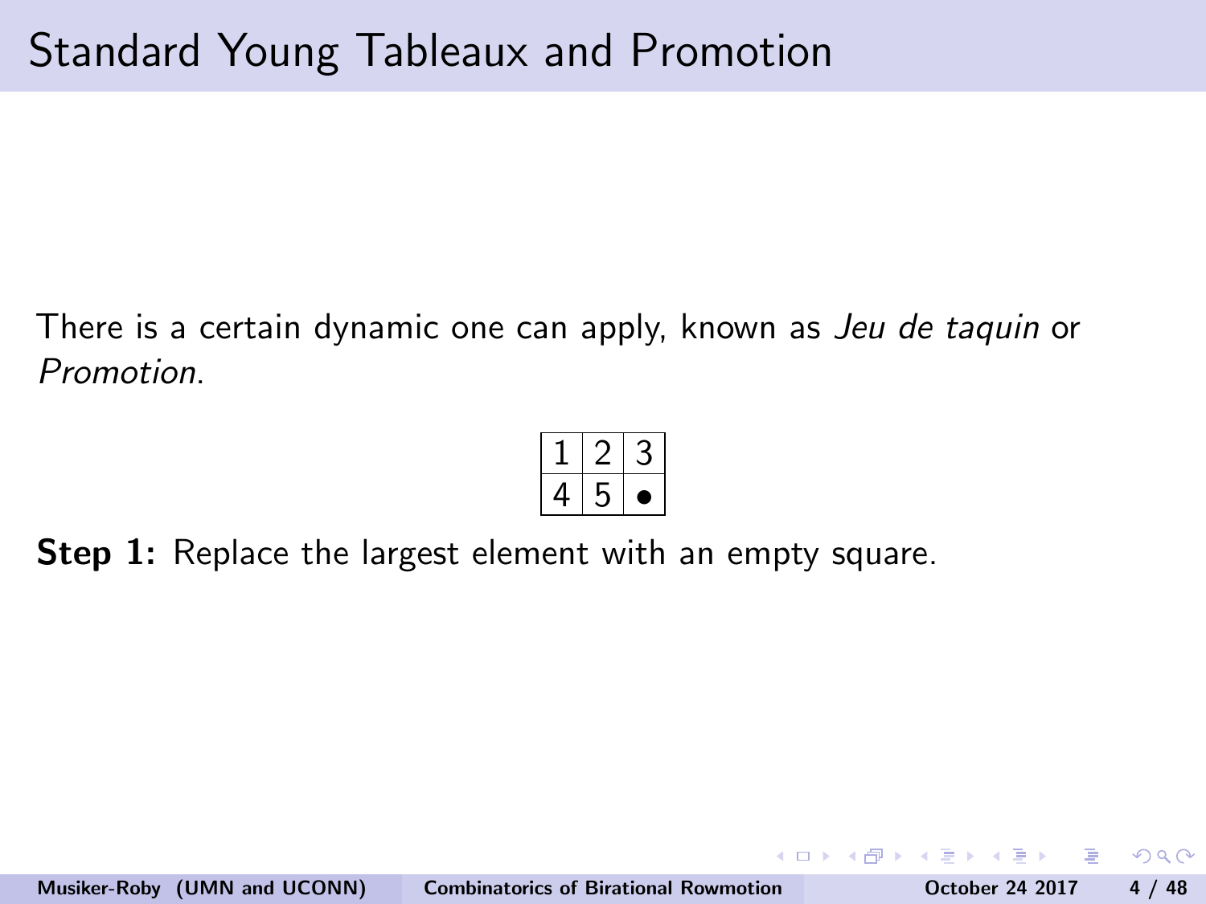# Standard Young Tableaux and Promotion

There is a certain dynamic one can apply, known as *Jeu de taquin* or *Promotion*.

| 1 | 2 | 3 |
|---|---|---|
| 4 | 5 | $\bullet$ |

**Step 1:** Replace the largest element with an empty square.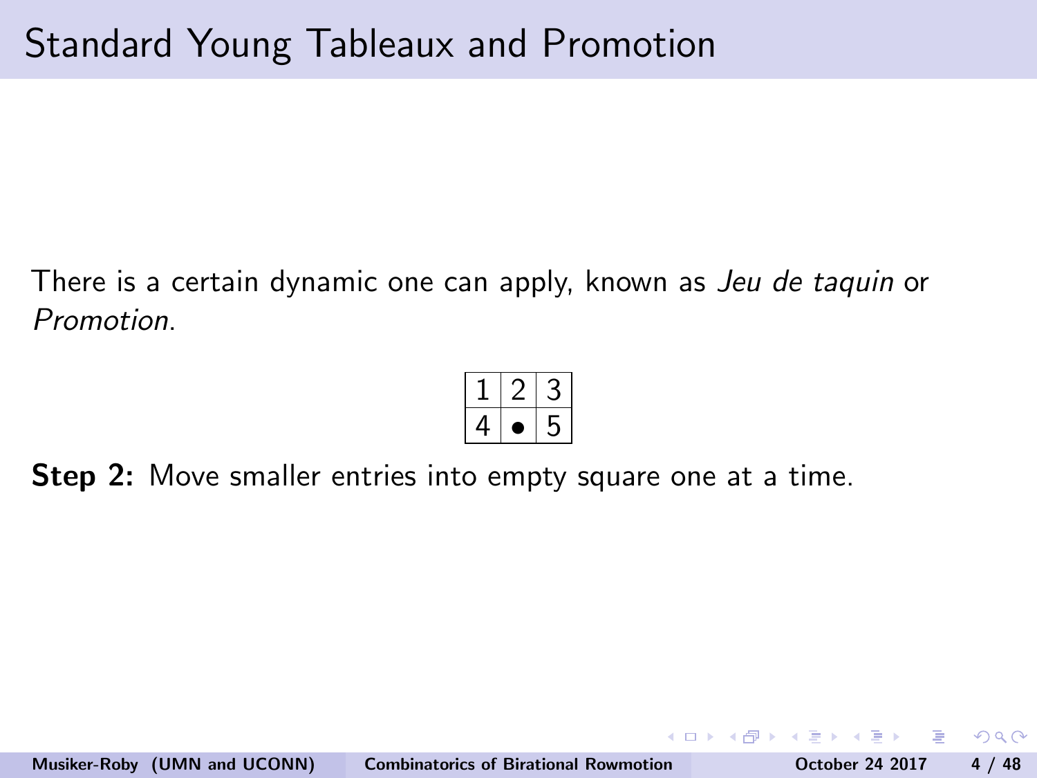## Standard Young Tableaux and Promotion

There is a certain dynamic one can apply, known as *Jeu de taquin* or *Promotion*.

| 1 | 2 | 3 |
|---|---|---|
| 4 | $\bullet$ | 5 |

**Step 2:** Move smaller entries into empty square one at a time.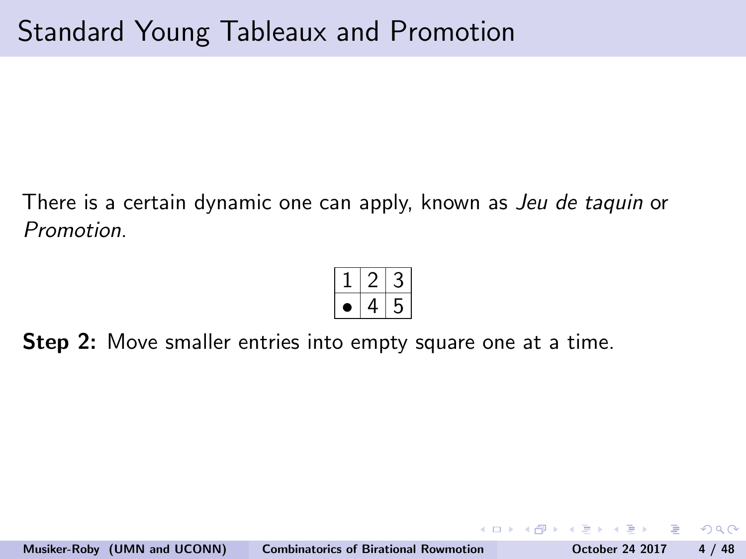# Standard Young Tableaux and Promotion

There is a certain dynamic one can apply, known as *Jeu de taquin* or *Promotion*.

| 1 | 2 | 3 |
|---|---|---|
| • | 4 | 5 |

**Step 2:** Move smaller entries into empty square one at a time.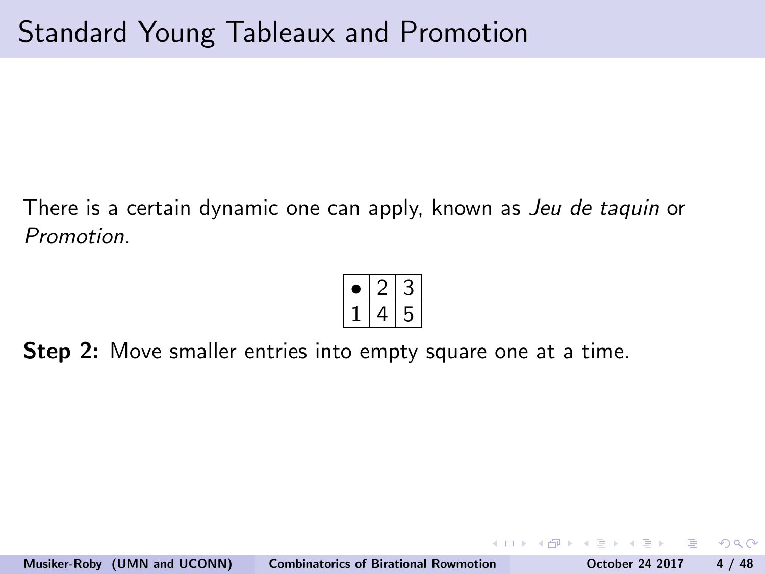# Standard Young Tableaux and Promotion

There is a certain dynamic one can apply, known as *Jeu de taquin* or *Promotion*.

| $\bullet$ | 2 | 3 |
|---|---|---|
| 1 | 4 | 5 |

**Step 2:** Move smaller entries into empty square one at a time.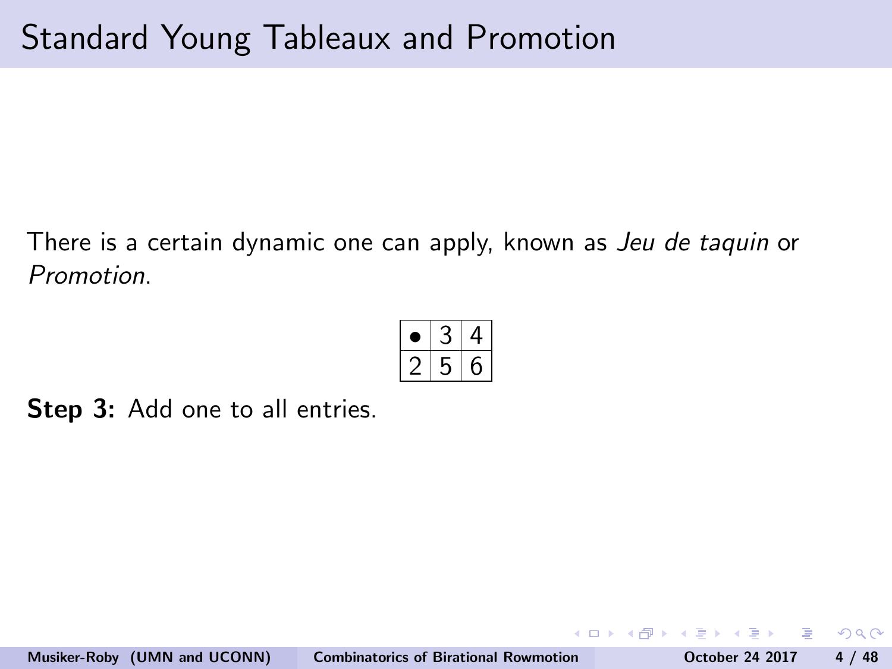# Standard Young Tableaux and Promotion

There is a certain dynamic one can apply, known as *Jeu de taquin* or *Promotion*.

| • | 3 | 4 |
|---|---|---|
| 2 | 5 | 6 |

**Step 3:** Add one to all entries.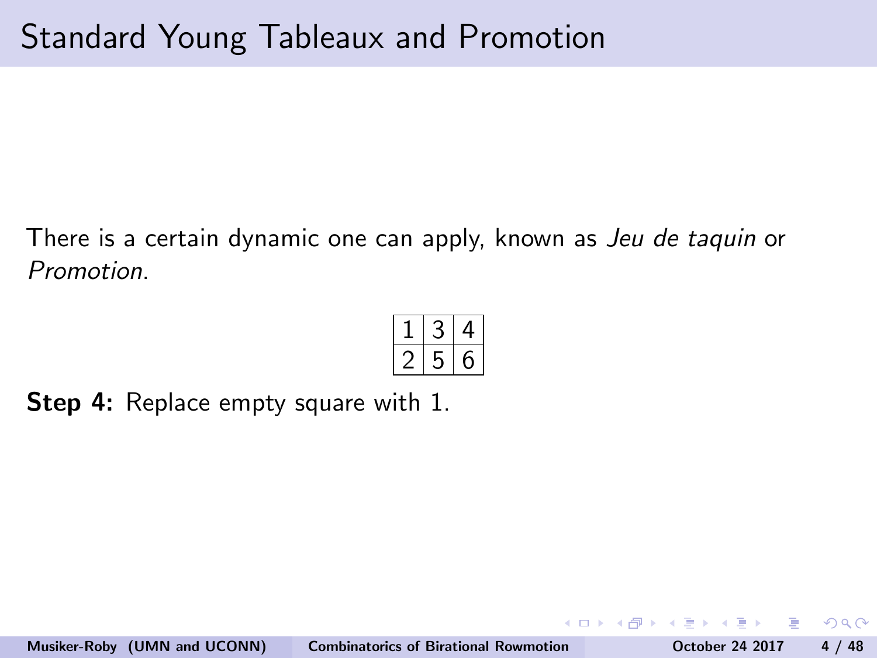# Standard Young Tableaux and Promotion

There is a certain dynamic one can apply, known as *Jeu de taquin* or *Promotion*.

| 1 | 3 | 4 |
|---|---|---|
| 2 | 5 | 6 |

**Step 4:** Replace empty square with 1.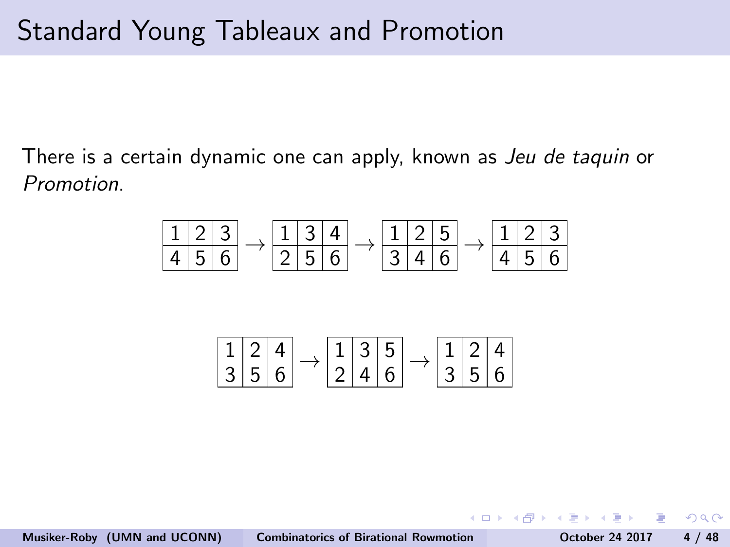# Standard Young Tableaux and Promotion

There is a certain dynamic one can apply, known as *Jeu de taquin* or *Promotion*.

$$\begin{array}{|c|c|c|}\hline 1 & 2 & 3 \\ \hline 4 & 5 & 6 \\ \hline \end{array} \rightarrow \begin{array}{|c|c|c|}\hline 1 & 3 & 4 \\ \hline 2 & 5 & 6 \\ \hline \end{array} \rightarrow \begin{array}{|c|c|c|}\hline 1 & 2 & 5 \\ \hline 3 & 4 & 6 \\ \hline \end{array} \rightarrow \begin{array}{|c|c|c|}\hline 1 & 2 & 3 \\ \hline 4 & 5 & 6 \\ \hline \end{array}$$

$$\begin{array}{|c|c|c|}\hline 1 & 2 & 4 \\ \hline 3 & 5 & 6 \\ \hline \end{array} \rightarrow \begin{array}{|c|c|c|}\hline 1 & 3 & 5 \\ \hline 2 & 4 & 6 \\ \hline \end{array} \rightarrow \begin{array}{|c|c|c|}\hline 1 & 2 & 4 \\ \hline 3 & 5 & 6 \\ \hline \end{array}$$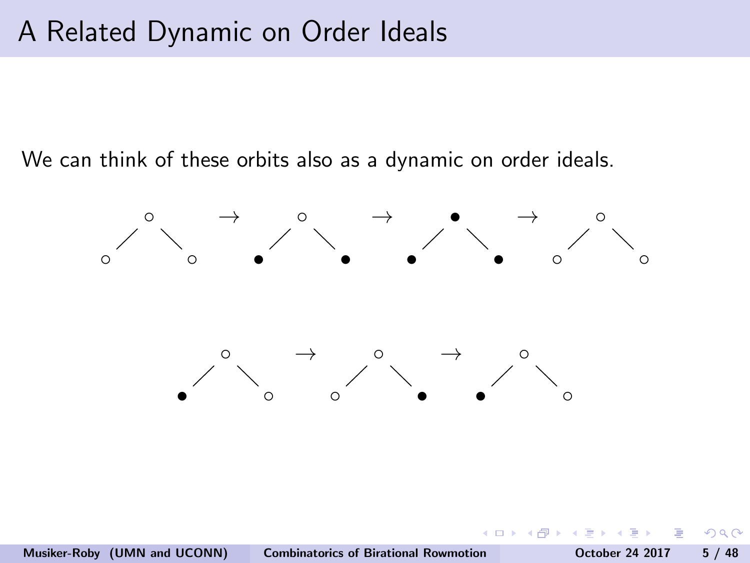# A Related Dynamic on Order Ideals

We can think of these orbits also as a dynamic on order ideals.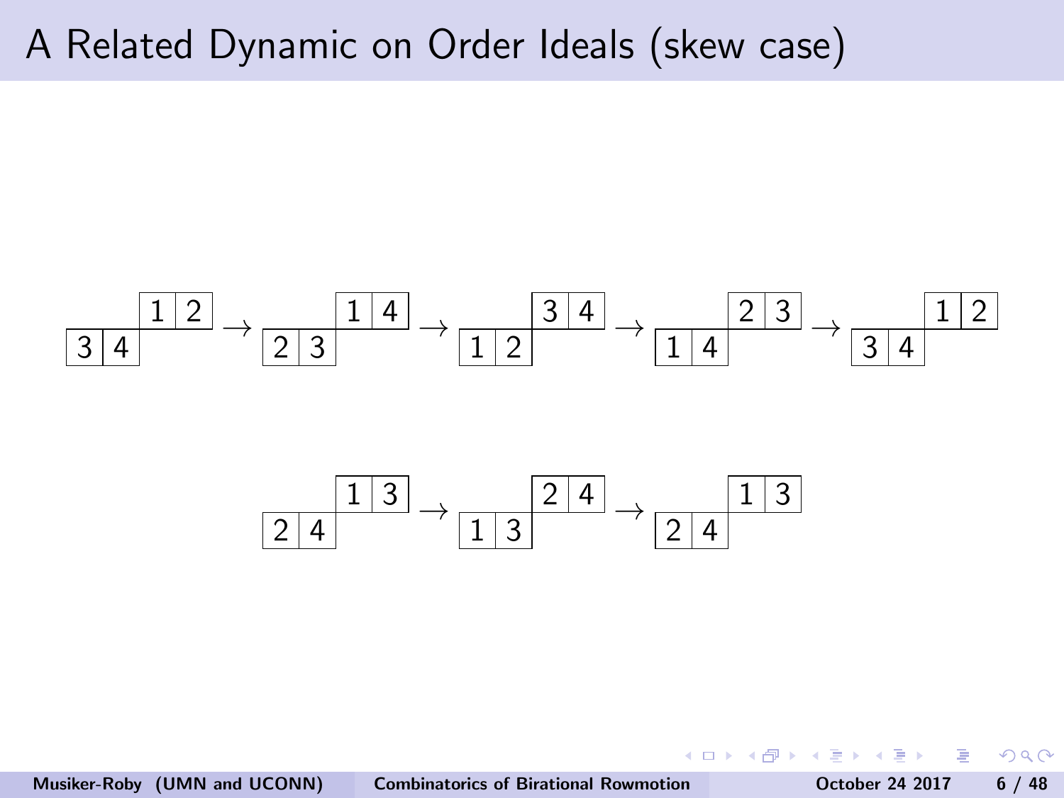# A Related Dynamic on Order Ideals (skew case)

$$\begin{array}{c|c|c|c|}\cline{3-4} & & 1 & 2 \\ \hline \multicolumn{1}{|c|}{3} & 4 & & \\ \cline{1-2}\end{array} \rightarrow \begin{array}{c|c|c|c|}\cline{3-4} & & 1 & 4 \\ \hline \multicolumn{1}{|c|}{2} & 3 & & \\ \cline{1-2}\end{array} \rightarrow \begin{array}{c|c|c|c|}\cline{3-4} & & 3 & 4 \\ \hline \multicolumn{1}{|c|}{1} & 2 & & \\ \cline{1-2}\end{array} \rightarrow \begin{array}{c|c|c|c|}\cline{3-4} & & 2 & 3 \\ \hline \multicolumn{1}{|c|}{1} & 4 & & \\ \cline{1-2}\end{array} \rightarrow \begin{array}{c|c|c|c|}\cline{3-4} & & 1 & 2 \\ \hline \multicolumn{1}{|c|}{3} & 4 & & \\ \cline{1-2}\end{array}$$

$$\begin{array}{c|c|c|c|}\cline{3-4} & & 1 & 3 \\ \hline \multicolumn{1}{|c|}{2} & 4 & & \\ \cline{1-2}\end{array} \rightarrow \begin{array}{c|c|c|c|}\cline{3-4} & & 2 & 4 \\ \hline \multicolumn{1}{|c|}{1} & 3 & & \\ \cline{1-2}\end{array} \rightarrow \begin{array}{c|c|c|c|}\cline{3-4} & & 1 & 3 \\ \hline \multicolumn{1}{|c|}{2} & 4 & & \\ \cline{1-2}\end{array}$$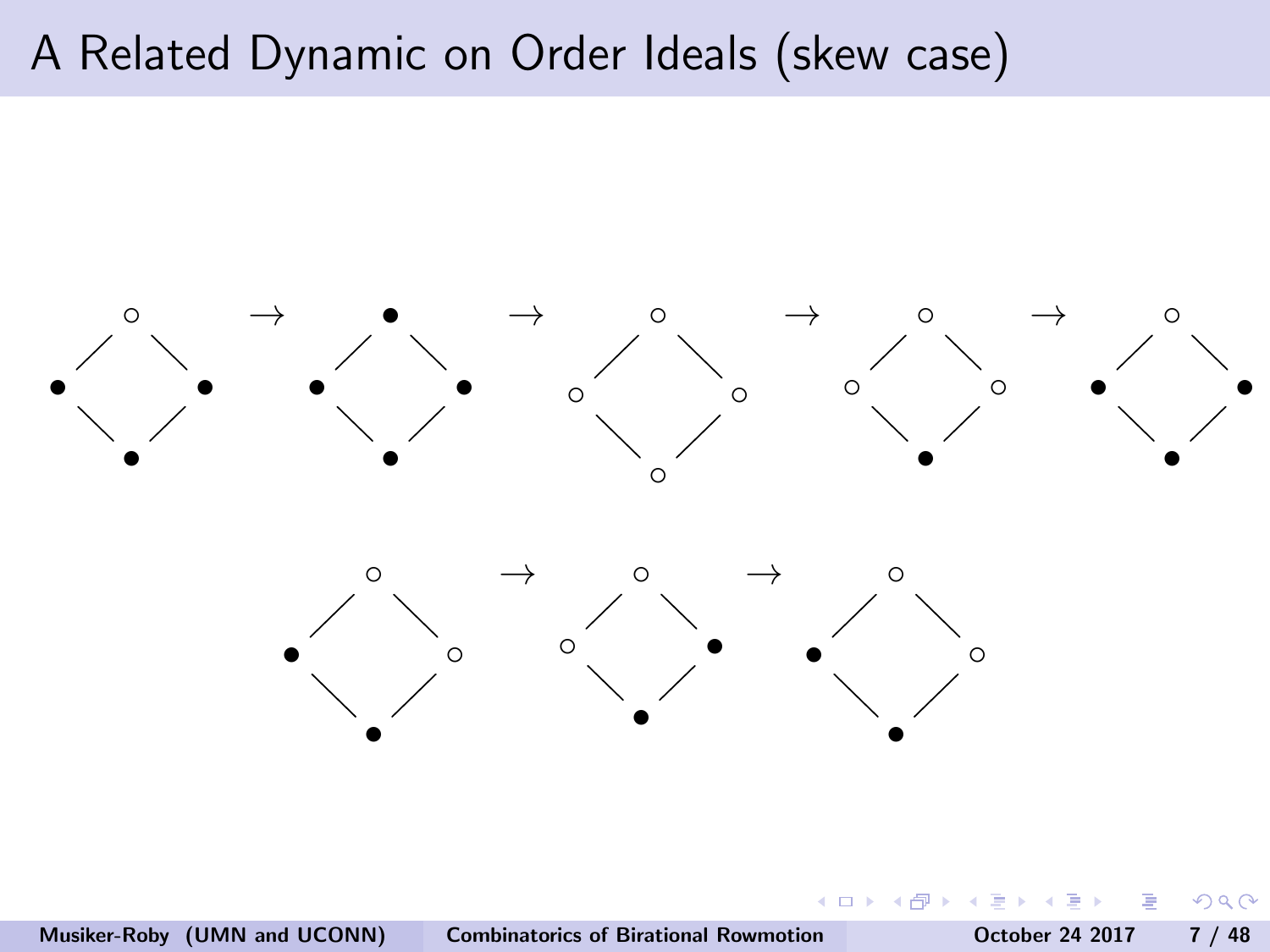# A Related Dynamic on Order Ideals (skew case)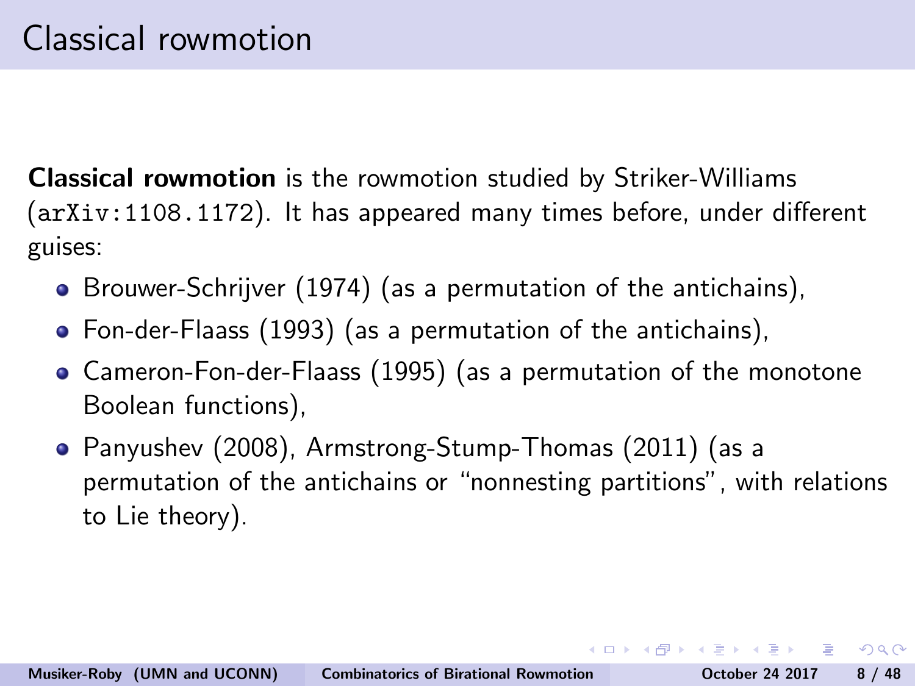# Classical rowmotion

**Classical rowmotion** is the rowmotion studied by Striker-Williams (`arXiv:1108.1172`). It has appeared many times before, under different guises:

- Brouwer-Schrijver (1974) (as a permutation of the antichains),
- Fon-der-Flaass (1993) (as a permutation of the antichains),
- Cameron-Fon-der-Flaass (1995) (as a permutation of the monotone Boolean functions),
- Panyushev (2008), Armstrong-Stump-Thomas (2011) (as a permutation of the antichains or "nonnesting partitions", with relations to Lie theory).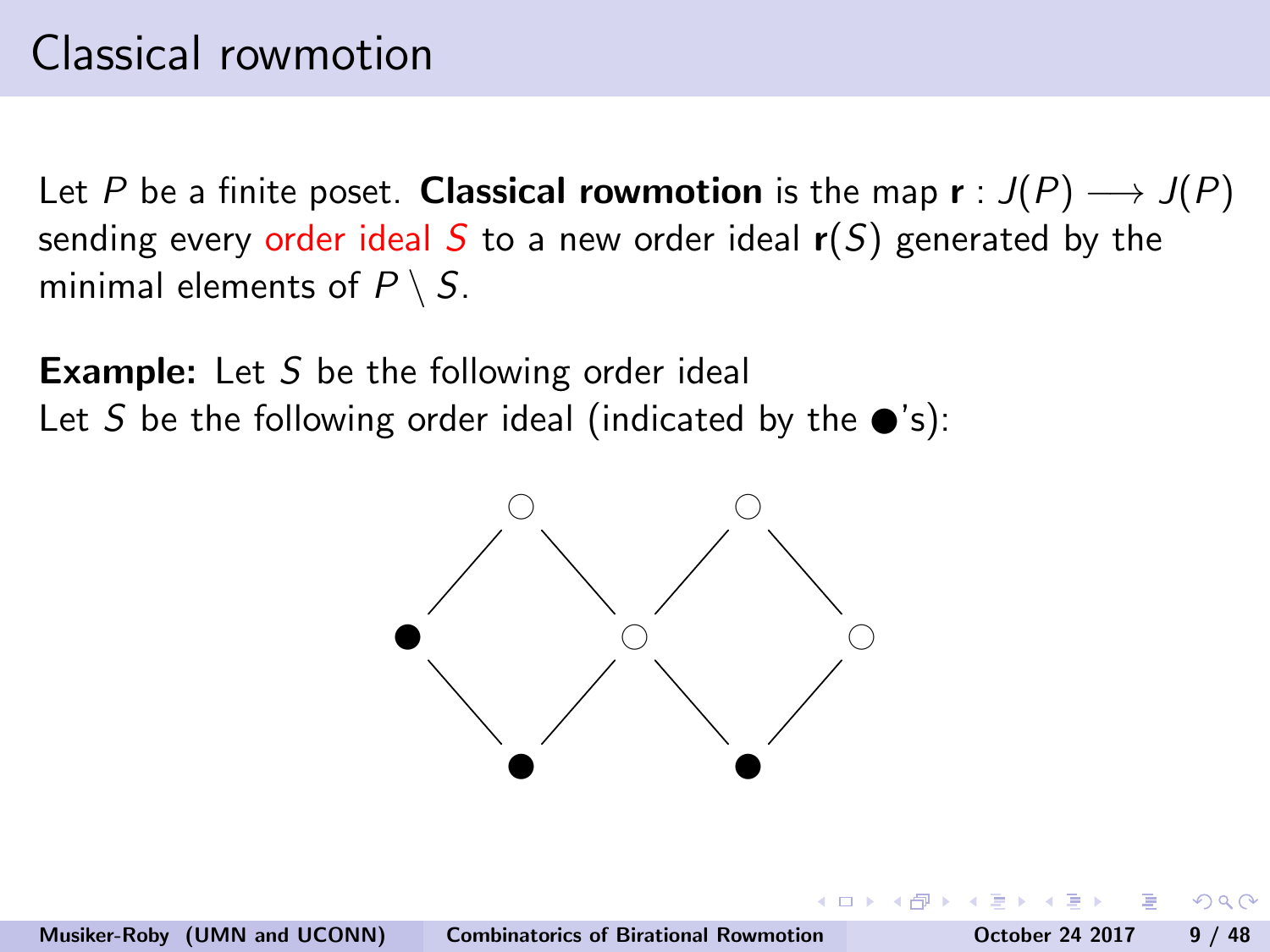# Classical rowmotion

Let $P$ be a finite poset. **Classical rowmotion** is the map $\mathbf{r} : J(P) \longrightarrow J(P)$ sending every order ideal $S$ to a new order ideal $\mathbf{r}(S)$ generated by the minimal elements of $P \setminus S$.

**Example:** Let $S$ be the following order ideal
Let $S$ be the following order ideal (indicated by the $\bullet$'s):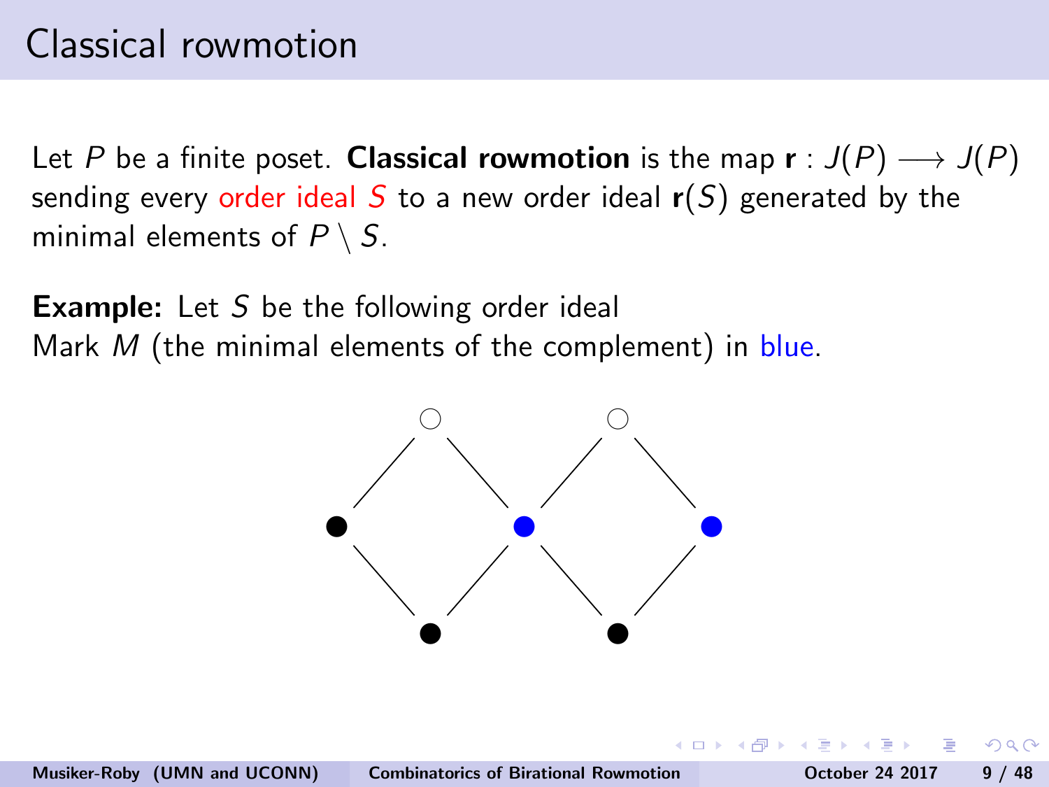# Classical rowmotion

Let $P$ be a finite poset. **Classical rowmotion** is the map $\mathbf{r} : J(P) \longrightarrow J(P)$ sending every order ideal $S$ to a new order ideal $\mathbf{r}(S)$ generated by the minimal elements of $P \setminus S$.

**Example:** Let $S$ be the following order ideal
Mark $M$ (the minimal elements of the complement) in blue.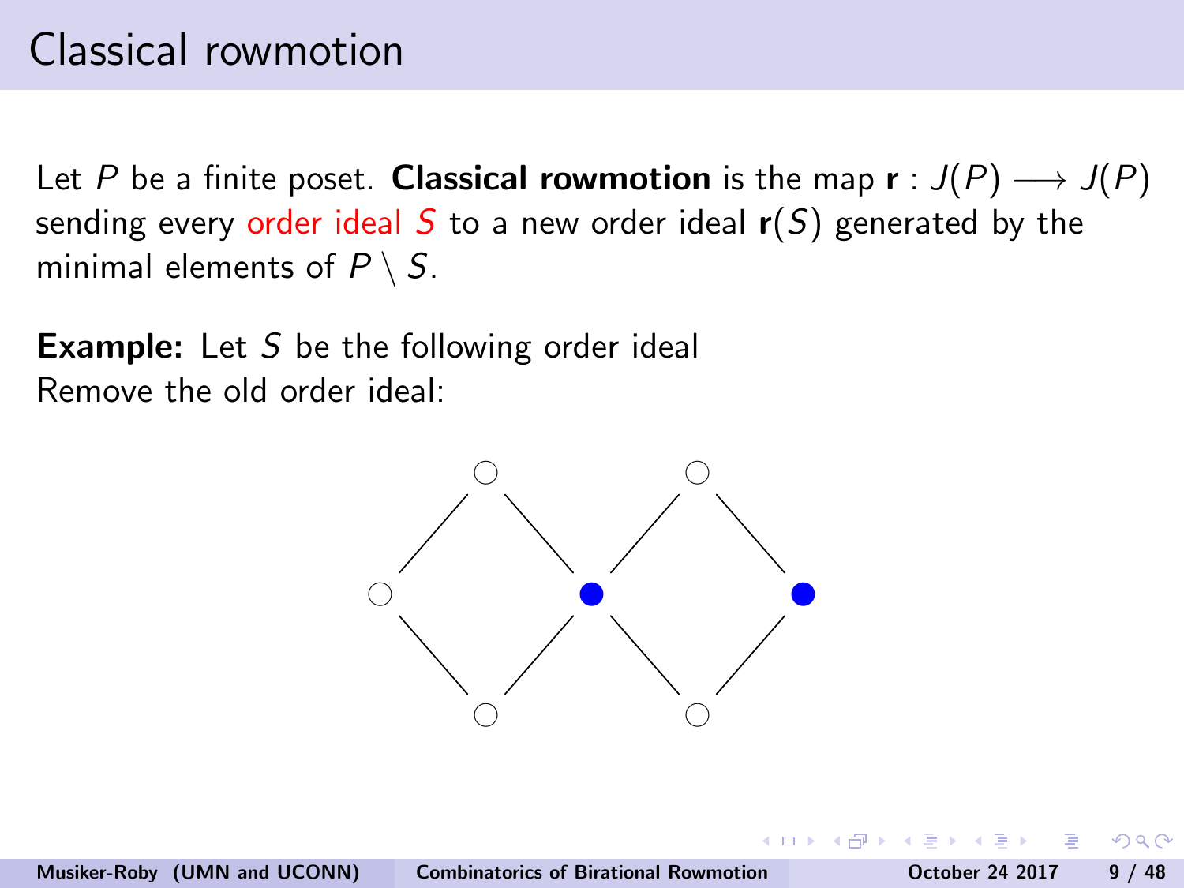# Classical rowmotion

Let $P$ be a finite poset. **Classical rowmotion** is the map $\mathbf{r} : J(P) \longrightarrow J(P)$ sending every order ideal $S$ to a new order ideal $\mathbf{r}(S)$ generated by the minimal elements of $P \setminus S$.

**Example:** Let $S$ be the following order ideal
Remove the old order ideal: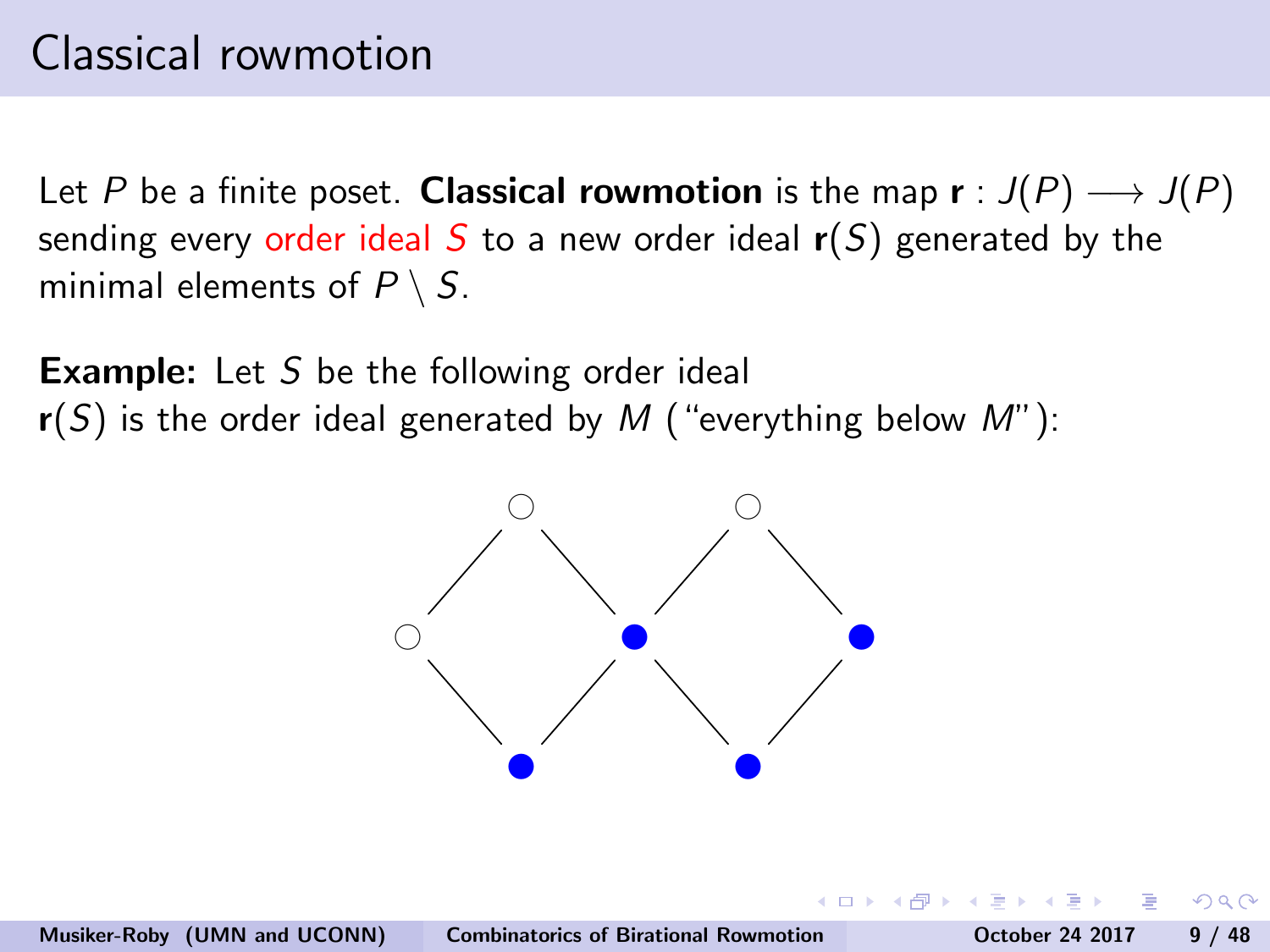# Classical rowmotion

Let $P$ be a finite poset. **Classical rowmotion** is the map $\mathbf{r} : J(P) \longrightarrow J(P)$ sending every order ideal $S$ to a new order ideal $\mathbf{r}(S)$ generated by the minimal elements of $P \setminus S$.

**Example:** Let $S$ be the following order ideal
$\mathbf{r}(S)$ is the order ideal generated by $M$ ("everything below $M$"):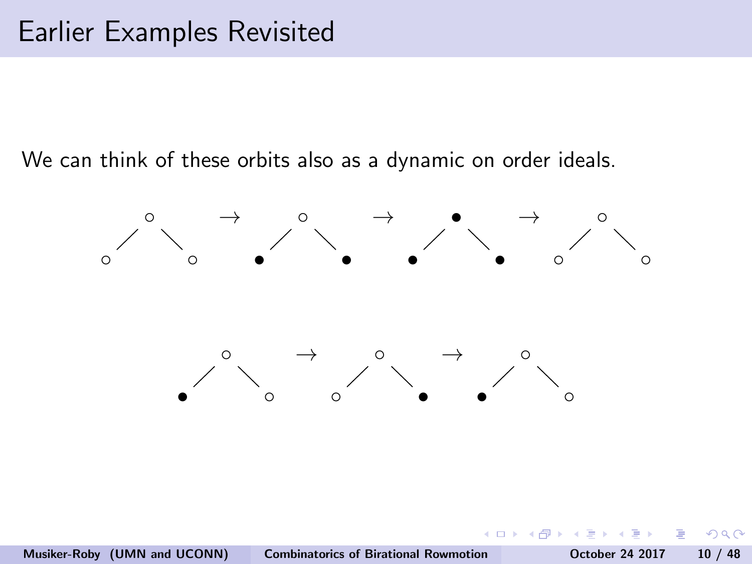# Earlier Examples Revisited

We can think of these orbits also as a dynamic on order ideals.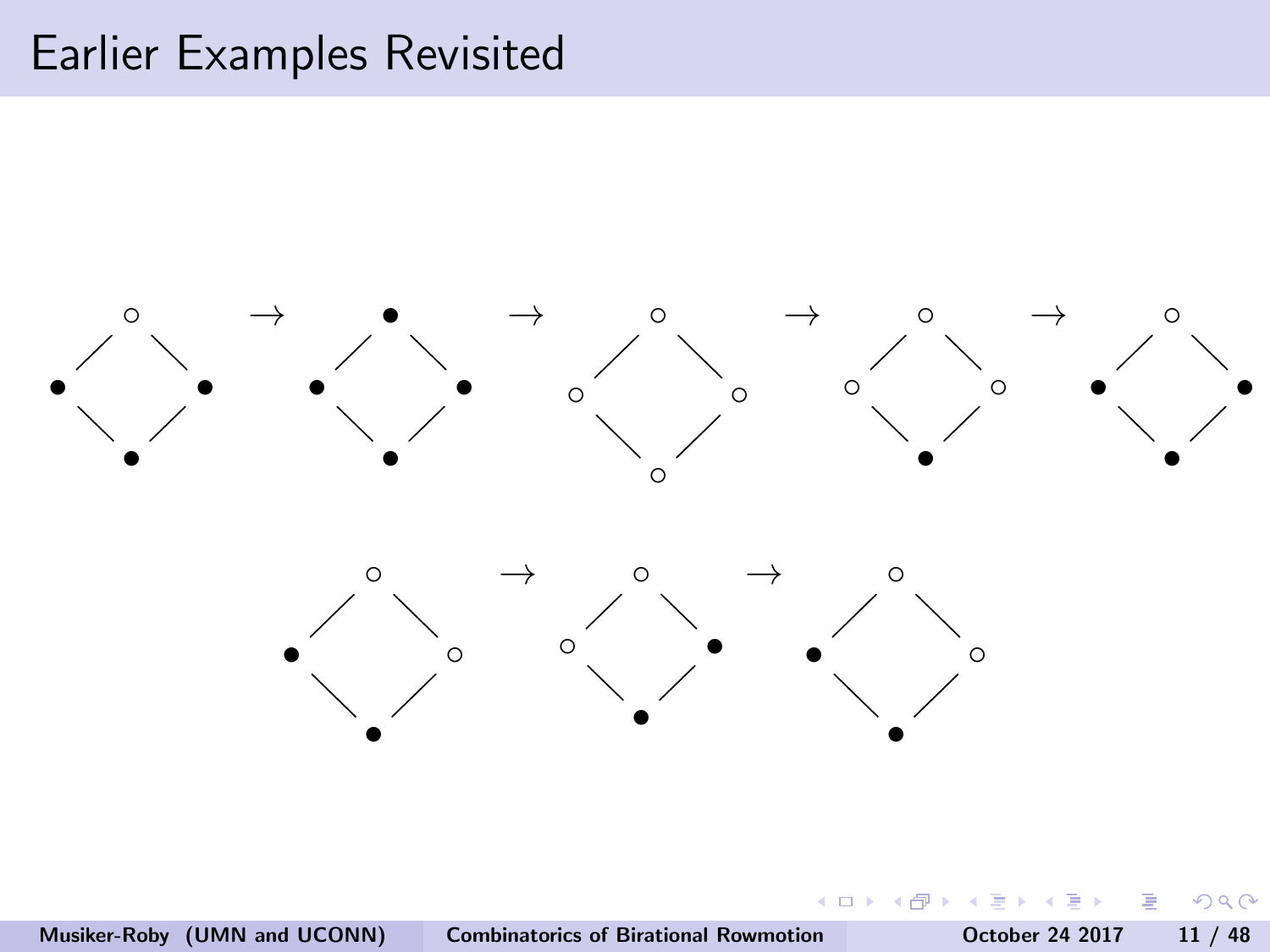# Earlier Examples Revisited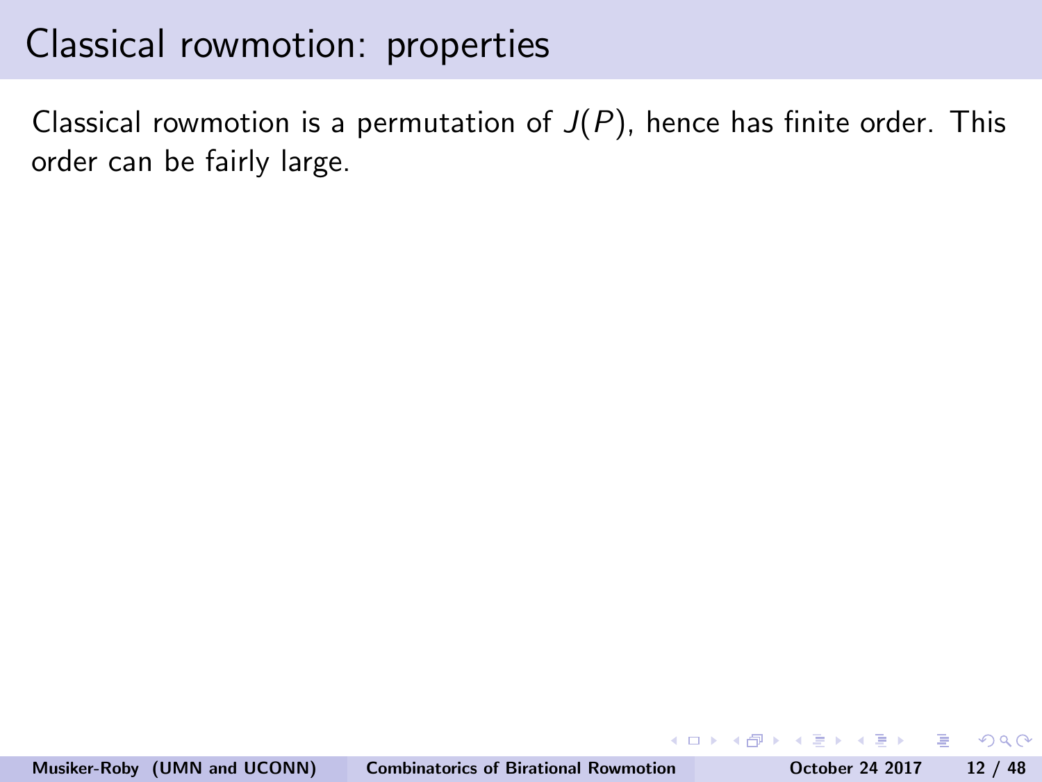# Classical rowmotion: properties

Classical rowmotion is a permutation of $J(P)$, hence has finite order. This order can be fairly large.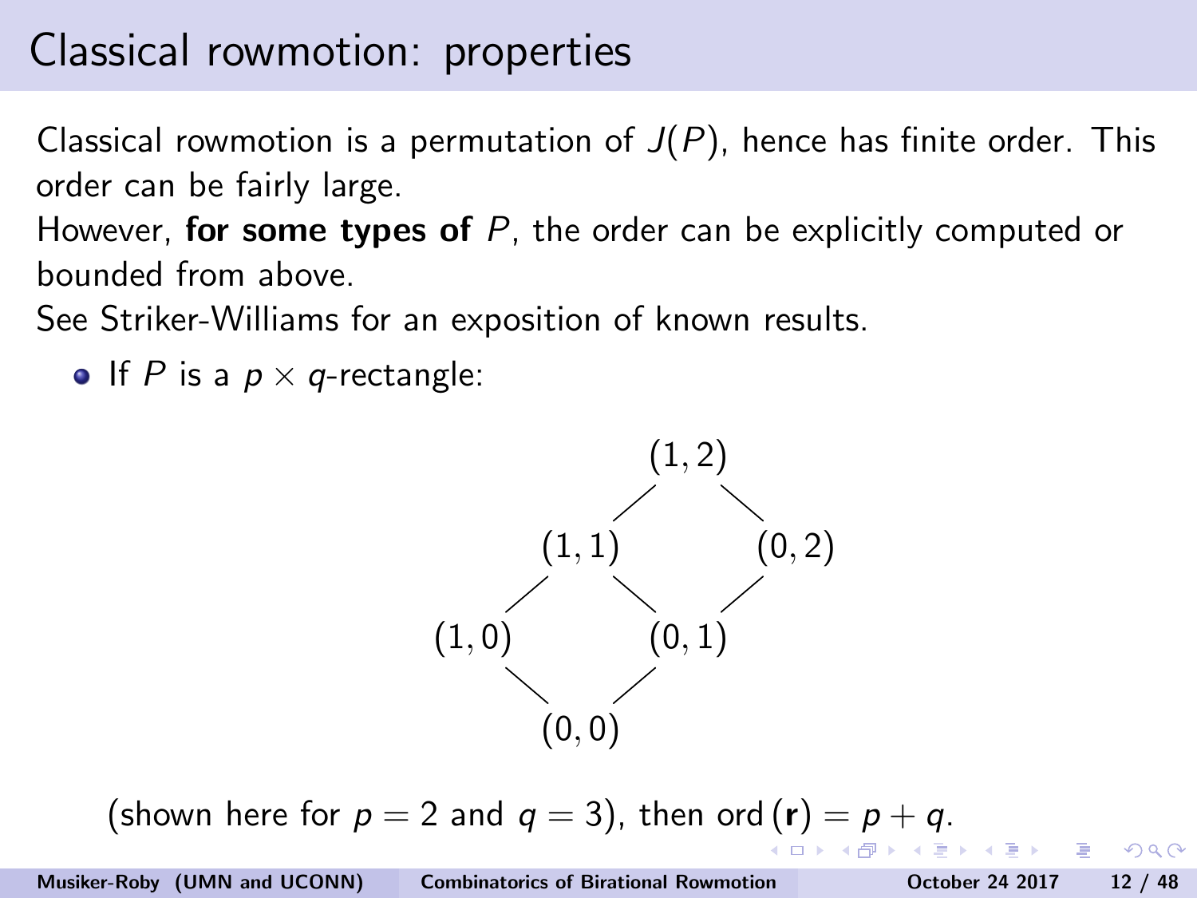# Classical rowmotion: properties

Classical rowmotion is a permutation of $J(P)$, hence has finite order. This order can be fairly large.

However, **for some types of** $P$, the order can be explicitly computed or bounded from above.

See Striker-Williams for an exposition of known results.

- If $P$ is a $p \times q$-rectangle:

$$(1,2)$$
$$(1,1) \quad (0,2)$$
$$(1,0) \quad (0,1)$$
$$(0,0)$$

(shown here for $p = 2$ and $q = 3$), then $\operatorname{ord}(\mathbf{r}) = p + q$.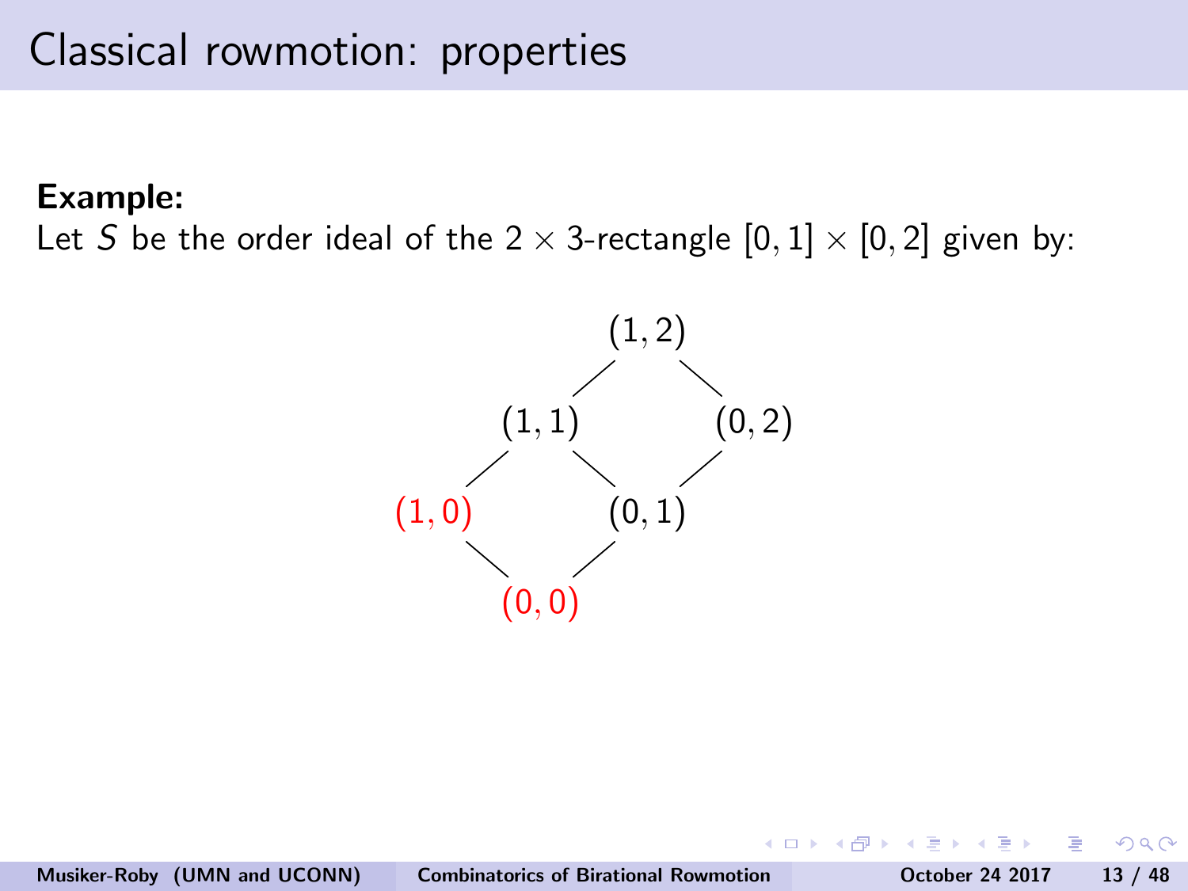# Classical rowmotion: properties

**Example:**

Let $S$ be the order ideal of the $2 \times 3$-rectangle $[0,1] \times [0,2]$ given by:

$$
\begin{array}{ccccc}
 & & (1,2) & & \\
 & (1,1) & & (0,2) & \\
\color{red}{(1,0)} & & (0,1) & & \\
 & \color{red}{(0,0)} & & & 
\end{array}
$$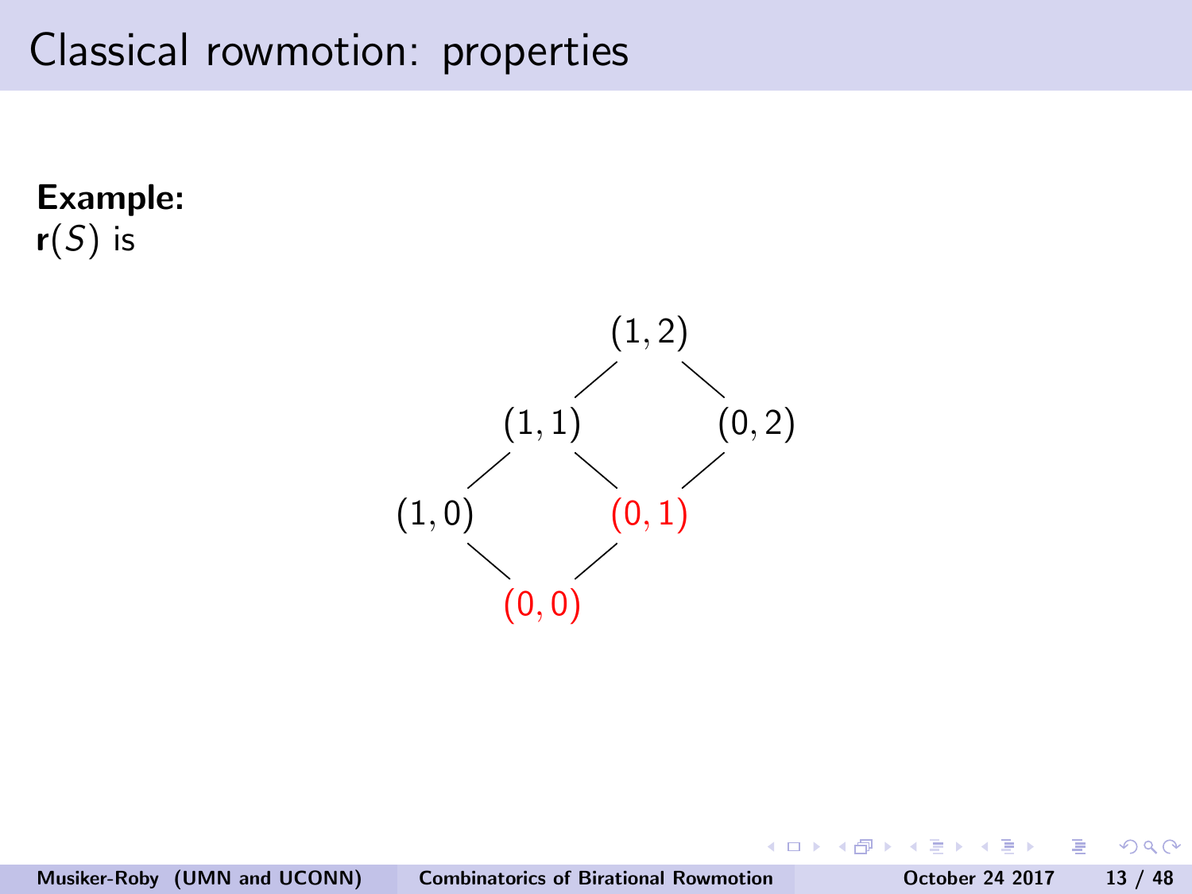# Classical rowmotion: properties

**Example:**
$\mathbf{r}(S)$ is

$$
\begin{array}{ccccc}
 & & (1,2) & & \\
 & (1,1) & & (0,2) & \\
(1,0) & & \color{red}{(0,1)} & & \\
 & \color{red}{(0,0)} & & & 
\end{array}
$$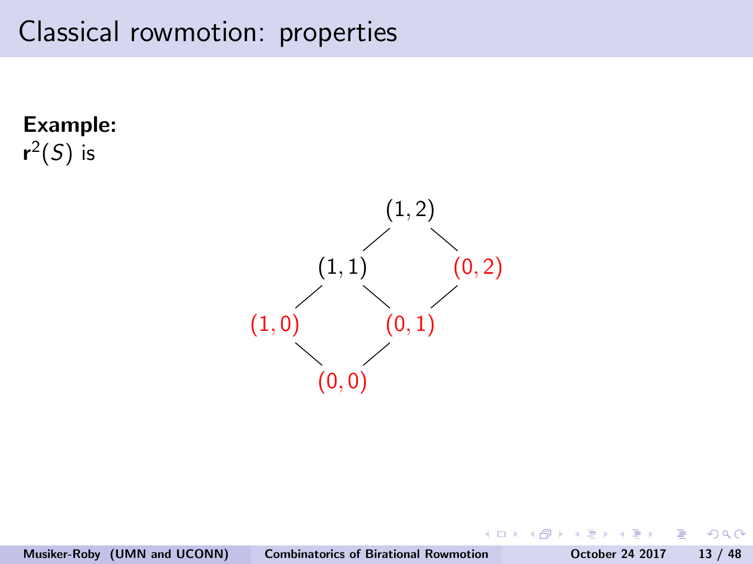# Classical rowmotion: properties

**Example:**
$\mathbf{r}^2(S)$ is

$(1,2)$

$(1,1)$ $(0,2)$

$(1,0)$ $(0,1)$

$(0,0)$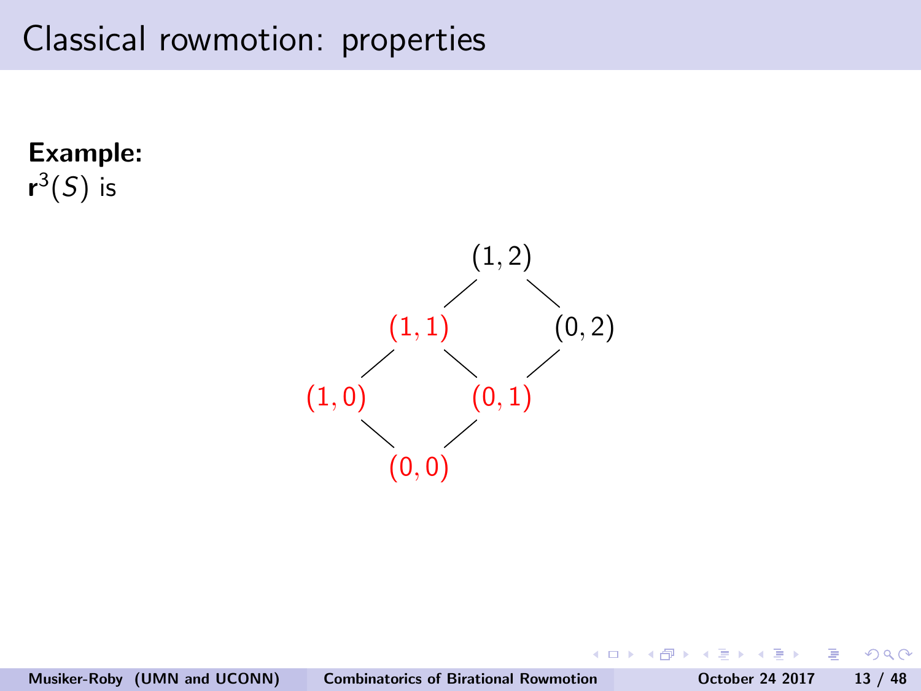# Classical rowmotion: properties

**Example:**
$\mathbf{r}^3(S)$ is

$$
\begin{array}{ccccc}
 & & (1,2) & & \\
 & \color{red}{(1,1)} & & (0,2) & \\
\color{red}{(1,0)} & & \color{red}{(0,1)} & & \\
 & \color{red}{(0,0)} & & &
\end{array}
$$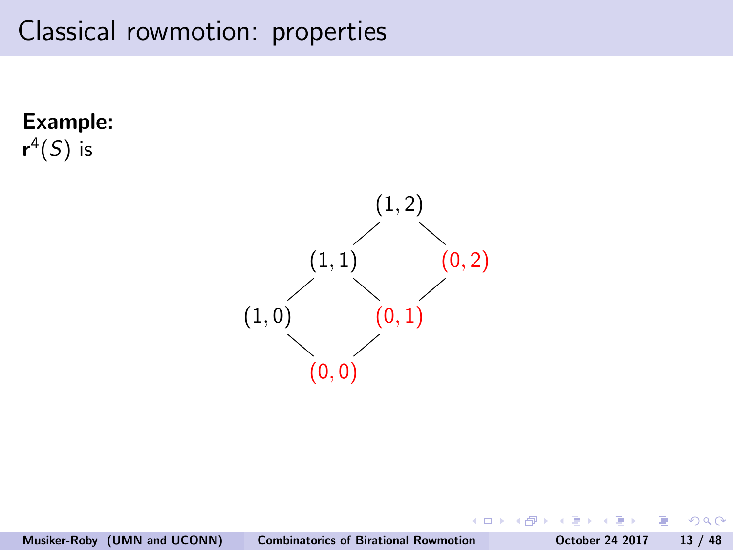# Classical rowmotion: properties

**Example:**
$\mathbf{r}^4(S)$ is

$(1,2)$

$(1,1)$ $(0,2)$

$(1,0)$ $(0,1)$

$(0,0)$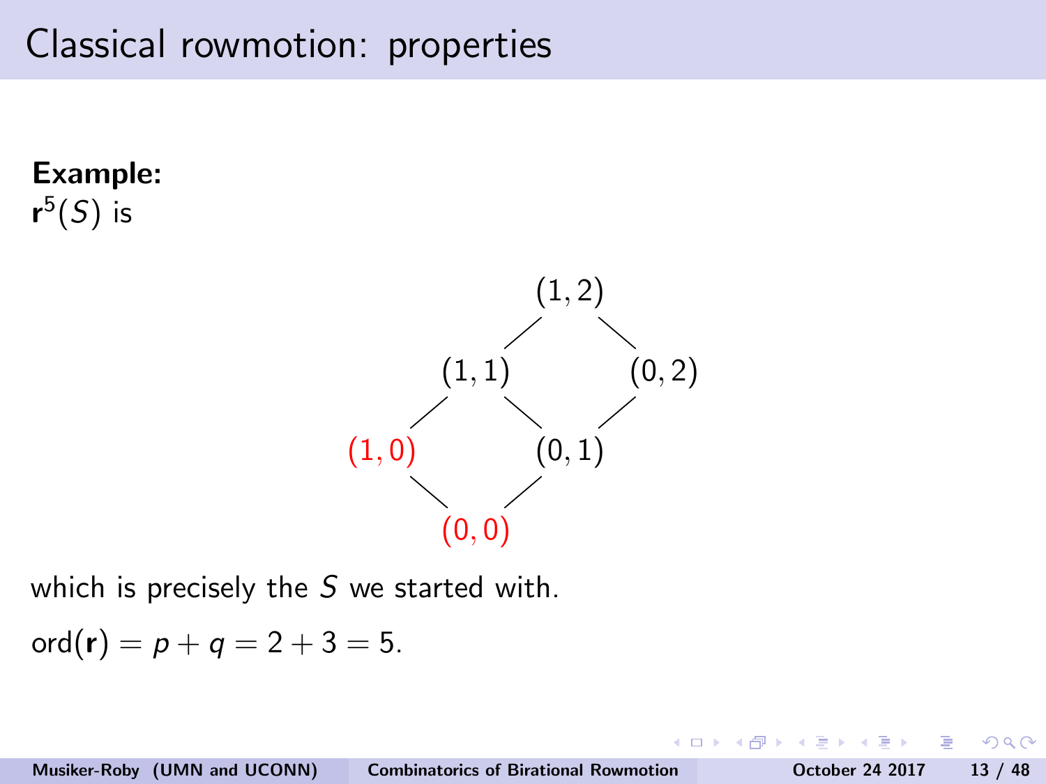# Classical rowmotion: properties

**Example:**
$\mathbf{r}^5(S)$ is

$$(1,2)$$

$$(1,1) \qquad (0,2)$$

$$\color{red}{(1,0)} \qquad (0,1)$$

$$\color{red}{(0,0)}$$

which is precisely the $S$ we started with.

$\mathrm{ord}(\mathbf{r}) = p + q = 2 + 3 = 5.$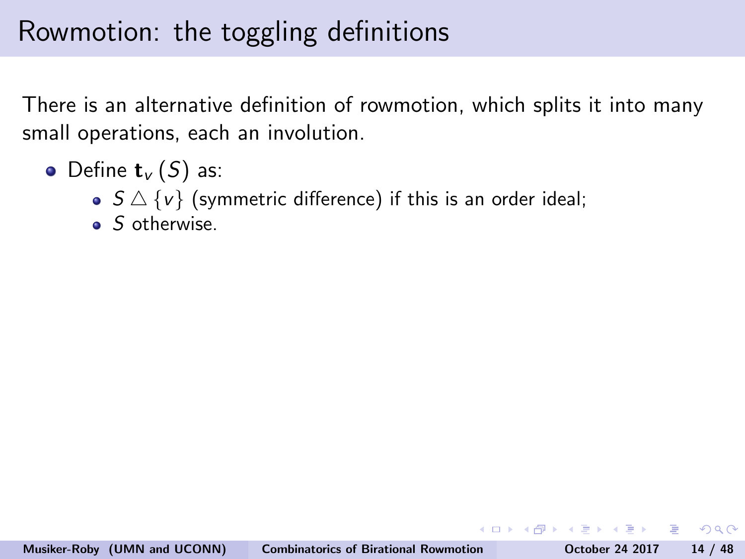# Rowmotion: the toggling definitions

There is an alternative definition of rowmotion, which splits it into many small operations, each an involution.

- Define $\mathbf{t}_v(S)$ as:
  - $S \triangle \{v\}$ (symmetric difference) if this is an order ideal;
  - $S$ otherwise.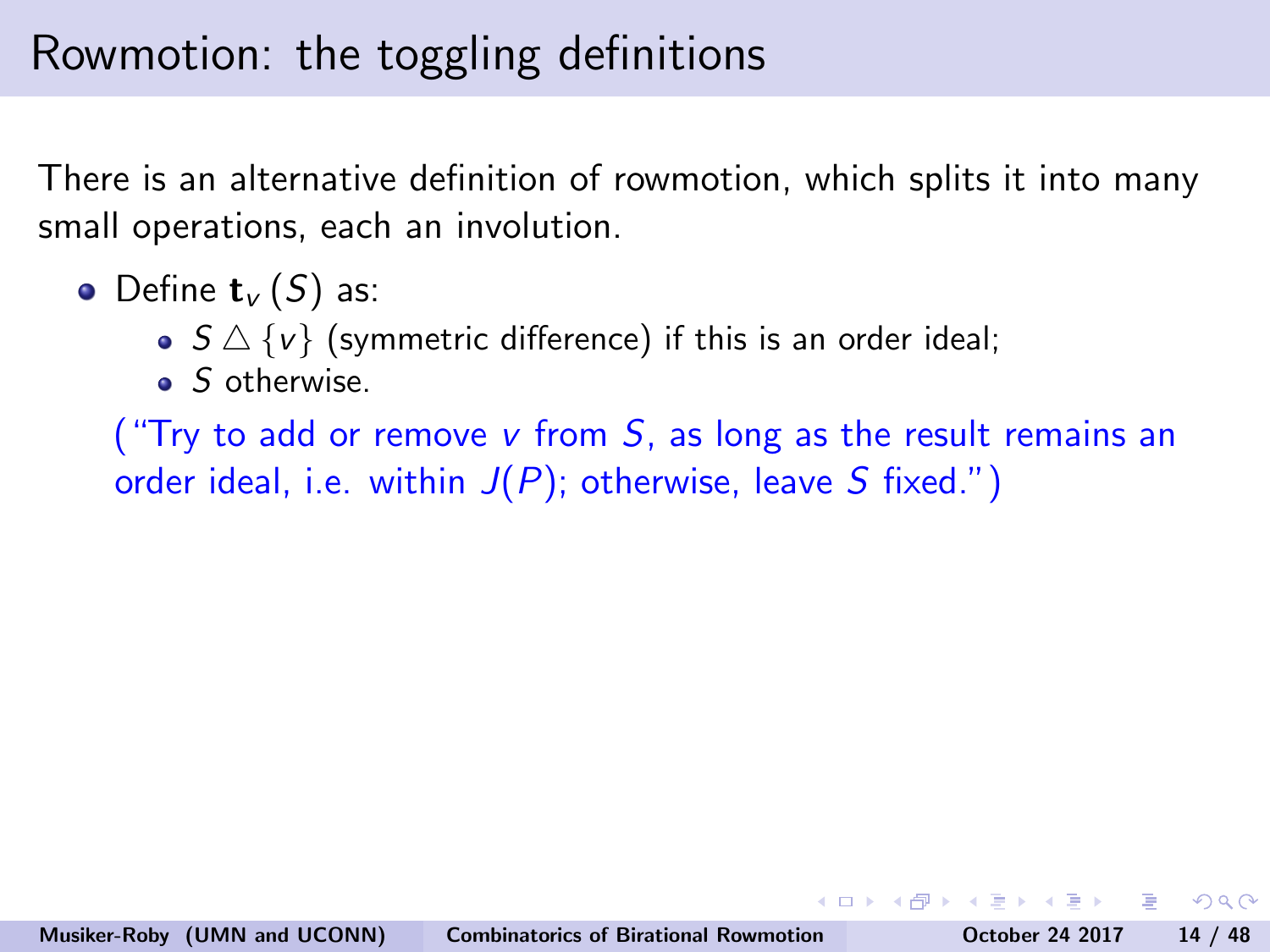# Rowmotion: the toggling definitions

There is an alternative definition of rowmotion, which splits it into many small operations, each an involution.

- Define $\mathbf{t}_v(S)$ as:
  - $S \triangle \{v\}$ (symmetric difference) if this is an order ideal;
  - $S$ otherwise.

  ("Try to add or remove $v$ from $S$, as long as the result remains an order ideal, i.e. within $J(P)$; otherwise, leave $S$ fixed.")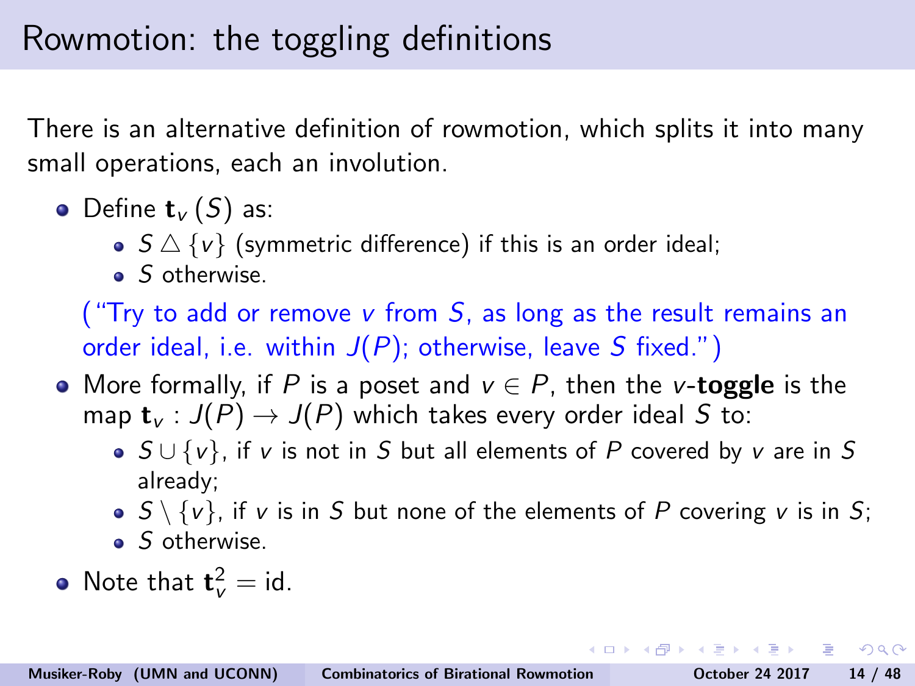# Rowmotion: the toggling definitions

There is an alternative definition of rowmotion, which splits it into many small operations, each an involution.

- Define $\mathbf{t}_v(S)$ as:
  - $S \triangle \{v\}$ (symmetric difference) if this is an order ideal;
  - $S$ otherwise.

  ("Try to add or remove $v$ from $S$, as long as the result remains an order ideal, i.e. within $J(P)$; otherwise, leave $S$ fixed.")

- More formally, if $P$ is a poset and $v \in P$, then the $v$-**toggle** is the map $\mathbf{t}_v : J(P) \to J(P)$ which takes every order ideal $S$ to:
  - $S \cup \{v\}$, if $v$ is not in $S$ but all elements of $P$ covered by $v$ are in $S$ already;
  - $S \setminus \{v\}$, if $v$ is in $S$ but none of the elements of $P$ covering $v$ is in $S$;
  - $S$ otherwise.

- Note that $\mathbf{t}_v^2 = \text{id}$.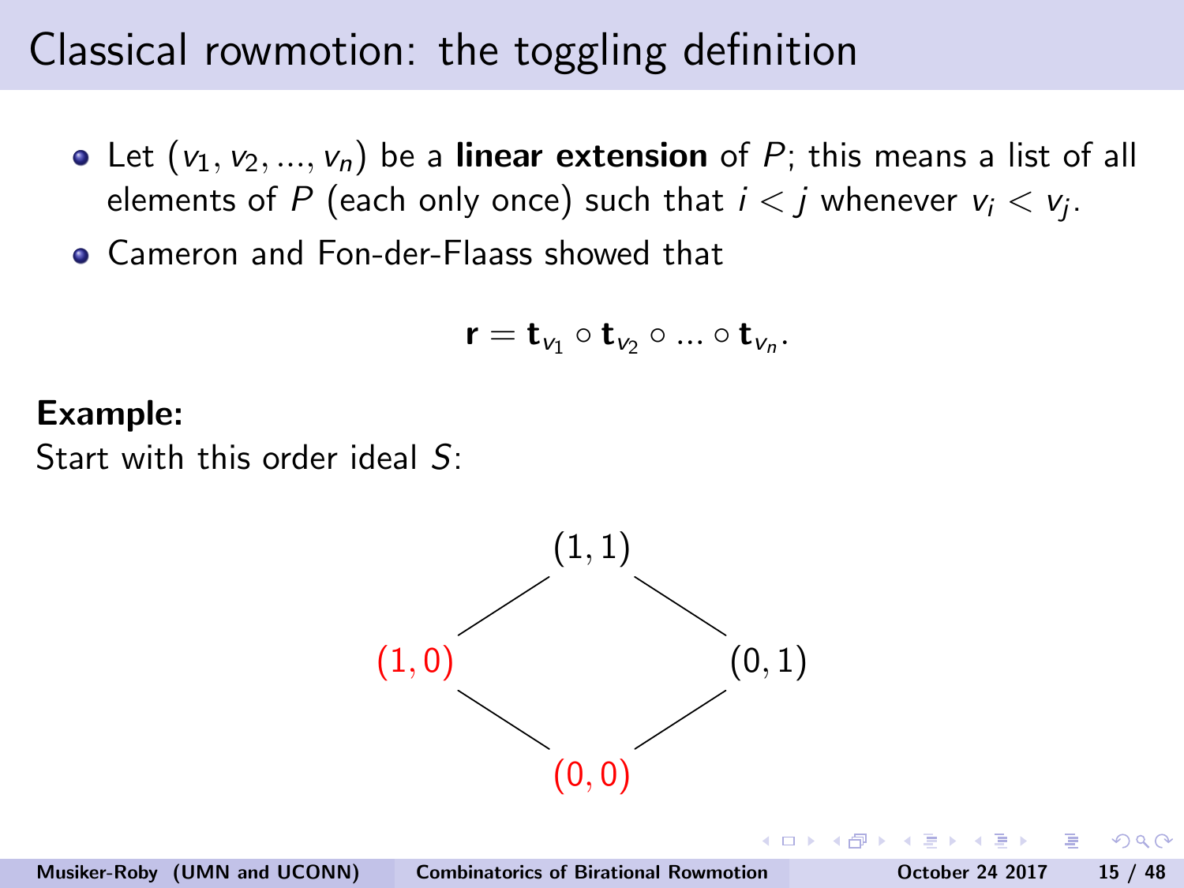# Classical rowmotion: the toggling definition

- Let $(v_1, v_2, \ldots, v_n)$ be a **linear extension** of $P$; this means a list of all elements of $P$ (each only once) such that $i < j$ whenever $v_i < v_j$.
- Cameron and Fon-der-Flaass showed that

$$\mathbf{r} = \mathbf{t}_{v_1} \circ \mathbf{t}_{v_2} \circ \ldots \circ \mathbf{t}_{v_n}.$$

**Example:**

Start with this order ideal $S$:

$$(1,1)$$

$$(1,0) \qquad\qquad (0,1)$$

$$(0,0)$$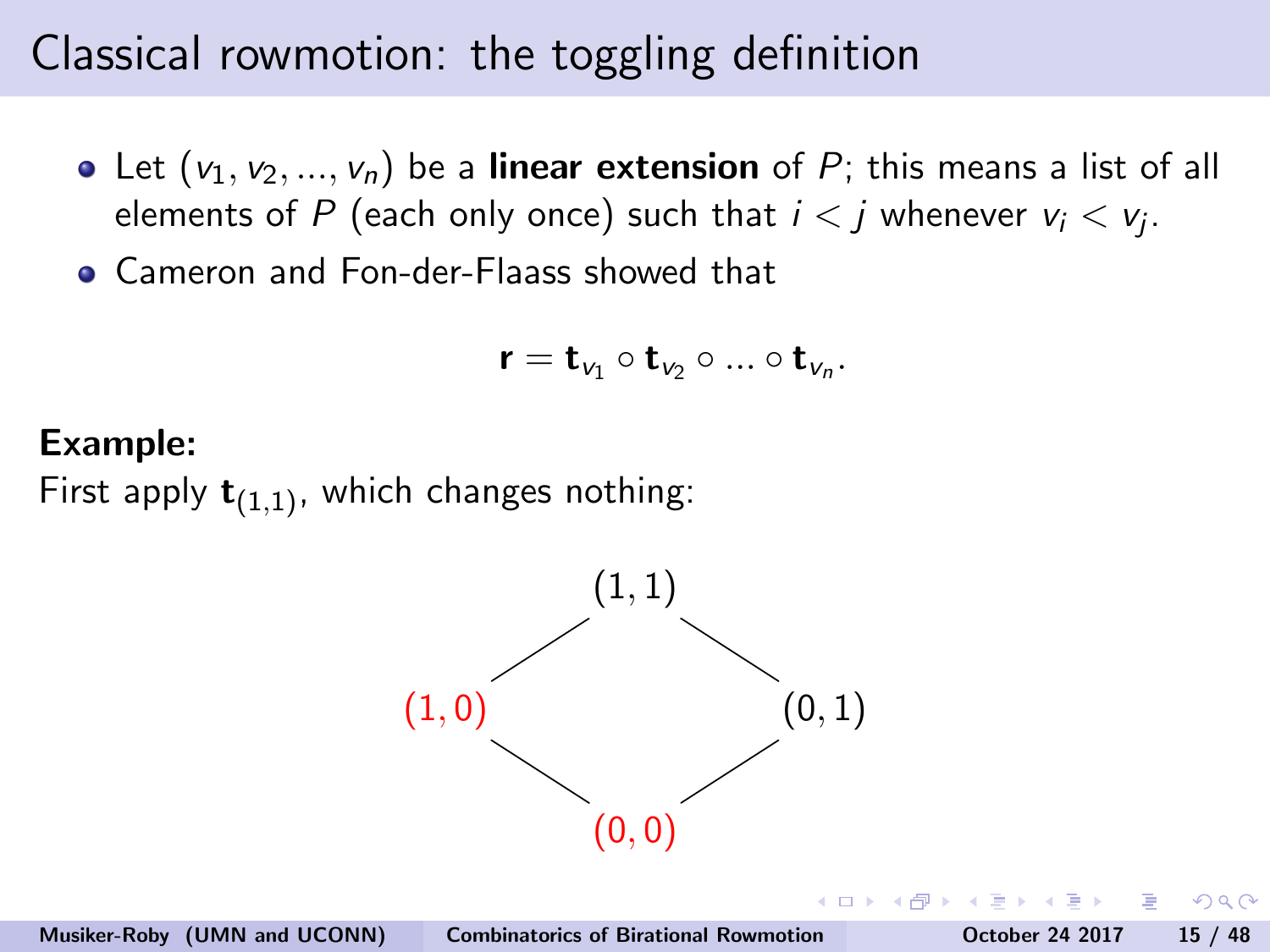# Classical rowmotion: the toggling definition

- Let $(v_1, v_2, \ldots, v_n)$ be a **linear extension** of $P$; this means a list of all elements of $P$ (each only once) such that $i < j$ whenever $v_i < v_j$.
- Cameron and Fon-der-Flaass showed that

$$\mathbf{r} = \mathbf{t}_{v_1} \circ \mathbf{t}_{v_2} \circ \ldots \circ \mathbf{t}_{v_n}.$$

**Example:**

First apply $\mathbf{t}_{(1,1)}$, which changes nothing:

$(1,1)$

$(1,0)$ $(0,1)$

$(0,0)$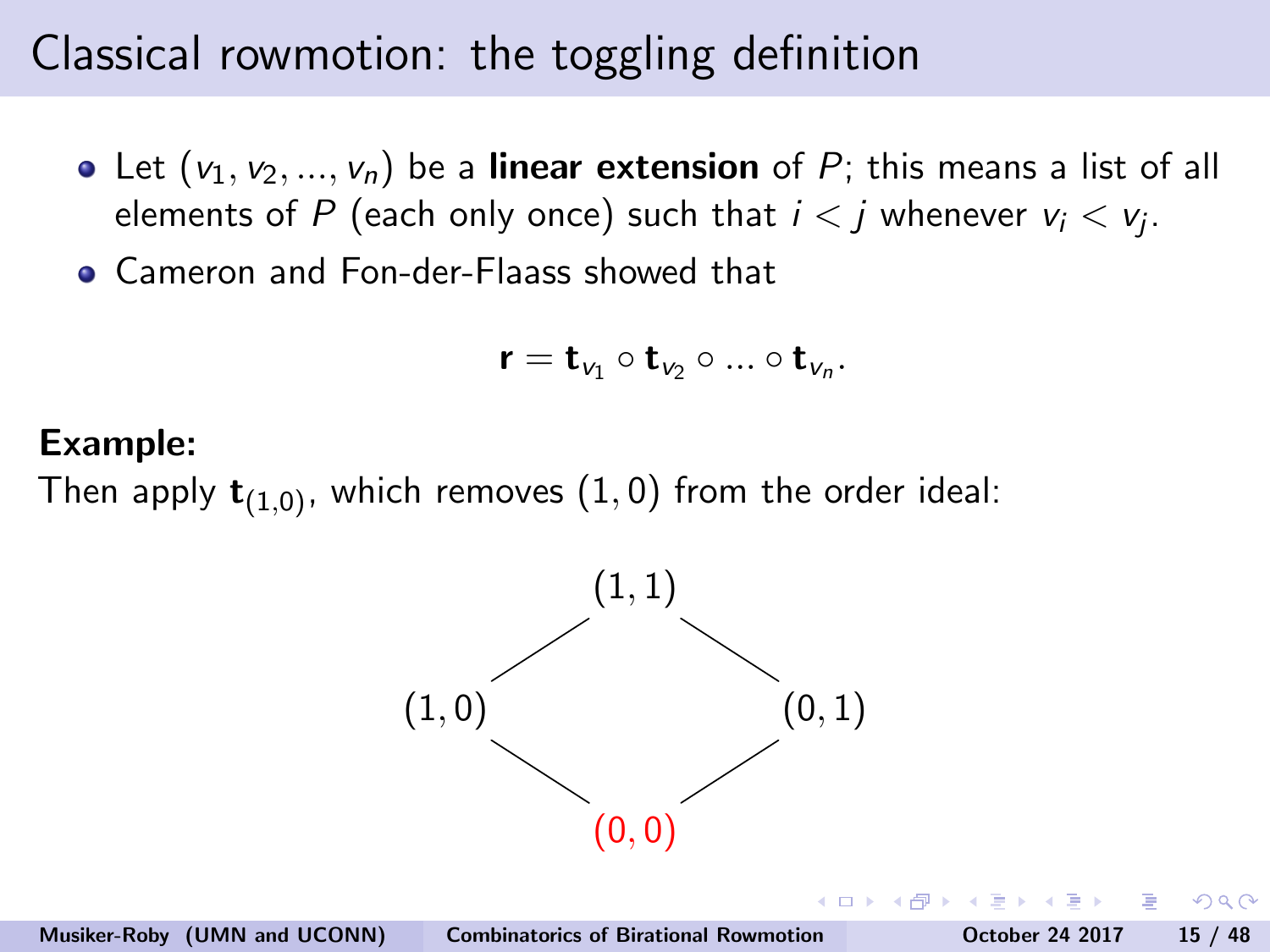# Classical rowmotion: the toggling definition

- Let $(v_1, v_2, \ldots, v_n)$ be a **linear extension** of $P$; this means a list of all elements of $P$ (each only once) such that $i < j$ whenever $v_i < v_j$.
- Cameron and Fon-der-Flaass showed that

$$\mathbf{r} = \mathbf{t}_{v_1} \circ \mathbf{t}_{v_2} \circ \ldots \circ \mathbf{t}_{v_n}.$$

**Example:**

Then apply $\mathbf{t}_{(1,0)}$, which removes $(1, 0)$ from the order ideal:

$(1,1)$

$(1,0)$ $(0,1)$

$(0,0)$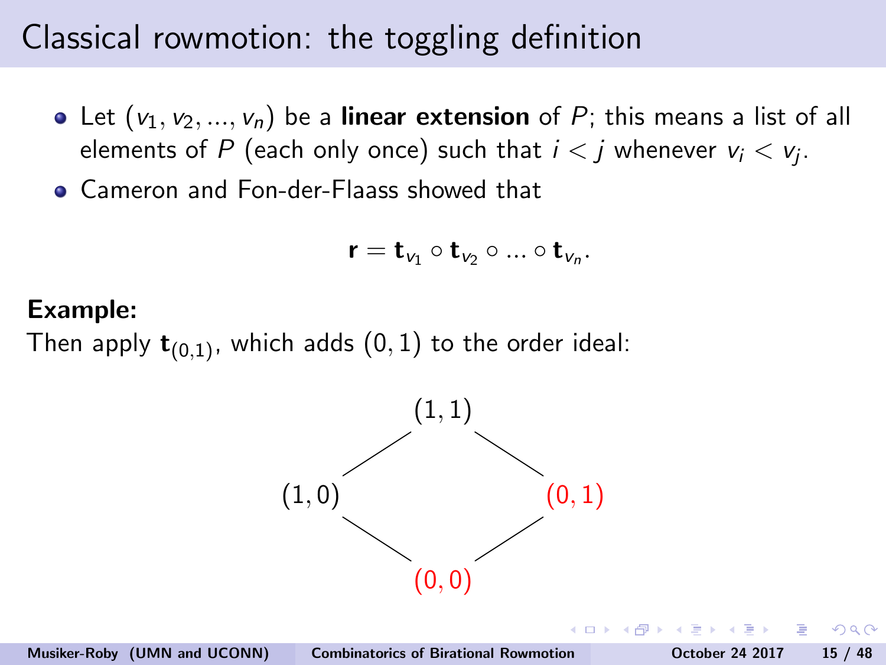# Classical rowmotion: the toggling definition

- Let $(v_1, v_2, \ldots, v_n)$ be a **linear extension** of $P$; this means a list of all elements of $P$ (each only once) such that $i < j$ whenever $v_i < v_j$.
- Cameron and Fon-der-Flaass showed that

$$\mathbf{r} = \mathbf{t}_{v_1} \circ \mathbf{t}_{v_2} \circ \ldots \circ \mathbf{t}_{v_n}.$$

**Example:**

Then apply $\mathbf{t}_{(0,1)}$, which adds $(0,1)$ to the order ideal:

$(1,1)$

$(1,0)$ $(0,1)$

$(0,0)$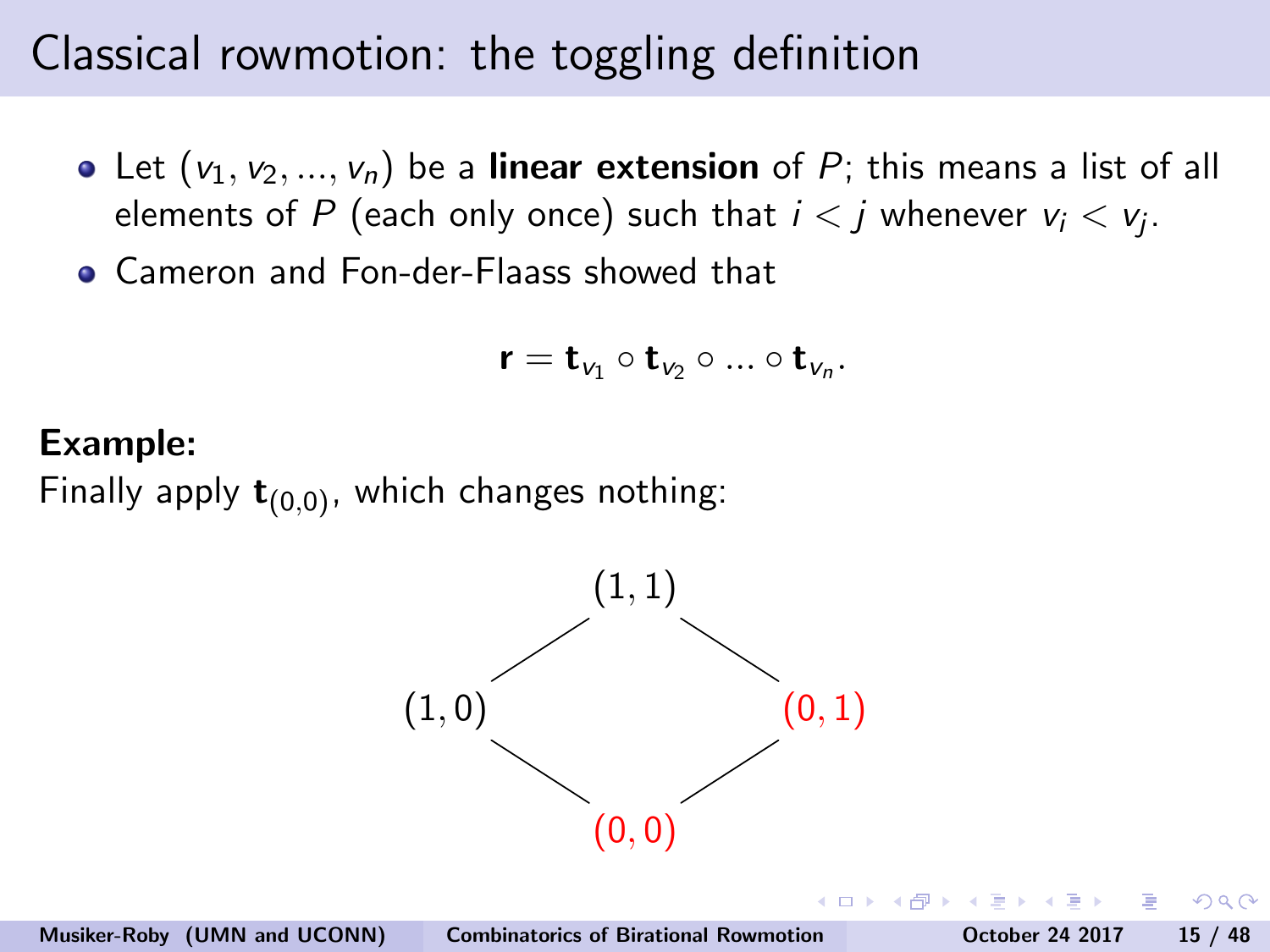# Classical rowmotion: the toggling definition

- Let $(v_1, v_2, ..., v_n)$ be a **linear extension** of $P$; this means a list of all elements of $P$ (each only once) such that $i < j$ whenever $v_i < v_j$.
- Cameron and Fon-der-Flaass showed that

$$\mathbf{r} = \mathbf{t}_{v_1} \circ \mathbf{t}_{v_2} \circ ... \circ \mathbf{t}_{v_n}.$$

**Example:**

Finally apply $\mathbf{t}_{(0,0)}$, which changes nothing:

$(1,1)$

$(1,0)$ $(0,1)$

$(0,0)$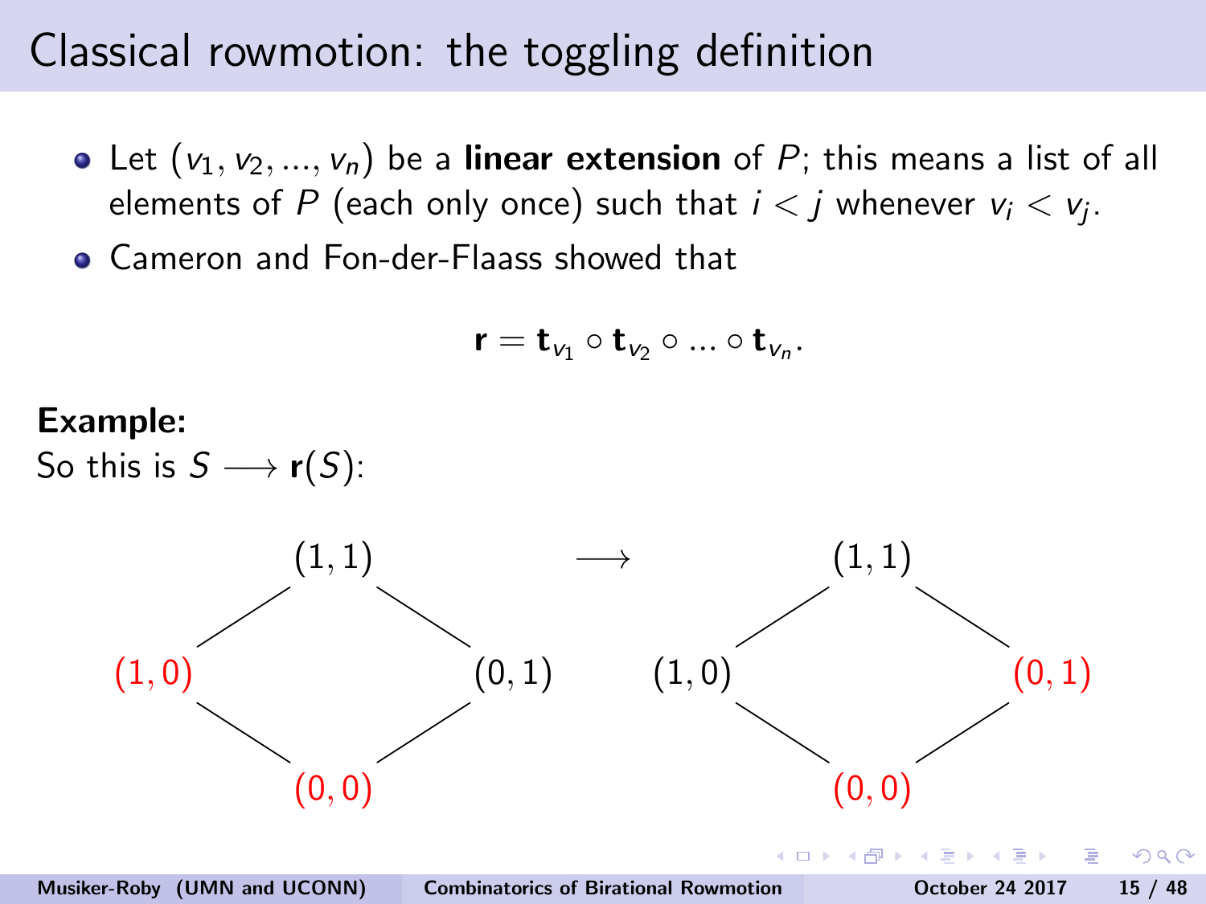# Classical rowmotion: the toggling definition

- Let $(v_1, v_2, ..., v_n)$ be a **linear extension** of $P$; this means a list of all elements of $P$ (each only once) such that $i < j$ whenever $v_i < v_j$.
- Cameron and Fon-der-Flaass showed that

$$\mathbf{r} = \mathbf{t}_{v_1} \circ \mathbf{t}_{v_2} \circ ... \circ \mathbf{t}_{v_n}.$$

**Example:**

So this is $S \longrightarrow \mathbf{r}(S)$:

$$\begin{array}{ccccccc} & (1,1) & & \longrightarrow & & (1,1) & \\ \color{red}{(1,0)} & & (0,1) & & (1,0) & & \color{red}{(0,1)} \\ & \color{red}{(0,0)} & & & & \color{red}{(0,0)} & \end{array}$$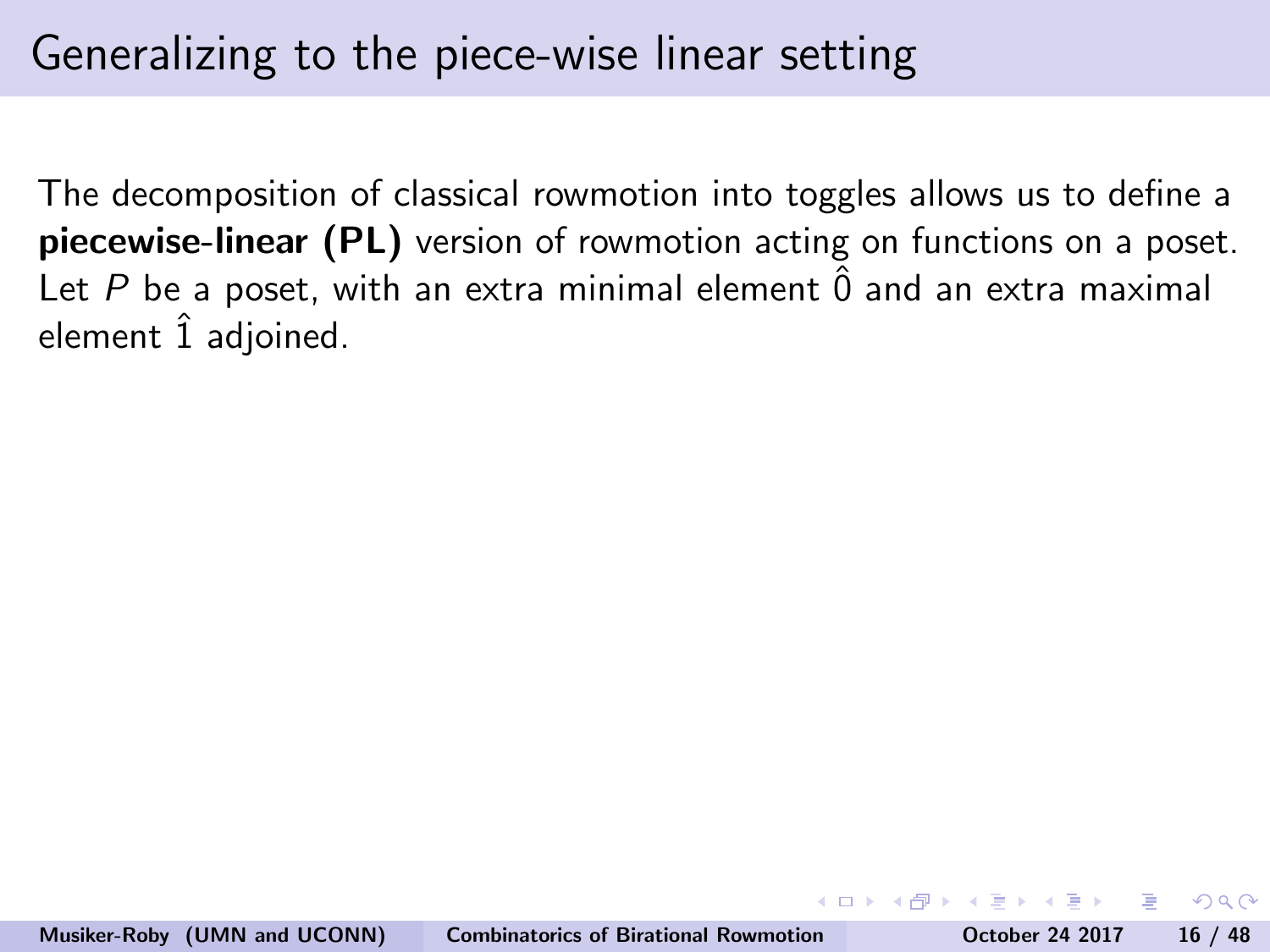# Generalizing to the piece-wise linear setting

The decomposition of classical rowmotion into toggles allows us to define a **piecewise-linear (PL)** version of rowmotion acting on functions on a poset. Let $P$ be a poset, with an extra minimal element $\hat{0}$ and an extra maximal element $\hat{1}$ adjoined.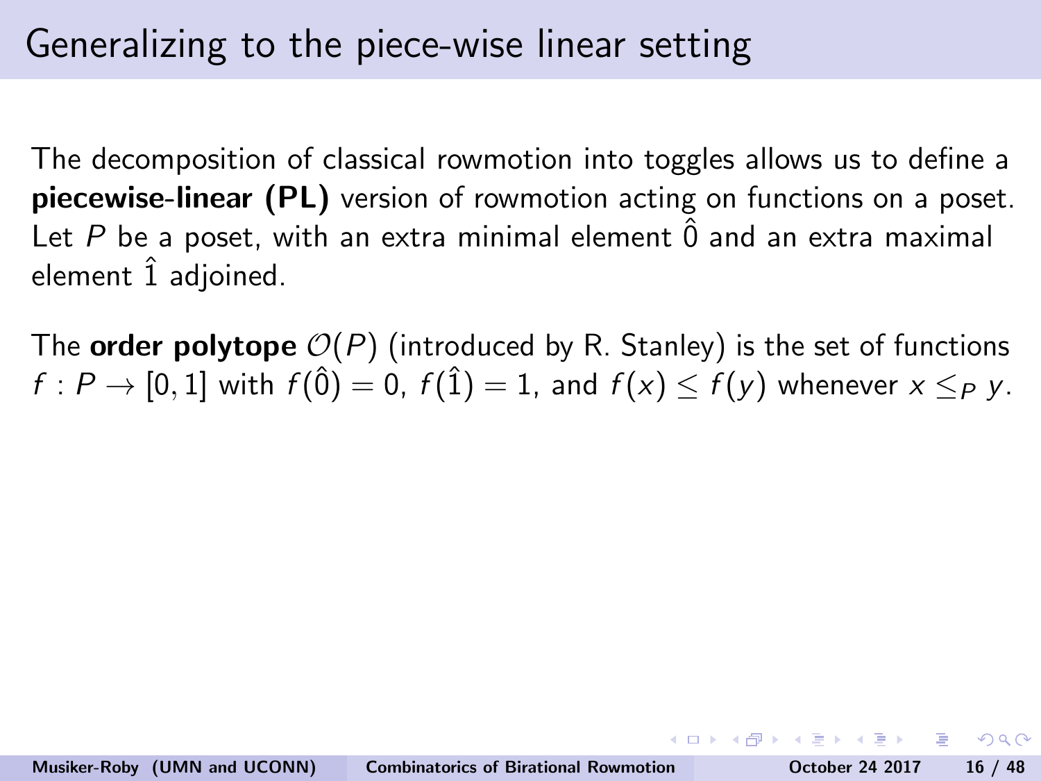# Generalizing to the piece-wise linear setting

The decomposition of classical rowmotion into toggles allows us to define a **piecewise-linear (PL)** version of rowmotion acting on functions on a poset. Let $P$ be a poset, with an extra minimal element $\hat{0}$ and an extra maximal element $\hat{1}$ adjoined.

The **order polytope** $\mathcal{O}(P)$ (introduced by R. Stanley) is the set of functions $f : P \to [0,1]$ with $f(\hat{0}) = 0$, $f(\hat{1}) = 1$, and $f(x) \leq f(y)$ whenever $x \leq_P y$.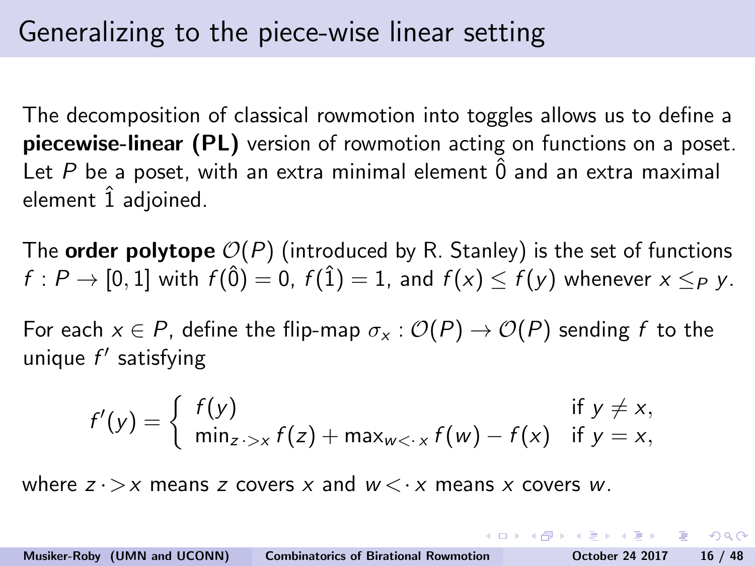# Generalizing to the piece-wise linear setting

The decomposition of classical rowmotion into toggles allows us to define a **piecewise-linear (PL)** version of rowmotion acting on functions on a poset. Let $P$ be a poset, with an extra minimal element $\hat{0}$ and an extra maximal element $\hat{1}$ adjoined.

The **order polytope** $\mathcal{O}(P)$ (introduced by R. Stanley) is the set of functions $f : P \to [0,1]$ with $f(\hat{0}) = 0$, $f(\hat{1}) = 1$, and $f(x) \leq f(y)$ whenever $x \leq_P y$.

For each $x \in P$, define the flip-map $\sigma_x : \mathcal{O}(P) \to \mathcal{O}(P)$ sending $f$ to the unique $f'$ satisfying

$$f'(y) = \begin{cases} f(y) & \text{if } y \neq x, \\ \min_{z \cdot > x} f(z) + \max_{w < \cdot\, x} f(w) - f(x) & \text{if } y = x, \end{cases}$$

where $z \cdot > x$ means $z$ covers $x$ and $w < \cdot\, x$ means $x$ covers $w$.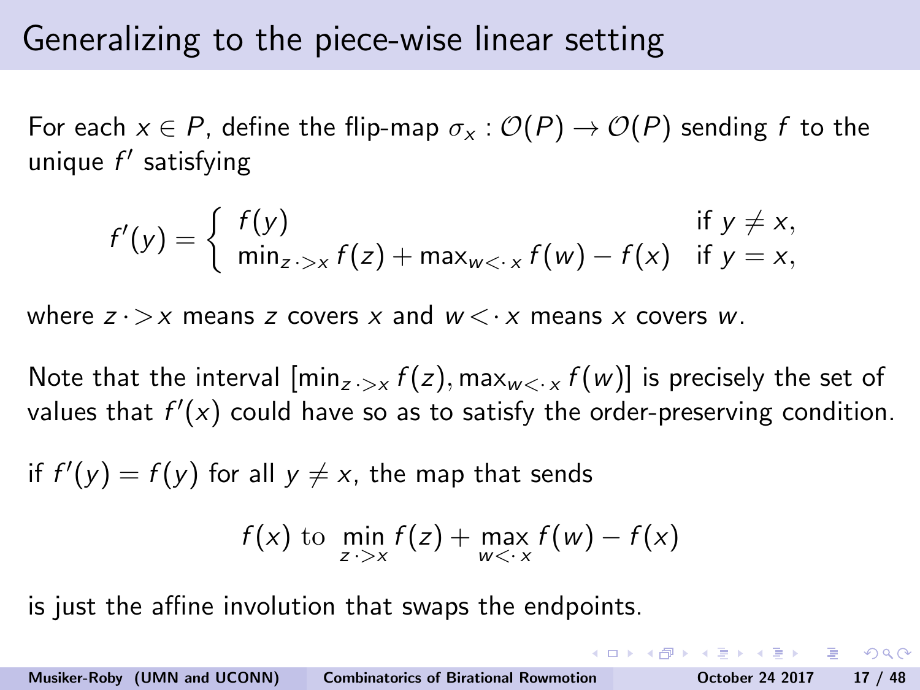# Generalizing to the piece-wise linear setting

For each $x \in P$, define the flip-map $\sigma_x : \mathcal{O}(P) \to \mathcal{O}(P)$ sending $f$ to the unique $f'$ satisfying

$$f'(y) = \begin{cases} f(y) & \text{if } y \neq x, \\ \min_{z \cdot > x} f(z) + \max_{w < \cdot x} f(w) - f(x) & \text{if } y = x, \end{cases}$$

where $z \cdot > x$ means $z$ covers $x$ and $w < \cdot x$ means $x$ covers $w$.

Note that the interval $[\min_{z \cdot > x} f(z), \max_{w < \cdot x} f(w)]$ is precisely the set of values that $f'(x)$ could have so as to satisfy the order-preserving condition.

if $f'(y) = f(y)$ for all $y \neq x$, the map that sends

$$f(x) \text{ to } \min_{z \cdot > x} f(z) + \max_{w < \cdot x} f(w) - f(x)$$

is just the affine involution that swaps the endpoints.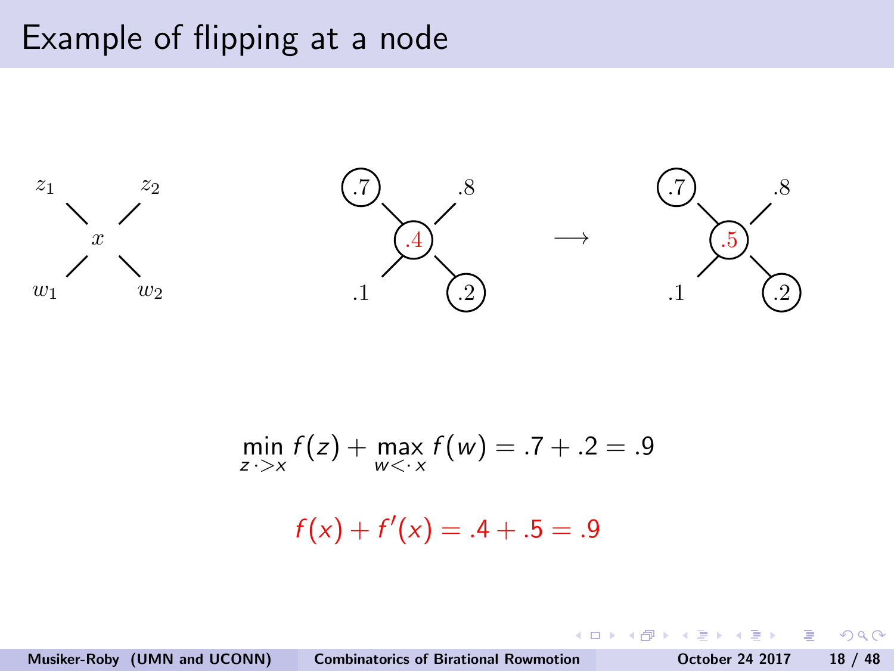# Example of flipping at a node

$z_1$ $z_2$

$x$

$w_1$ $w_2$

.7 .8

.4

.1 .2

$\longrightarrow$

.7 .8

.5

.1 .2

$$\min_{z \cdot > x} f(z) + \max_{w < \cdot x} f(w) = .7 + .2 = .9$$

$$f(x) + f'(x) = .4 + .5 = .9$$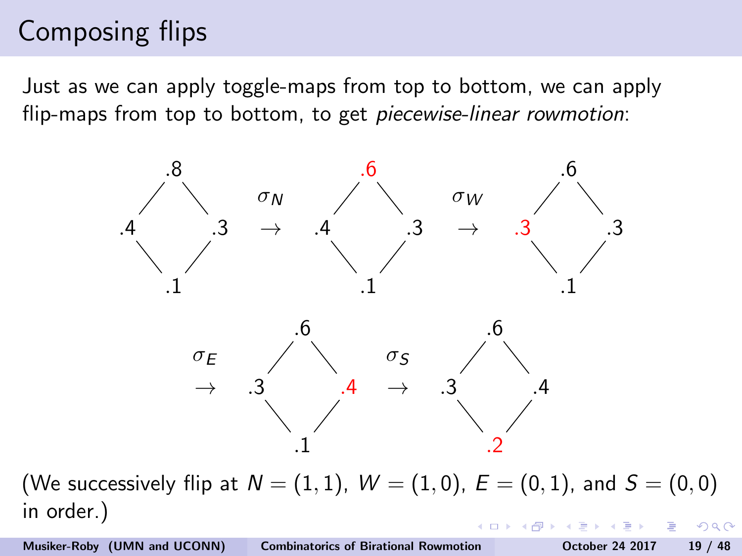# Composing flips

Just as we can apply toggle-maps from top to bottom, we can apply flip-maps from top to bottom, to get *piecewise-linear rowmotion*:

```
     .8                  .6                  .6
   /    \     σ_N      /    \     σ_W      /    \
 .4      .3    →     .4      .3    →     .3      .3
   \    /              \    /              \    /
     .1                  .1                  .1

              .6                  .6
    σ_E     /    \     σ_S      /    \
     →    .3      .4    →     .3      .4
            \    /              \    /
              .1                  .2
```

(We successively flip at $N = (1,1)$, $W = (1,0)$, $E = (0,1)$, and $S = (0,0)$ in order.)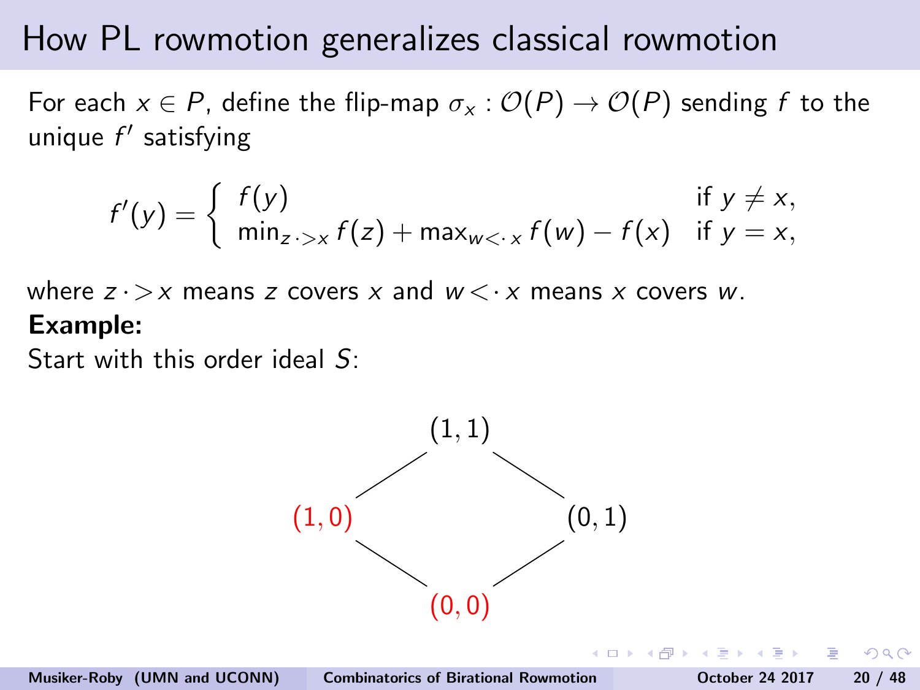# How PL rowmotion generalizes classical rowmotion

For each $x \in P$, define the flip-map $\sigma_x : \mathcal{O}(P) \to \mathcal{O}(P)$ sending $f$ to the unique $f'$ satisfying

$$f'(y) = \begin{cases} f(y) & \text{if } y \neq x, \\ \min_{z \cdot > x} f(z) + \max_{w < \cdot\, x} f(w) - f(x) & \text{if } y = x, \end{cases}$$

where $z \cdot > x$ means $z$ covers $x$ and $w < \cdot\, x$ means $x$ covers $w$.

**Example:**

Start with this order ideal $S$:

$$\begin{array}{ccc} & (1,1) & \\ \color{red}{(1,0)} & & (0,1) \\ & \color{red}{(0,0)} & \end{array}$$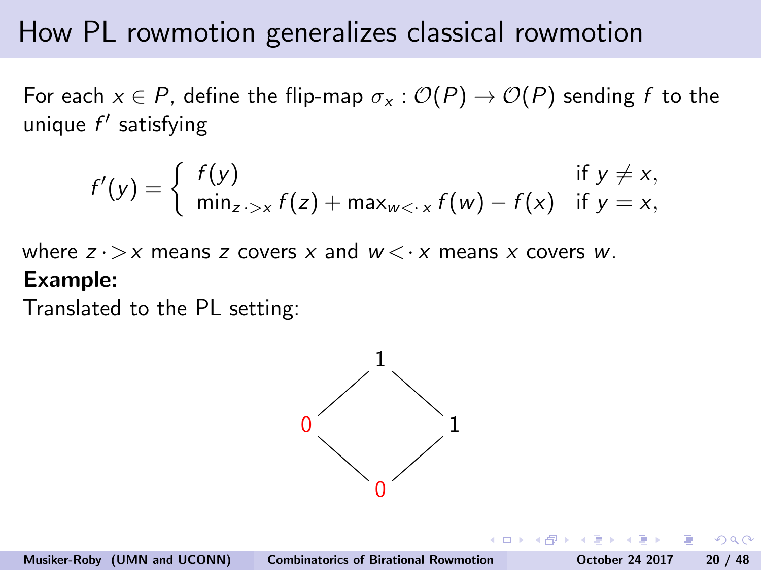# How PL rowmotion generalizes classical rowmotion

For each $x \in P$, define the flip-map $\sigma_x : \mathcal{O}(P) \to \mathcal{O}(P)$ sending $f$ to the unique $f'$ satisfying

$$f'(y) = \begin{cases} f(y) & \text{if } y \neq x, \\ \min_{z \cdot > x} f(z) + \max_{w < \cdot\, x} f(w) - f(x) & \text{if } y = x, \end{cases}$$

where $z \cdot > x$ means $z$ covers $x$ and $w < \cdot\, x$ means $x$ covers $w$.

**Example:**

Translated to the PL setting: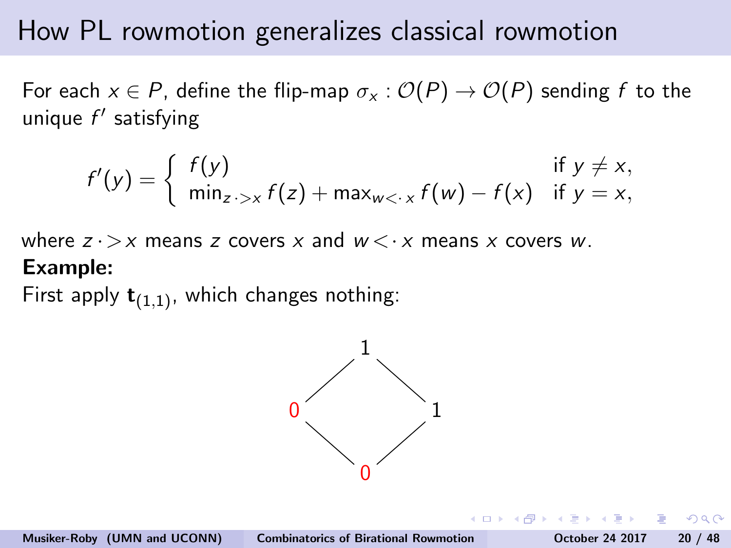# How PL rowmotion generalizes classical rowmotion

For each $x \in P$, define the flip-map $\sigma_x : \mathcal{O}(P) \to \mathcal{O}(P)$ sending $f$ to the unique $f'$ satisfying

$$f'(y) = \begin{cases} f(y) & \text{if } y \neq x, \\ \min_{z \cdot > x} f(z) + \max_{w < \cdot\, x} f(w) - f(x) & \text{if } y = x, \end{cases}$$

where $z \cdot > x$ means $z$ covers $x$ and $w < \cdot\, x$ means $x$ covers $w$.

**Example:**

First apply $\mathbf{t}_{(1,1)}$, which changes nothing:

```
      1
    /   \
  0       1
    \   /
      0
```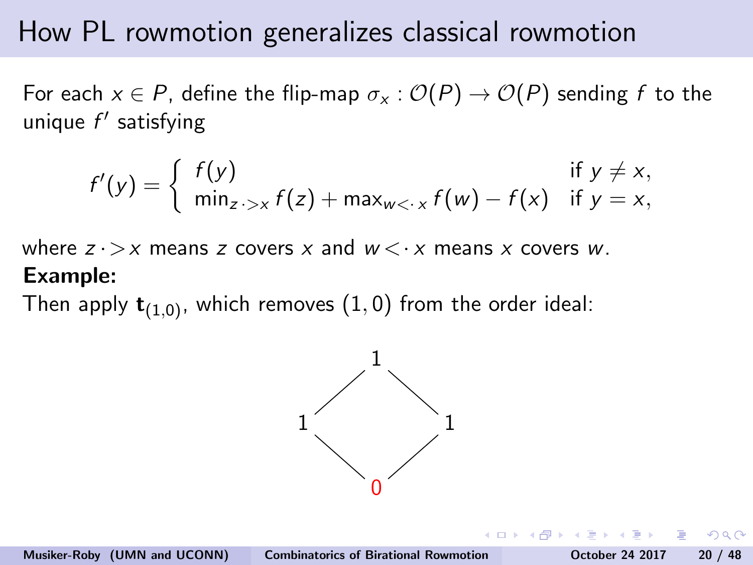# How PL rowmotion generalizes classical rowmotion

For each $x \in P$, define the flip-map $\sigma_x : \mathcal{O}(P) \to \mathcal{O}(P)$ sending $f$ to the unique $f'$ satisfying

$$f'(y) = \begin{cases} f(y) & \text{if } y \neq x, \\ \min_{z \cdot > x} f(z) + \max_{w < \cdot\, x} f(w) - f(x) & \text{if } y = x, \end{cases}$$

where $z \cdot > x$ means $z$ covers $x$ and $w < \cdot\, x$ means $x$ covers $w$.

**Example:**

Then apply $\mathbf{t}_{(1,0)}$, which removes $(1,0)$ from the order ideal:

```
      1
    /   \
   1     1
    \   /
      0
```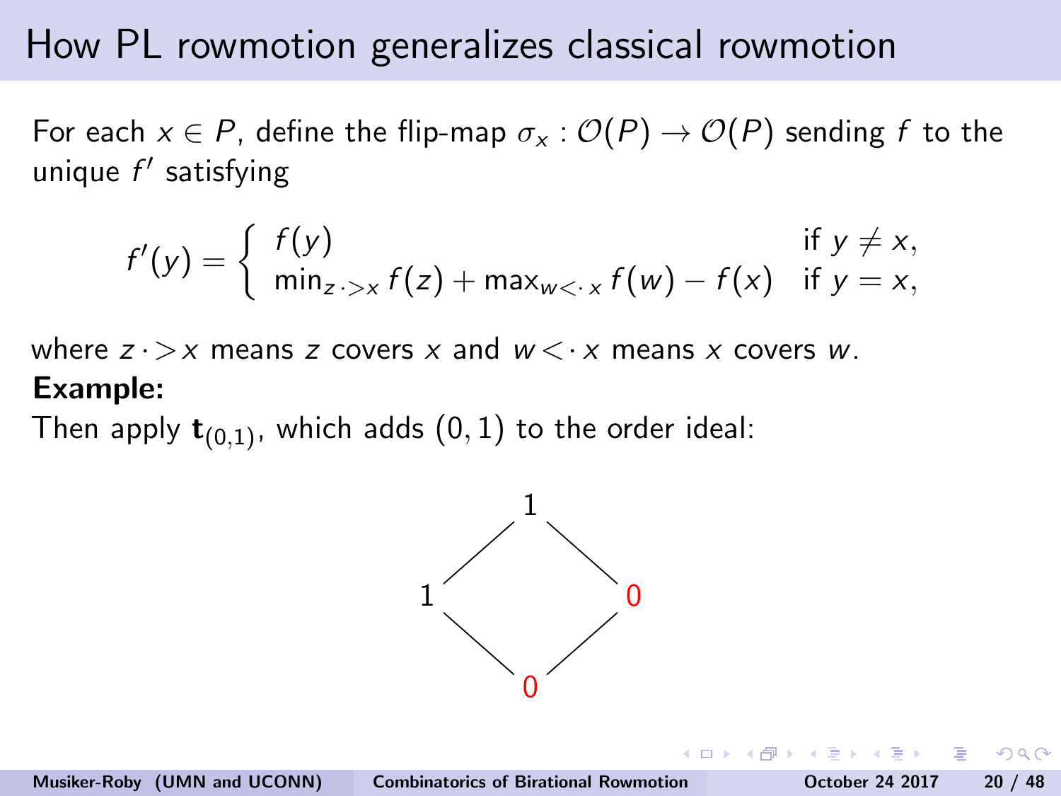# How PL rowmotion generalizes classical rowmotion

For each $x \in P$, define the flip-map $\sigma_x : \mathcal{O}(P) \to \mathcal{O}(P)$ sending $f$ to the unique $f'$ satisfying

$$f'(y) = \begin{cases} f(y) & \text{if } y \neq x, \\ \min_{z \cdot > x} f(z) + \max_{w < \cdot\, x} f(w) - f(x) & \text{if } y = x, \end{cases}$$

where $z \cdot > x$ means $z$ covers $x$ and $w < \cdot\, x$ means $x$ covers $w$.

**Example:**

Then apply $\mathbf{t}_{(0,1)}$, which adds $(0, 1)$ to the order ideal:

1

1 0

0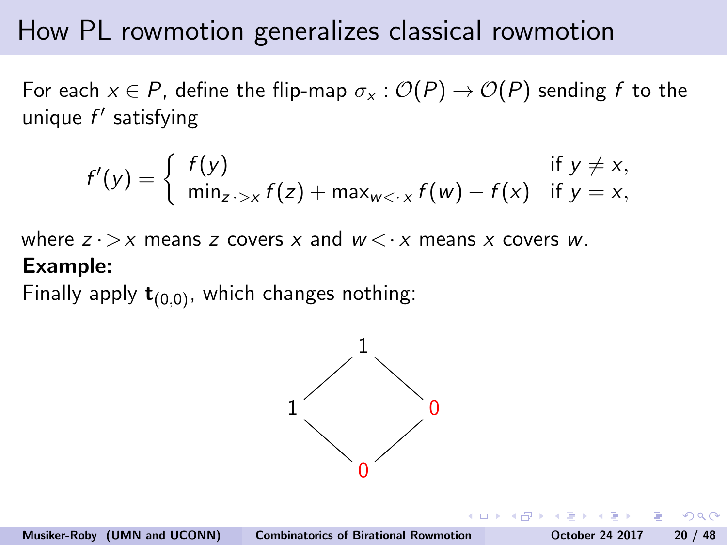# How PL rowmotion generalizes classical rowmotion

For each $x \in P$, define the flip-map $\sigma_x : \mathcal{O}(P) \to \mathcal{O}(P)$ sending $f$ to the unique $f'$ satisfying

$$f'(y) = \begin{cases} f(y) & \text{if } y \neq x, \\ \min_{z \cdot> x} f(z) + \max_{w <\cdot x} f(w) - f(x) & \text{if } y = x, \end{cases}$$

where $z \cdot> x$ means $z$ covers $x$ and $w <\cdot x$ means $x$ covers $w$.

**Example:**

Finally apply $\mathbf{t}_{(0,0)}$, which changes nothing:

```
      1
    /   \
   1     0
    \   /
      0
```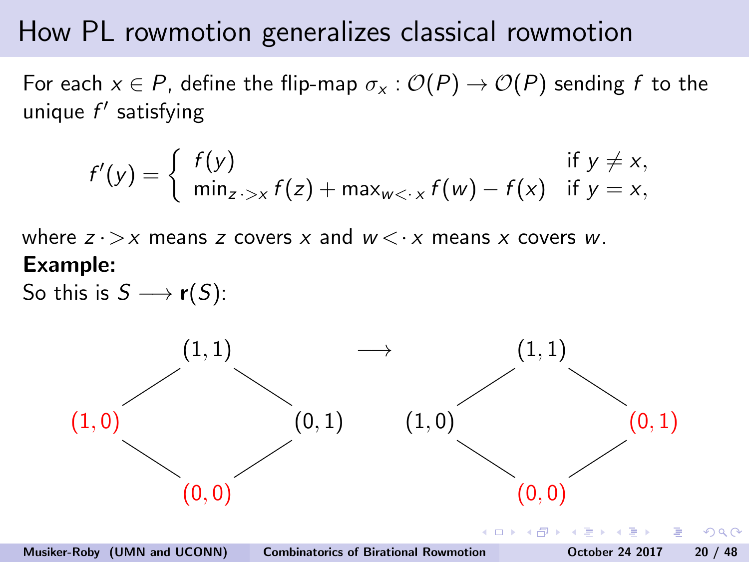# How PL rowmotion generalizes classical rowmotion

For each $x \in P$, define the flip-map $\sigma_x : \mathcal{O}(P) \to \mathcal{O}(P)$ sending $f$ to the unique $f'$ satisfying

$$f'(y) = \begin{cases} f(y) & \text{if } y \neq x, \\ \min_{z \cdot > x} f(z) + \max_{w < \cdot x} f(w) - f(x) & \text{if } y = x, \end{cases}$$

where $z \cdot > x$ means $z$ covers $x$ and $w < \cdot x$ means $x$ covers $w$.

**Example:**

So this is $S \longrightarrow \mathbf{r}(S)$:

$$\begin{array}{ccccc} & (1,1) & & & & (1,1) & \\ {\color{red}(1,0)} & & (0,1) & \longrightarrow & (1,0) & & {\color{red}(0,1)} \\ & {\color{red}(0,0)} & & & & {\color{red}(0,0)} & \end{array}$$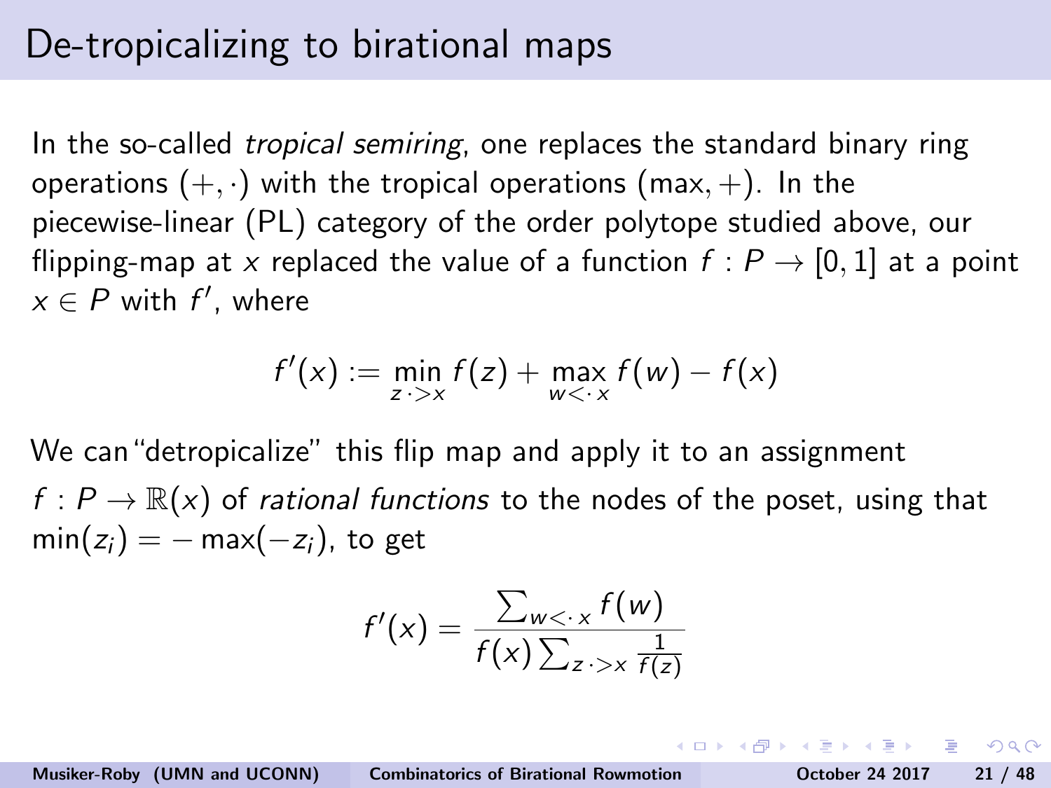# De-tropicalizing to birational maps

In the so-called *tropical semiring*, one replaces the standard binary ring operations $(+, \cdot)$ with the tropical operations $(\max, +)$. In the piecewise-linear (PL) category of the order polytope studied above, our flipping-map at $x$ replaced the value of a function $f : P \to [0, 1]$ at a point $x \in P$ with $f'$, where

$$f'(x) := \min_{z \cdot > x} f(z) + \max_{w < \cdot x} f(w) - f(x)$$

We can "detropicalize" this flip map and apply it to an assignment $f : P \to \mathbb{R}(x)$ of *rational functions* to the nodes of the poset, using that $\min(z_i) = -\max(-z_i)$, to get

$$f'(x) = \frac{\sum_{w < \cdot x} f(w)}{f(x) \sum_{z \cdot > x} \frac{1}{f(z)}}$$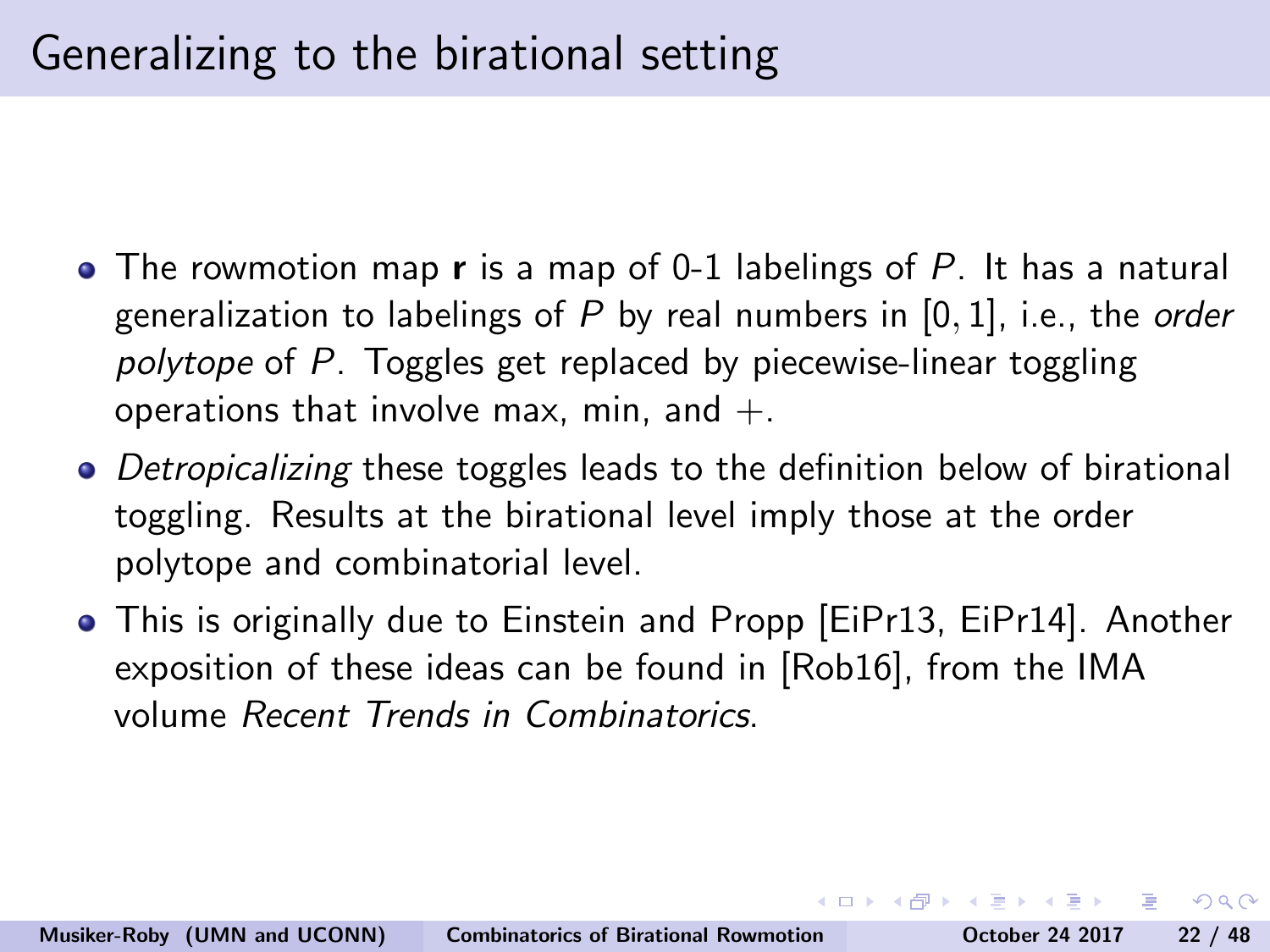# Generalizing to the birational setting

- The rowmotion map **r** is a map of 0-1 labelings of $P$. It has a natural generalization to labelings of $P$ by real numbers in $[0, 1]$, i.e., the *order polytope* of $P$. Toggles get replaced by piecewise-linear toggling operations that involve max, min, and $+$.
- *Detropicalizing* these toggles leads to the definition below of birational toggling. Results at the birational level imply those at the order polytope and combinatorial level.
- This is originally due to Einstein and Propp [EiPr13, EiPr14]. Another exposition of these ideas can be found in [Rob16], from the IMA volume *Recent Trends in Combinatorics*.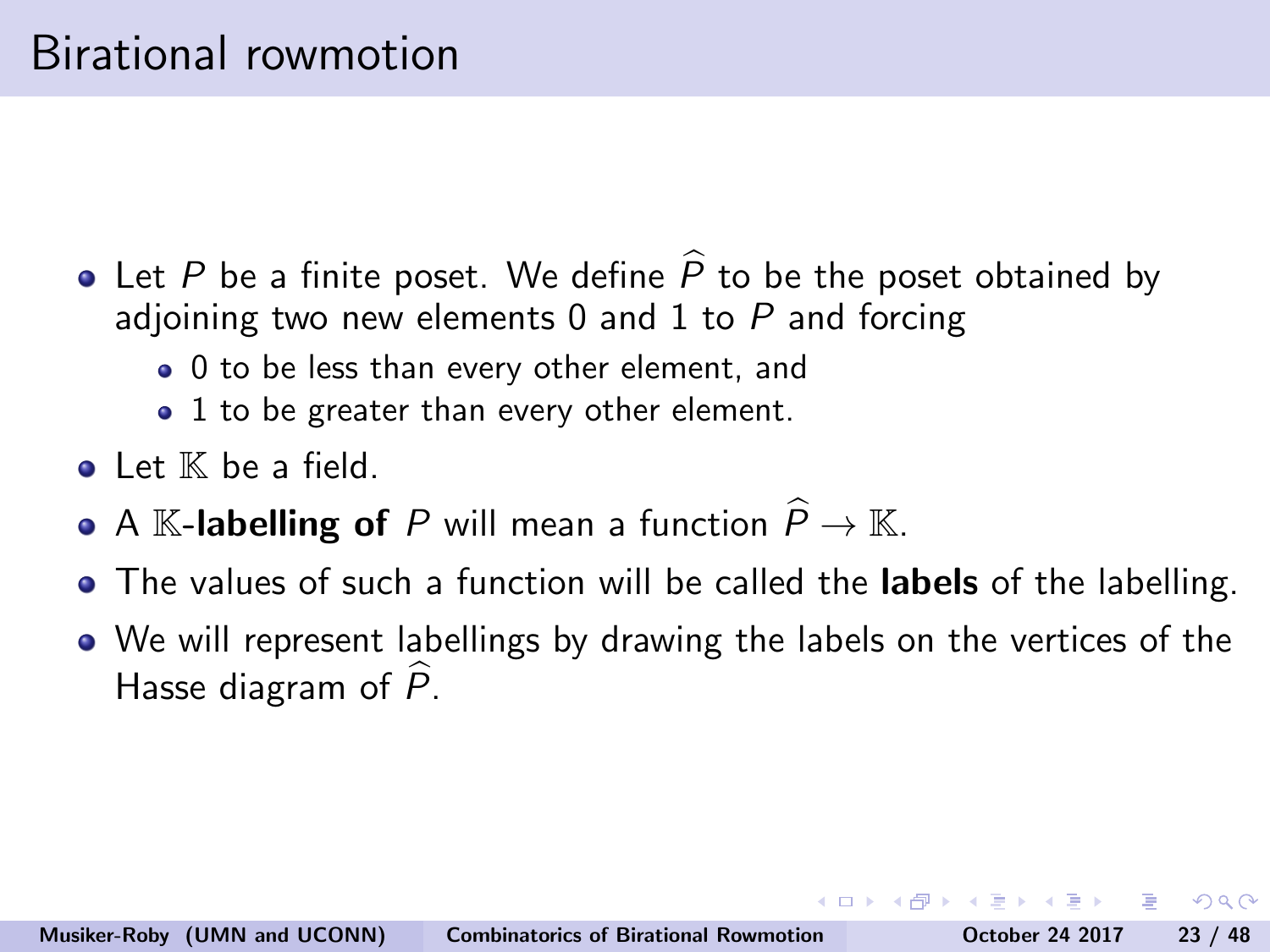# Birational rowmotion

- Let $P$ be a finite poset. We define $\widehat{P}$ to be the poset obtained by adjoining two new elements 0 and 1 to $P$ and forcing
  - 0 to be less than every other element, and
  - 1 to be greater than every other element.
- Let $\mathbb{K}$ be a field.
- A $\mathbb{K}$-**labelling of** $P$ will mean a function $\widehat{P} \to \mathbb{K}$.
- The values of such a function will be called the **labels** of the labelling.
- We will represent labellings by drawing the labels on the vertices of the Hasse diagram of $\widehat{P}$.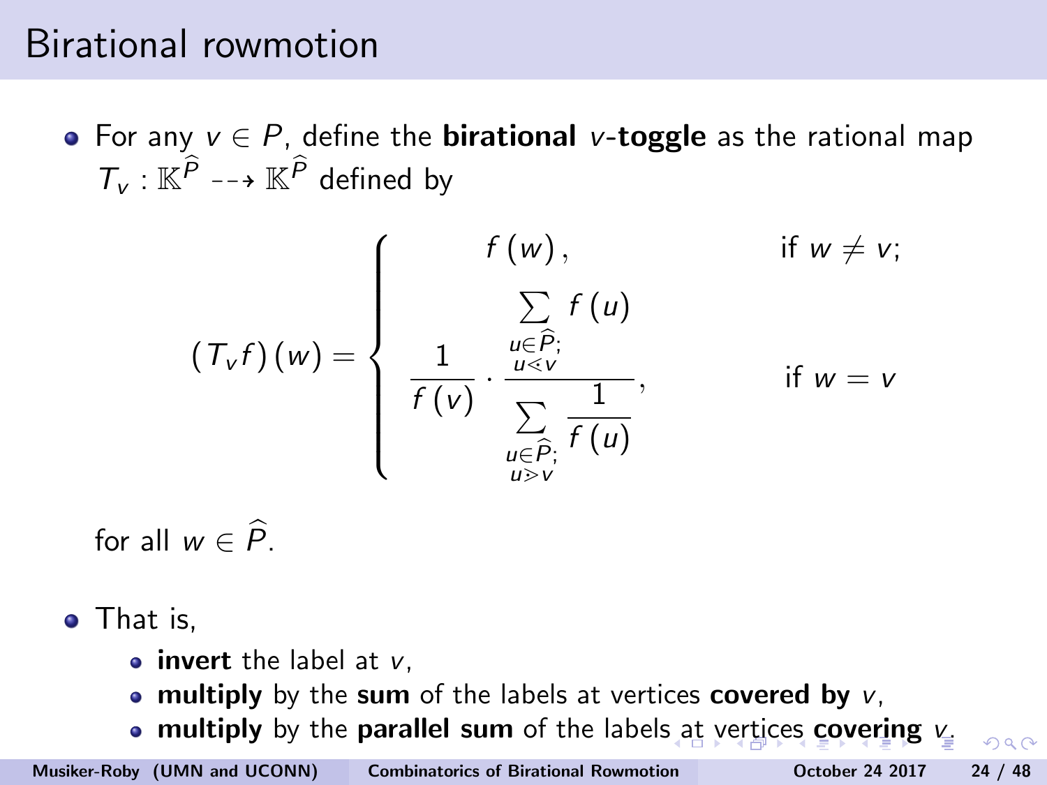# Birational rowmotion

- For any $v \in P$, define the **birational $v$-toggle** as the rational map $T_v : \mathbb{K}^{\widehat{P}} \dashrightarrow \mathbb{K}^{\widehat{P}}$ defined by

$$
(T_v f)(w) = \begin{cases} f(w), & \text{if } w \neq v; \\ \dfrac{1}{f(v)} \cdot \dfrac{\sum\limits_{\substack{u \in \widehat{P};\\ u \lessdot v}} f(u)}{\sum\limits_{\substack{u \in \widehat{P};\\ u \gtrdot v}} \dfrac{1}{f(u)}}, & \text{if } w = v \end{cases}
$$

  for all $w \in \widehat{P}$.

- That is,
  - **invert** the label at $v$,
  - **multiply** by the **sum** of the labels at vertices **covered by** $v$,
  - **multiply** by the **parallel sum** of the labels at vertices **covering** $v$.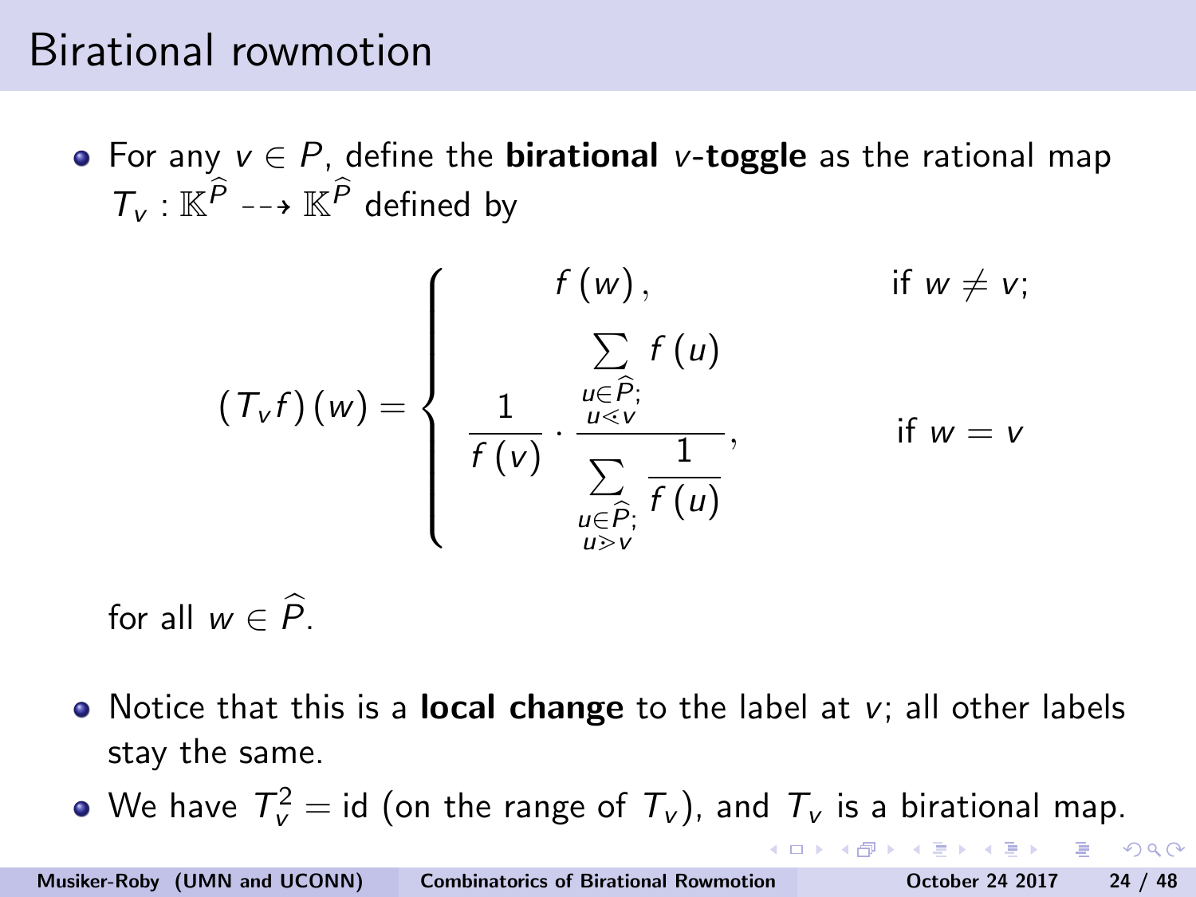# Birational rowmotion

- For any $v \in P$, define the **birational $v$-toggle** as the rational map $T_v : \mathbb{K}^{\widehat{P}} \dashrightarrow \mathbb{K}^{\widehat{P}}$ defined by

$$(T_v f)(w) = \begin{cases} f(w), & \text{if } w \neq v; \\ \dfrac{1}{f(v)} \cdot \dfrac{\sum\limits_{\substack{u \in \widehat{P};\\ u \lessdot v}} f(u)}{\sum\limits_{\substack{u \in \widehat{P};\\ u \gtrdot v}} \dfrac{1}{f(u)}}, & \text{if } w = v \end{cases}$$

  for all $w \in \widehat{P}$.

- Notice that this is a **local change** to the label at $v$; all other labels stay the same.
- We have $T_v^2 = \mathrm{id}$ (on the range of $T_v$), and $T_v$ is a birational map.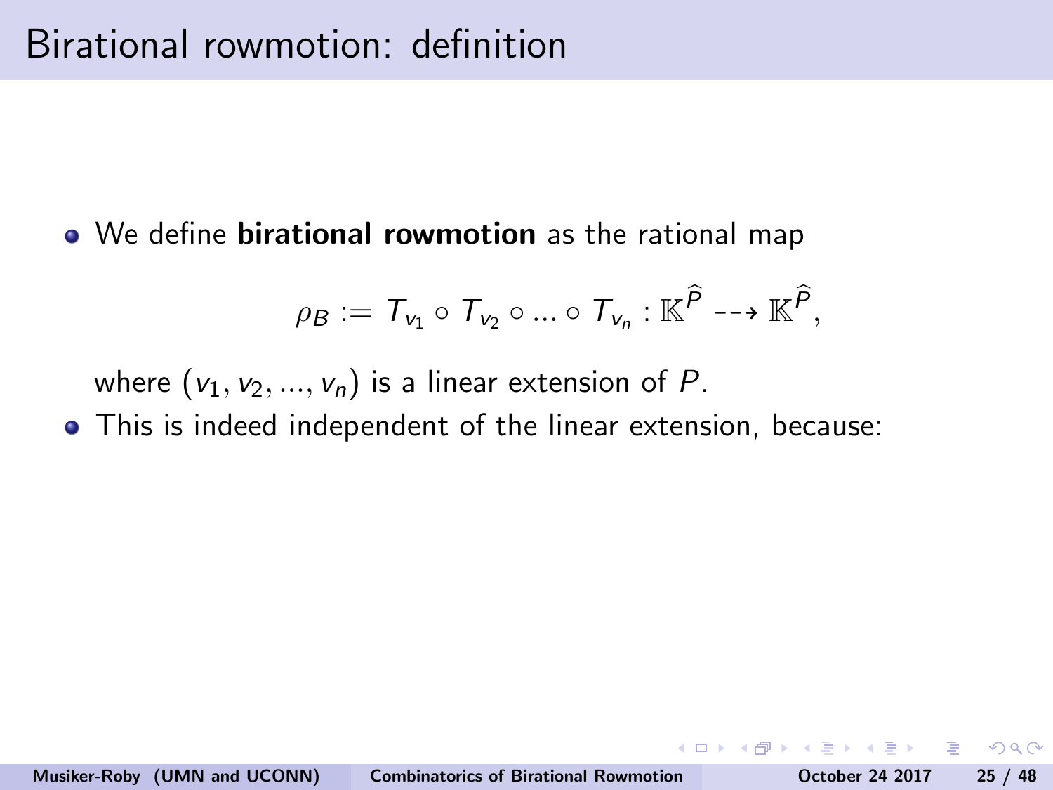# Birational rowmotion: definition

- We define **birational rowmotion** as the rational map

$$\rho_B := T_{v_1} \circ T_{v_2} \circ \ldots \circ T_{v_n} : \mathbb{K}^{\widehat{P}} \dashrightarrow \mathbb{K}^{\widehat{P}},$$

  where $(v_1, v_2, \ldots, v_n)$ is a linear extension of $P$.
- This is indeed independent of the linear extension, because: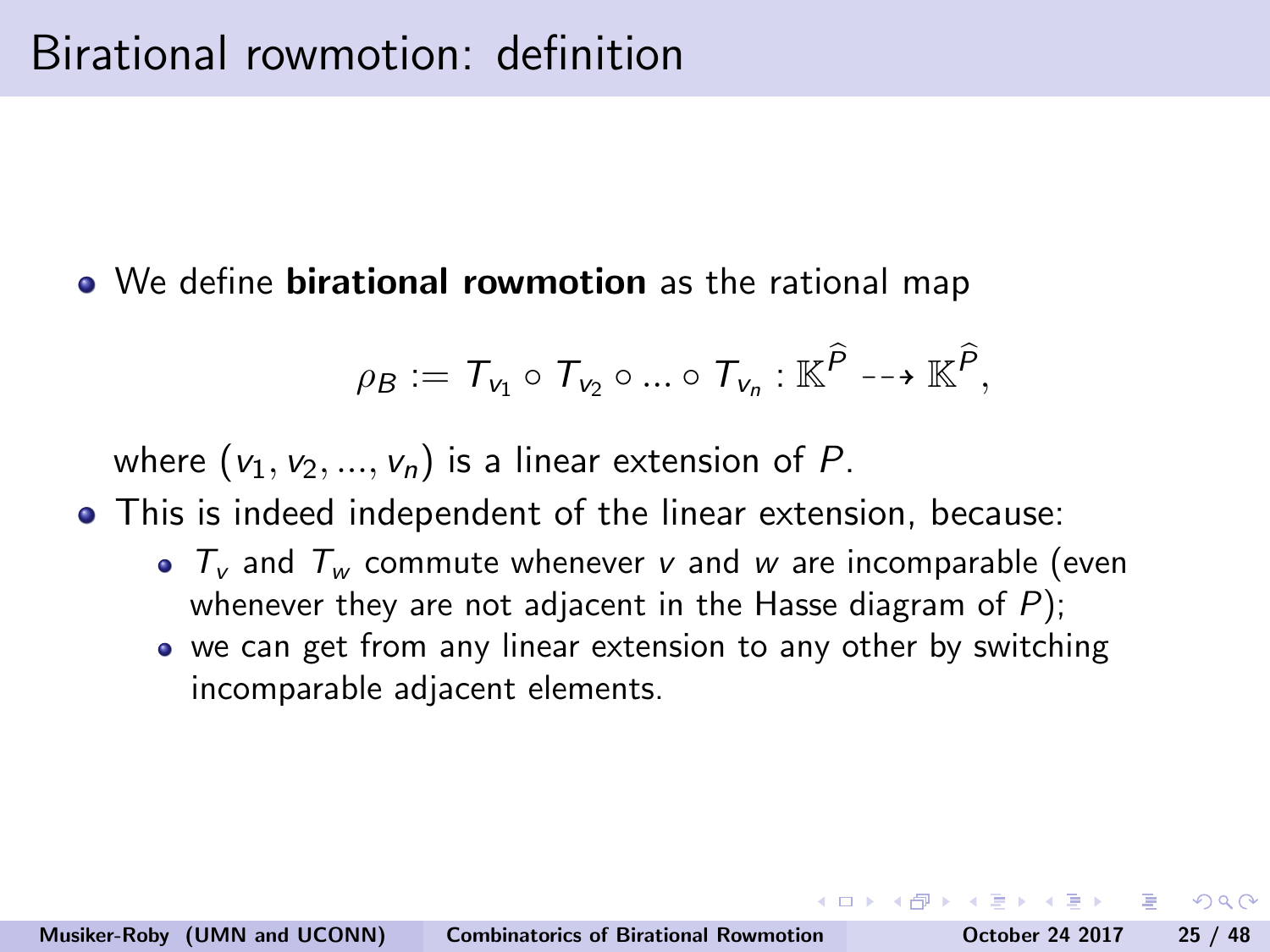# Birational rowmotion: definition

- We define **birational rowmotion** as the rational map

$$\rho_B := T_{v_1} \circ T_{v_2} \circ \ldots \circ T_{v_n} : \mathbb{K}^{\widehat{P}} \dashrightarrow \mathbb{K}^{\widehat{P}},$$

  where $(v_1, v_2, \ldots, v_n)$ is a linear extension of $P$.

- This is indeed independent of the linear extension, because:
  - $T_v$ and $T_w$ commute whenever $v$ and $w$ are incomparable (even whenever they are not adjacent in the Hasse diagram of $P$);
  - we can get from any linear extension to any other by switching incomparable adjacent elements.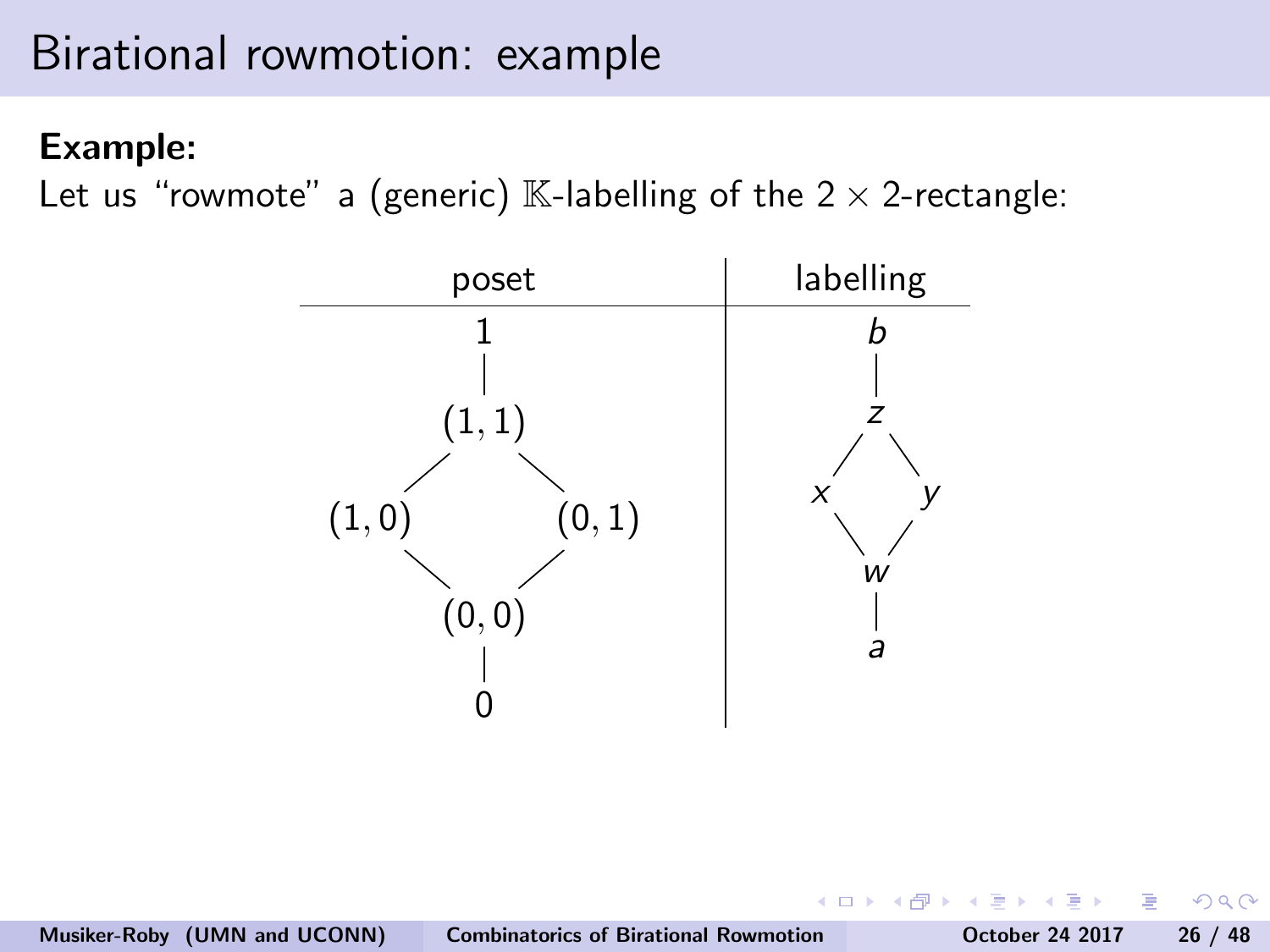# Birational rowmotion: example

**Example:**

Let us "rowmote" a (generic) $\mathbb{K}$-labelling of the $2 \times 2$-rectangle:

| poset | labelling |
| --- | --- |
| $1$ | $b$ |
| $(1,1)$ | $z$ |
| $(1,0)$, $(0,1)$ | $x$, $y$ |
| $(0,0)$ | $w$ |
| $0$ | $a$ |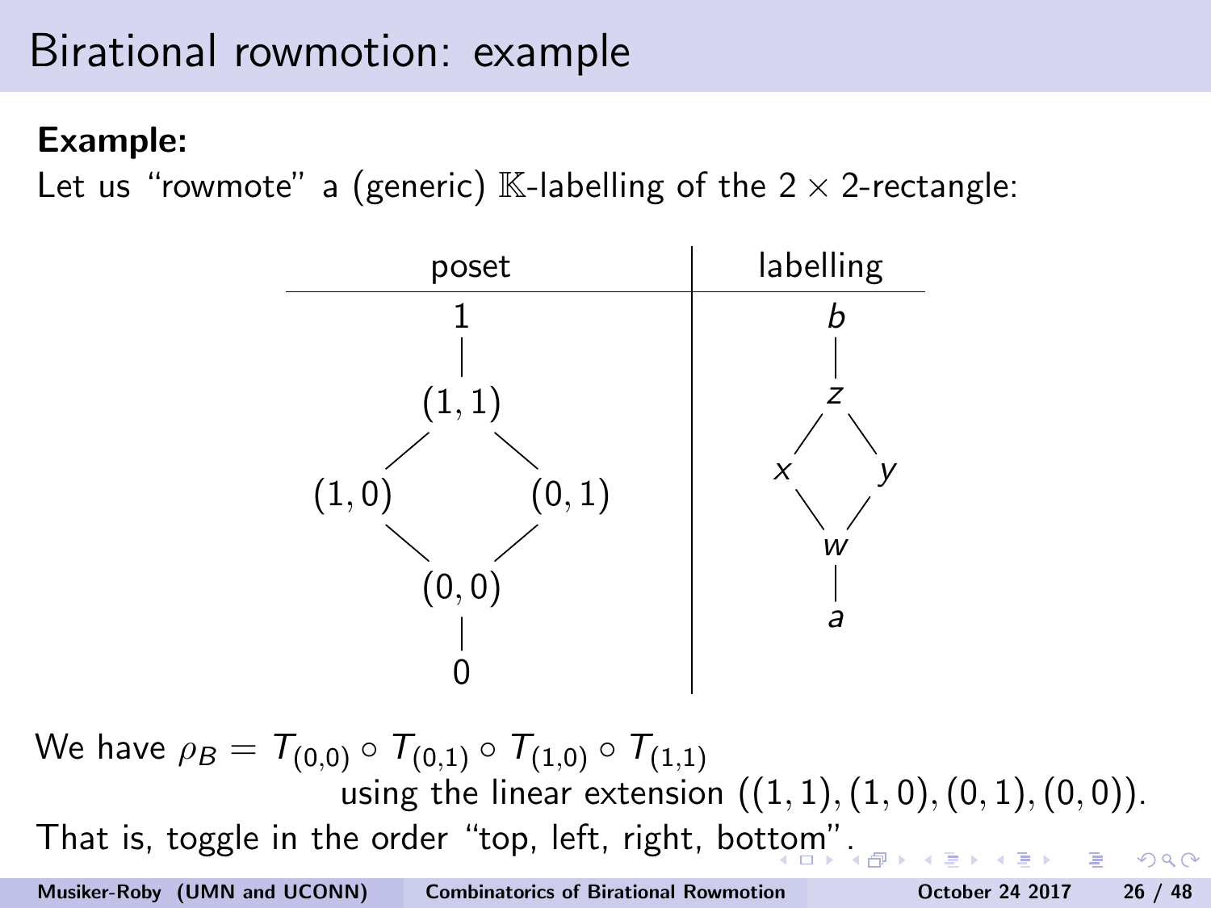# Birational rowmotion: example

**Example:**
Let us "rowmote" a (generic) $\mathbb{K}$-labelling of the $2 \times 2$-rectangle:

| poset | labelling |
| --- | --- |
| $1$ | $b$ |
| $(1,1)$ | $z$ |
| $(1,0)$ &nbsp;&nbsp; $(0,1)$ | $x$ &nbsp;&nbsp; $y$ |
| $(0,0)$ | $w$ |
| $0$ | $a$ |

We have $\rho_B = T_{(0,0)} \circ T_{(0,1)} \circ T_{(1,0)} \circ T_{(1,1)}$ using the linear extension $((1,1),(1,0),(0,1),(0,0))$.

That is, toggle in the order "top, left, right, bottom".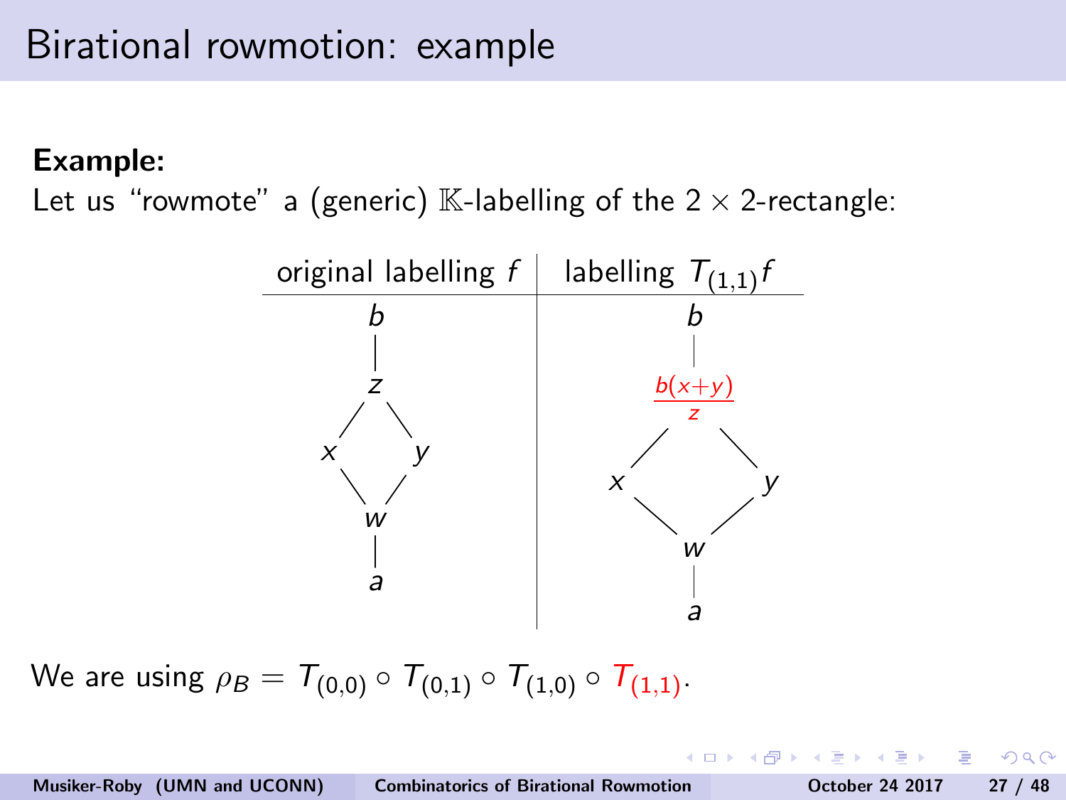# Birational rowmotion: example

**Example:**
Let us “rowmote” a (generic) $\mathbb{K}$-labelling of the $2 \times 2$-rectangle:

| original labelling $f$ | labelling $T_{(1,1)} f$ |
|---|---|
| $b$ | $b$ |
| $z$ | $\frac{b(x+y)}{z}$ |
| $x$ $y$ | $x$ $y$ |
| $w$ | $w$ |
| $a$ | $a$ |

We are using $\rho_B = T_{(0,0)} \circ T_{(0,1)} \circ T_{(1,0)} \circ T_{(1,1)}$.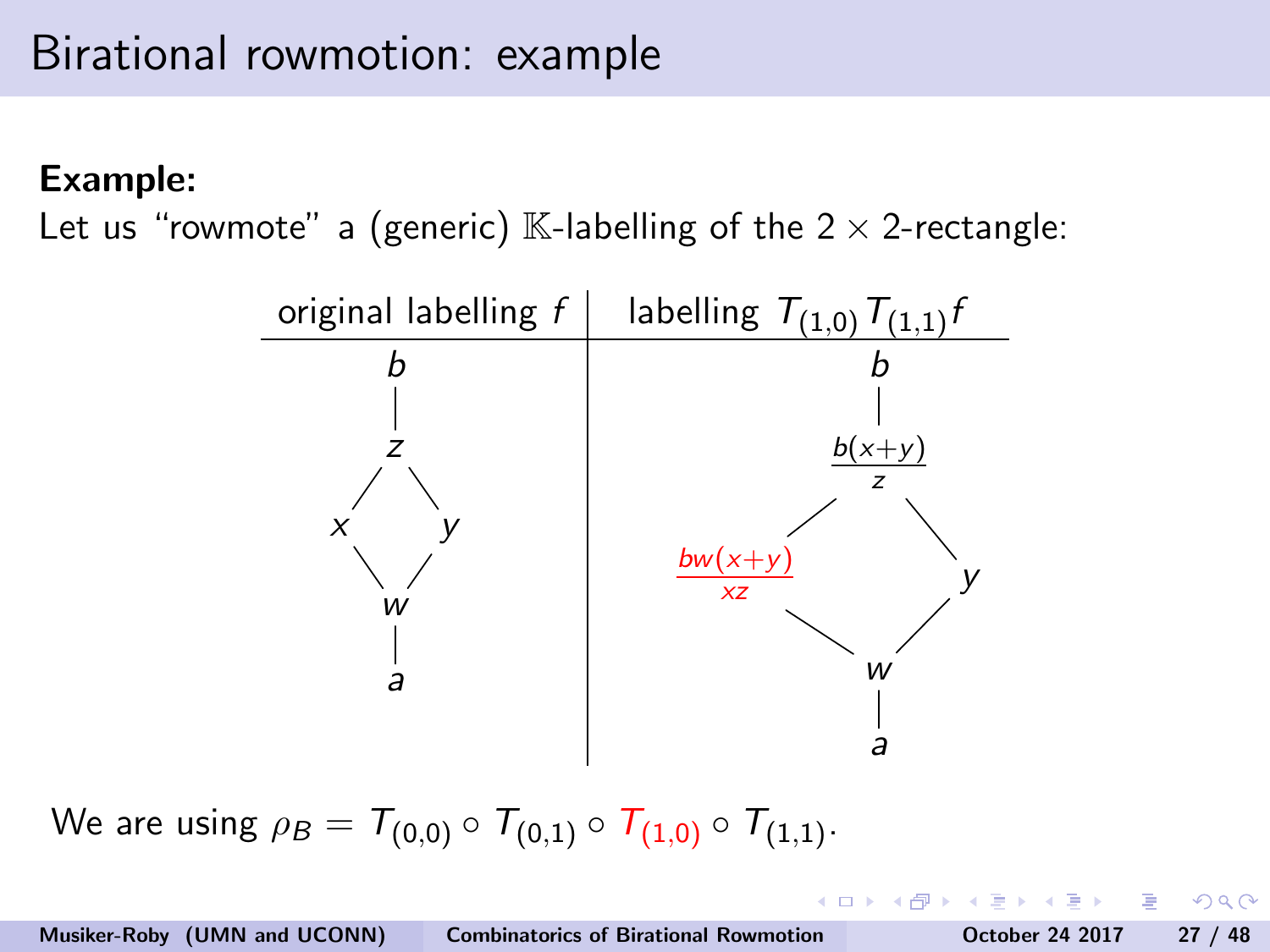# Birational rowmotion: example

**Example:**

Let us "rowmote" a (generic) $\mathbb{K}$-labelling of the $2 \times 2$-rectangle:

| original labelling $f$ | labelling $T_{(1,0)} T_{(1,1)} f$ |
|---|---|
| $b$ | $b$ |
| $z$ | $\frac{b(x+y)}{z}$ |
| $x$ (left), $y$ (right) | $\frac{bw(x+y)}{xz}$ (left), $y$ (right) |
| $w$ | $w$ |
| $a$ | $a$ |

We are using $\rho_B = T_{(0,0)} \circ T_{(0,1)} \circ T_{(1,0)} \circ T_{(1,1)}$.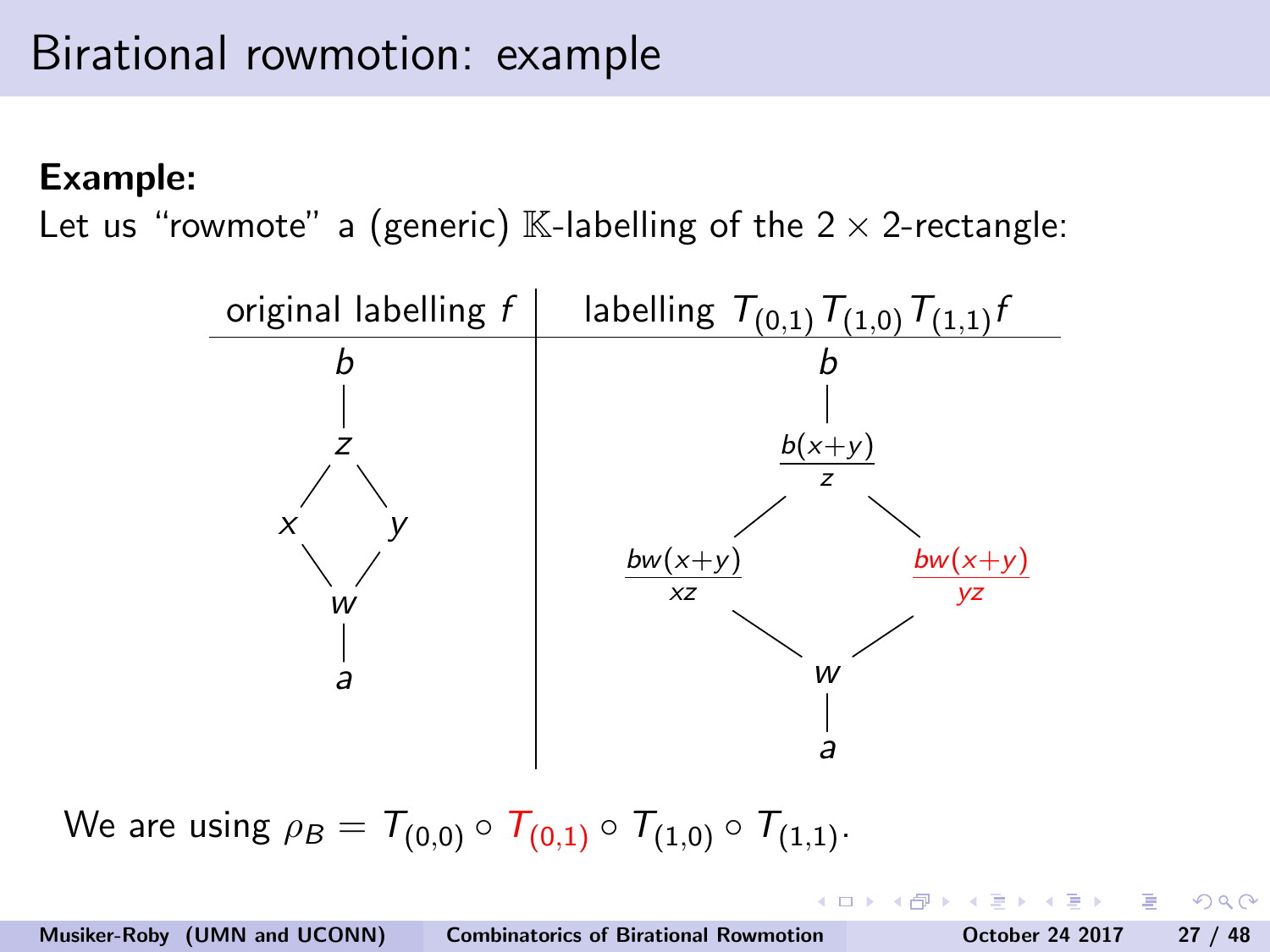# Birational rowmotion: example

**Example:**
Let us "rowmote" a (generic) $\mathbb{K}$-labelling of the $2 \times 2$-rectangle:

| original labelling $f$ | labelling $T_{(0,1)} T_{(1,0)} T_{(1,1)} f$ |
|---|---|
| $b$ | $b$ |
| $z$ | $\frac{b(x+y)}{z}$ |
| $x$, $y$ | $\frac{bw(x+y)}{xz}$, $\frac{bw(x+y)}{yz}$ |
| $w$ | $w$ |
| $a$ | $a$ |

We are using $\rho_B = T_{(0,0)} \circ T_{(0,1)} \circ T_{(1,0)} \circ T_{(1,1)}$.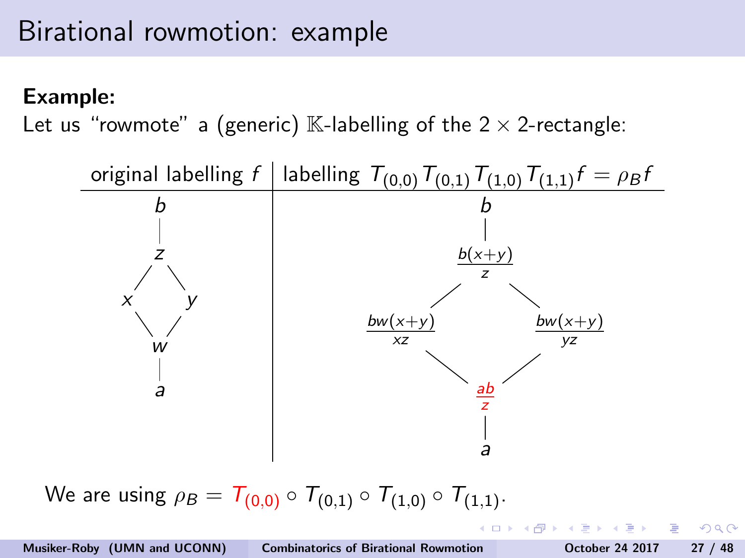# Birational rowmotion: example

**Example:**
Let us "rowmote" a (generic) $\mathbb{K}$-labelling of the $2 \times 2$-rectangle:

| original labelling $f$ | labelling $T_{(0,0)} T_{(0,1)} T_{(1,0)} T_{(1,1)} f = \rho_B f$ |
| --- | --- |
| $b$ | $b$ |
| $z$ | $\frac{b(x+y)}{z}$ |
| $x$ $\quad$ $y$ | $\frac{bw(x+y)}{xz}$ $\quad$ $\frac{bw(x+y)}{yz}$ |
| $w$ | $\frac{ab}{z}$ |
| $a$ | $a$ |

We are using $\rho_B = T_{(0,0)} \circ T_{(0,1)} \circ T_{(1,0)} \circ T_{(1,1)}$.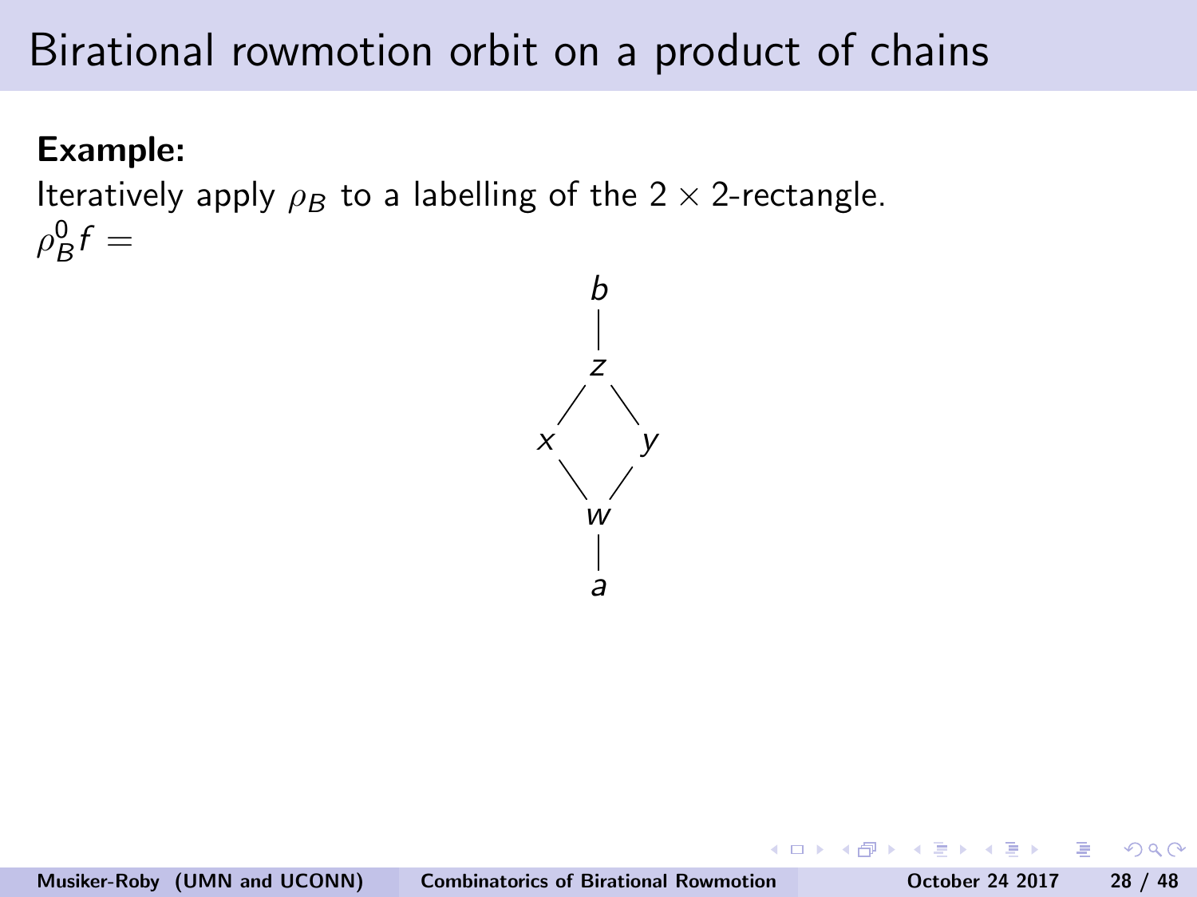# Birational rowmotion orbit on a product of chains

**Example:**

Iteratively apply $\rho_B$ to a labelling of the $2 \times 2$-rectangle.

$\rho_B^0 f =$

```
        b
        |
        z
       / \
      x   y
       \ /
        w
        |
        a
```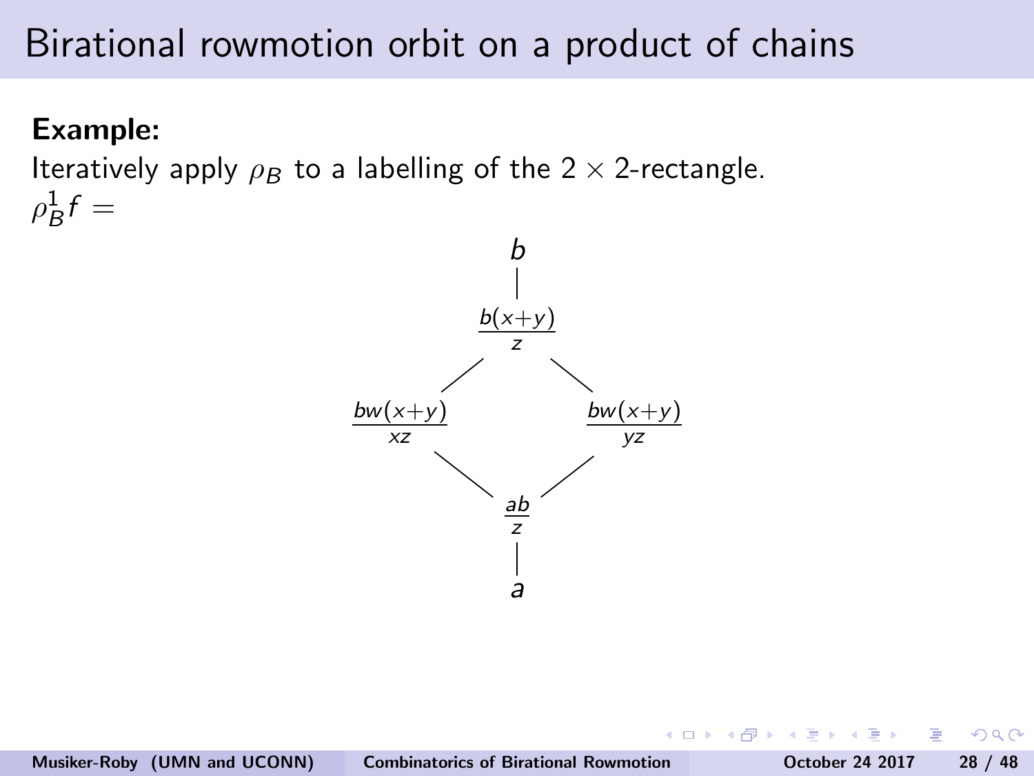# Birational rowmotion orbit on a product of chains

**Example:**

Iteratively apply $\rho_B$ to a labelling of the $2 \times 2$-rectangle.

$\rho_B^1 f =$

$$b$$

$$\frac{b(x+y)}{z}$$

$$\frac{bw(x+y)}{xz} \qquad \frac{bw(x+y)}{yz}$$

$$\frac{ab}{z}$$

$$a$$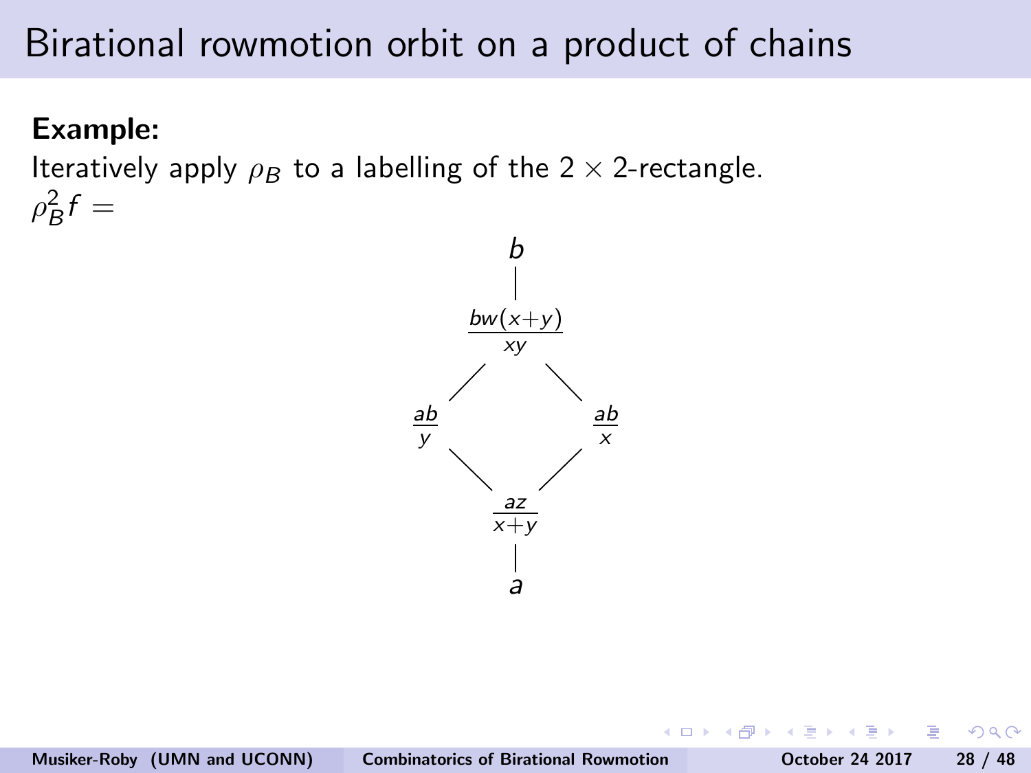# Birational rowmotion orbit on a product of chains

**Example:**

Iteratively apply $\rho_B$ to a labelling of the $2 \times 2$-rectangle.

$\rho_B^2 f =$

$$b$$

$$\frac{bw(x+y)}{xy}$$

$$\frac{ab}{y} \qquad \frac{ab}{x}$$

$$\frac{az}{x+y}$$

$$a$$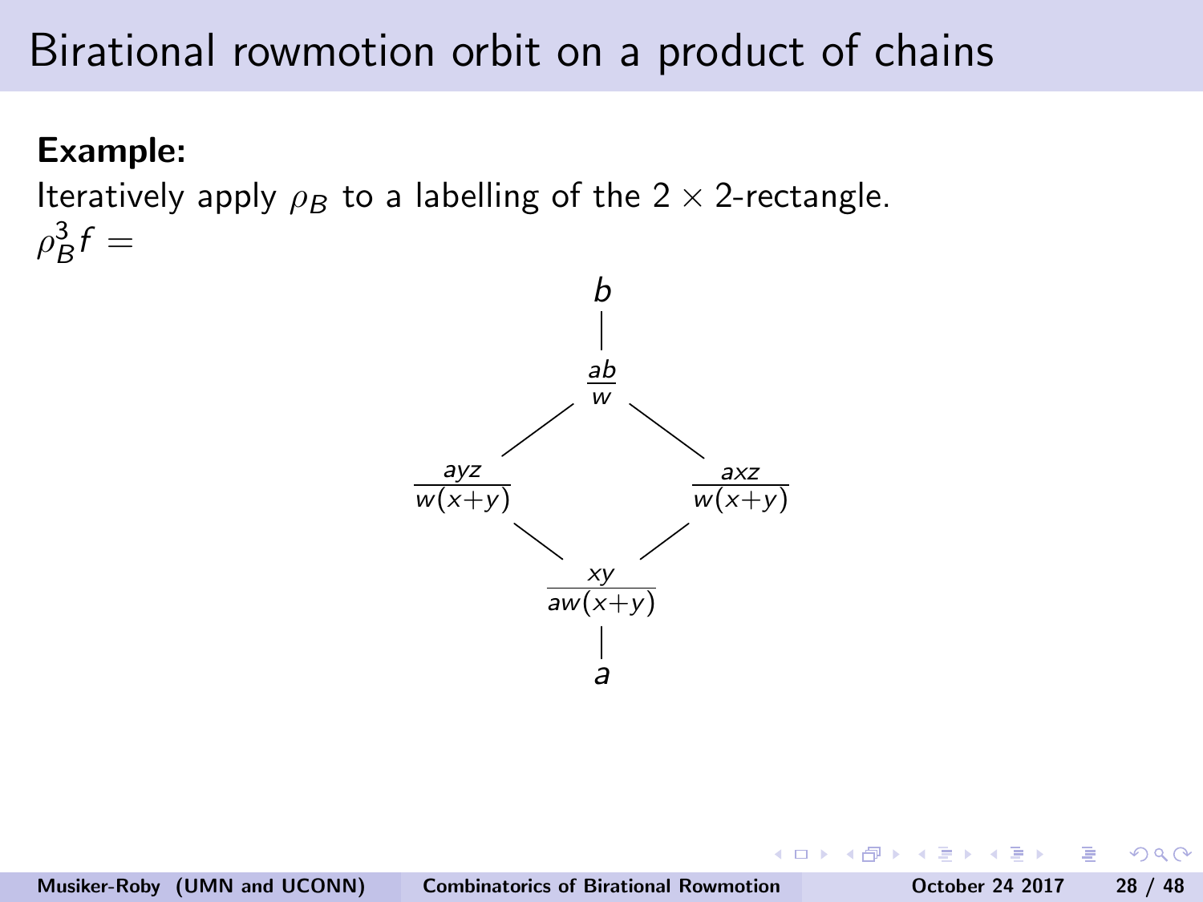# Birational rowmotion orbit on a product of chains

**Example:**

Iteratively apply $\rho_B$ to a labelling of the $2 \times 2$-rectangle.

$\rho_B^3 f =$

$$b$$

$$\frac{ab}{w}$$

$$\frac{ayz}{w(x+y)} \qquad \frac{axz}{w(x+y)}$$

$$\frac{xy}{aw(x+y)}$$

$$a$$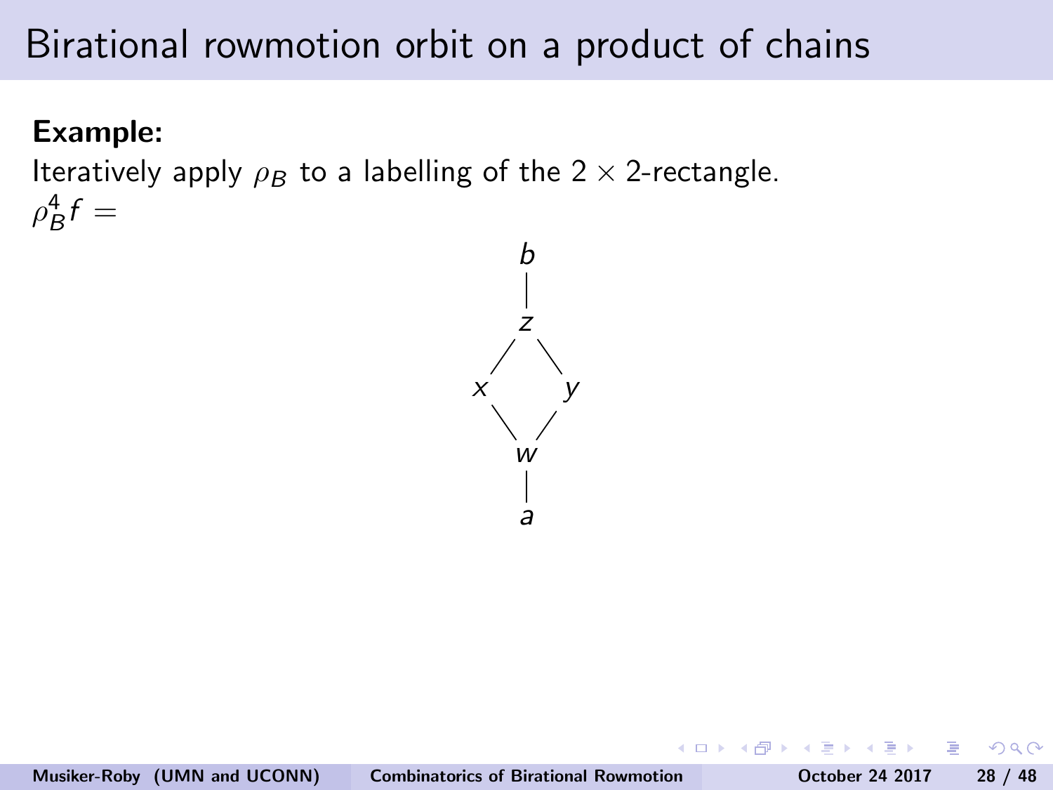# Birational rowmotion orbit on a product of chains

**Example:**

Iteratively apply $\rho_B$ to a labelling of the $2 \times 2$-rectangle.

$\rho_B^4 f =$

b

z

x y

w

a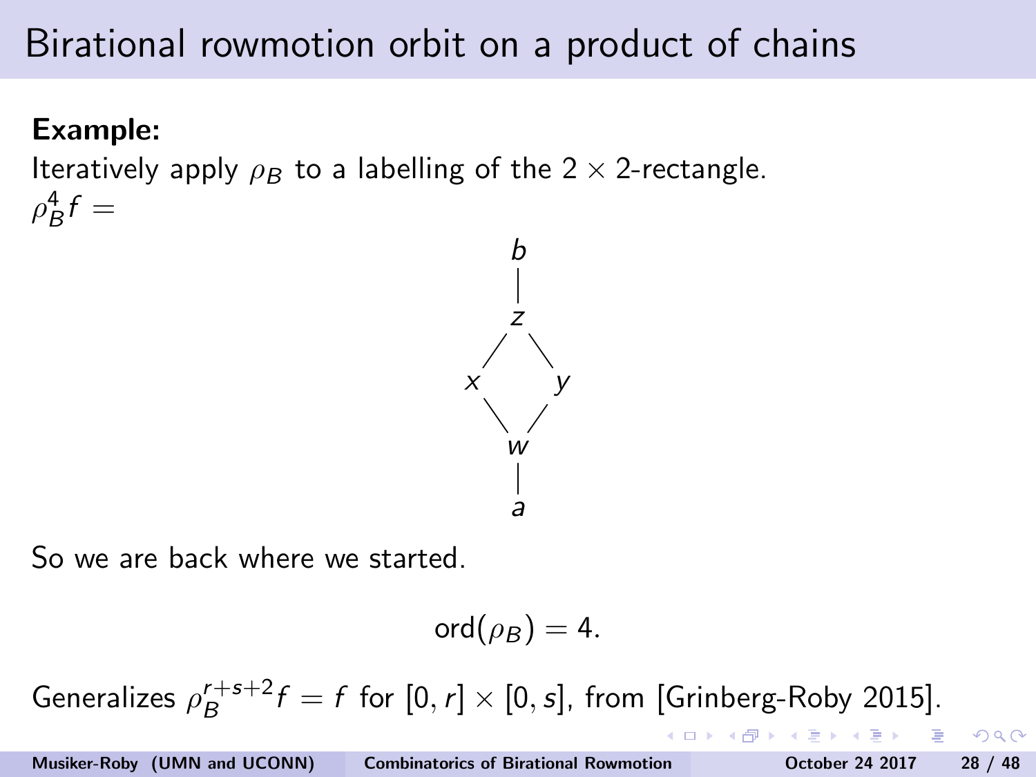# Birational rowmotion orbit on a product of chains

**Example:**

Iteratively apply $\rho_B$ to a labelling of the $2 \times 2$-rectangle.

$\rho_B^4 f =$

```
        b
        |
        z
       / \
      x   y
       \ /
        w
        |
        a
```

So we are back where we started.

$$\text{ord}(\rho_B) = 4.$$

Generalizes $\rho_B^{r+s+2} f = f$ for $[0, r] \times [0, s]$, from [Grinberg-Roby 2015].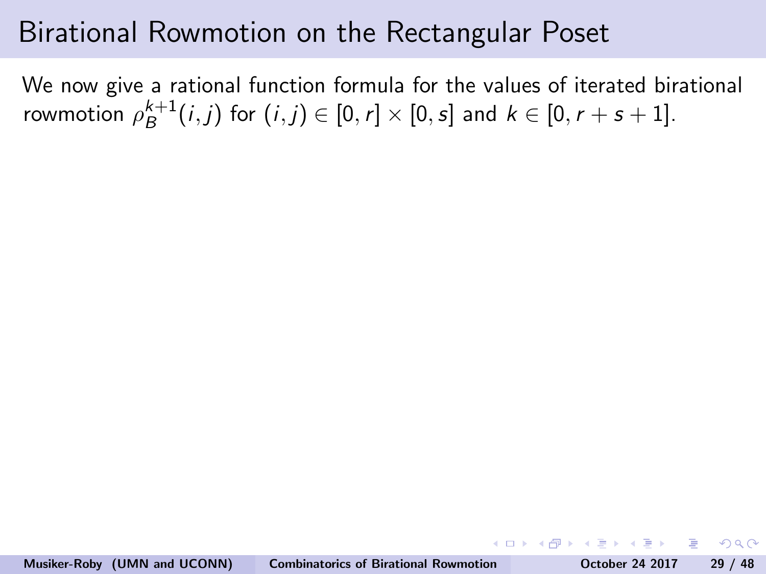# Birational Rowmotion on the Rectangular Poset

We now give a rational function formula for the values of iterated birational rowmotion $\rho_B^{k+1}(i,j)$ for $(i,j) \in [0,r] \times [0,s]$ and $k \in [0, r+s+1]$.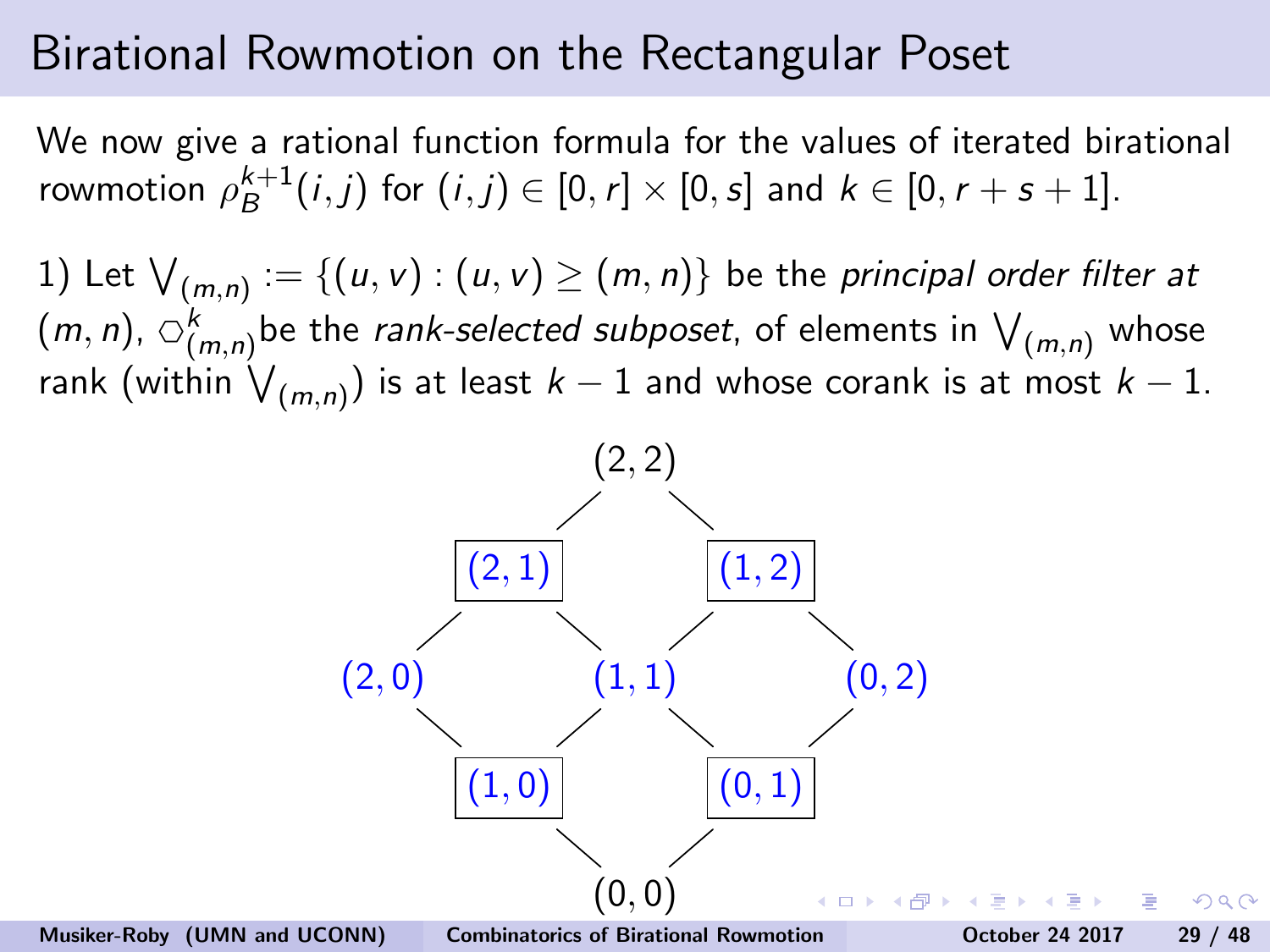# Birational Rowmotion on the Rectangular Poset

We now give a rational function formula for the values of iterated birational rowmotion $\rho_B^{k+1}(i,j)$ for $(i,j) \in [0,r] \times [0,s]$ and $k \in [0, r+s+1]$.

1) Let $\bigvee_{(m,n)} := \{(u,v) : (u,v) \geq (m,n)\}$ be the *principal order filter at* $(m,n)$, $\hexagon^k_{(m,n)}$ be the *rank-selected subposet*, of elements in $\bigvee_{(m,n)}$ whose rank (within $\bigvee_{(m,n)}$) is at least $k-1$ and whose corank is at most $k-1$.

(2,2)

(2,1) (1,2)

(2,0) (1,1) (0,2)

(1,0) (0,1)

(0,0)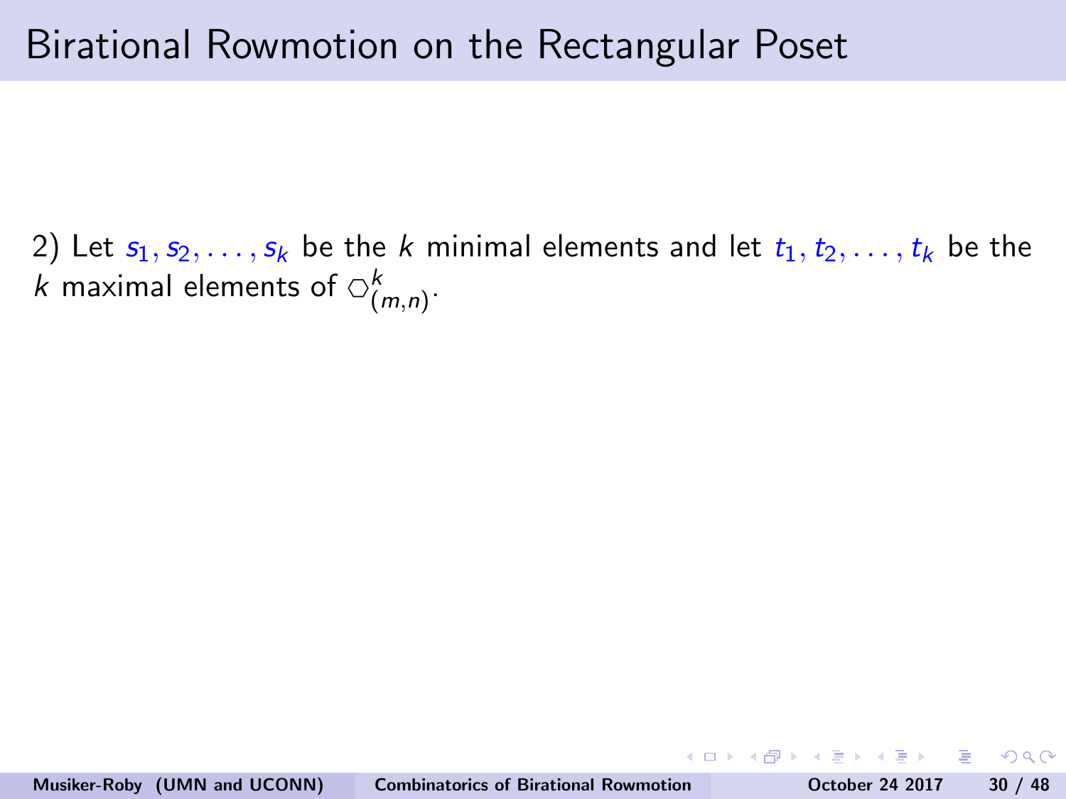# Birational Rowmotion on the Rectangular Poset

2) Let $s_1, s_2, \ldots, s_k$ be the $k$ minimal elements and let $t_1, t_2, \ldots, t_k$ be the $k$ maximal elements of $\hexagon^k_{(m,n)}$.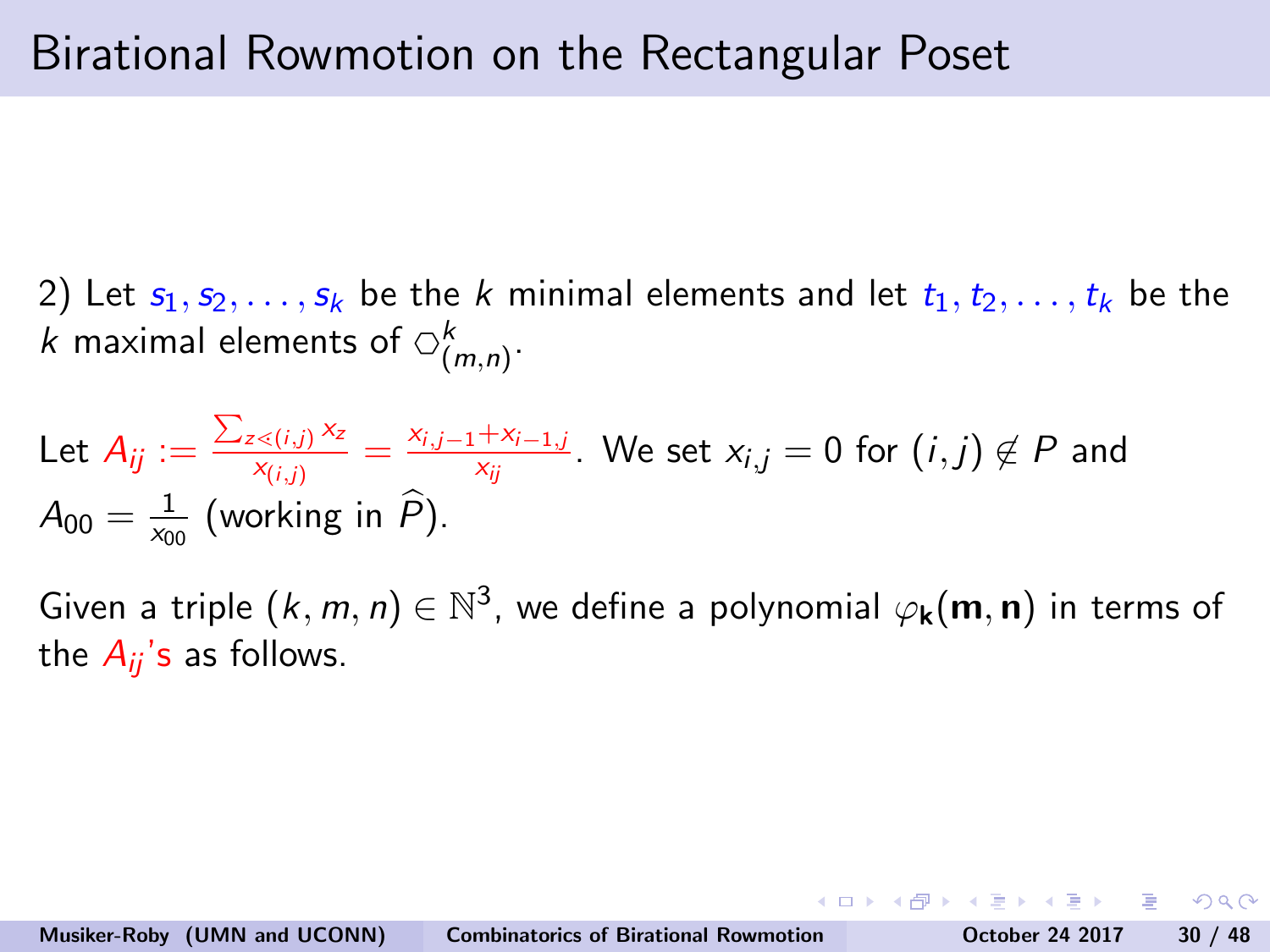# Birational Rowmotion on the Rectangular Poset

2) Let $s_1, s_2, \ldots, s_k$ be the $k$ minimal elements and let $t_1, t_2, \ldots, t_k$ be the $k$ maximal elements of $\hexagon^k_{(m,n)}$.

Let $A_{ij} := \frac{\sum_{z \lessdot (i,j)} x_z}{x_{(i,j)}} = \frac{x_{i,j-1} + x_{i-1,j}}{x_{ij}}$. We set $x_{i,j} = 0$ for $(i,j) \notin P$ and $A_{00} = \frac{1}{x_{00}}$ (working in $\widehat{P}$).

Given a triple $(k, m, n) \in \mathbb{N}^3$, we define a polynomial $\varphi_{\mathbf{k}}(\mathbf{m}, \mathbf{n})$ in terms of the $A_{ij}$'s as follows.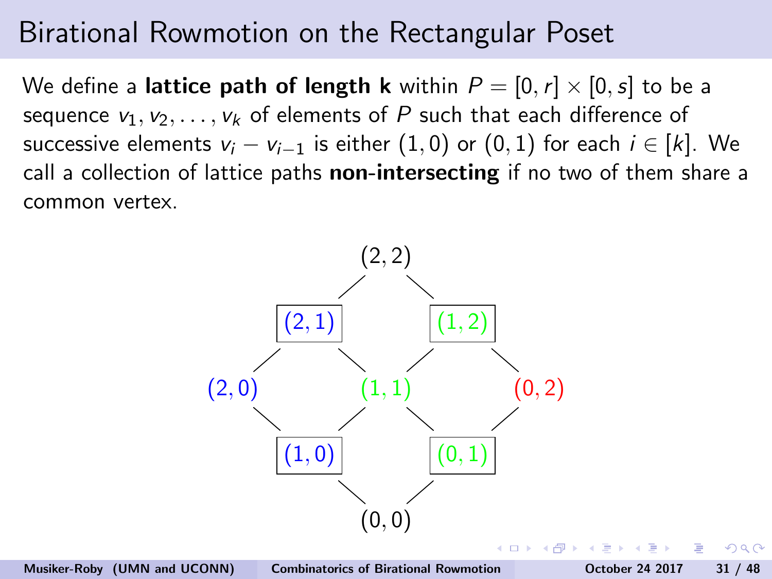# Birational Rowmotion on the Rectangular Poset

We define a **lattice path of length k** within $P = [0, r] \times [0, s]$ to be a sequence $v_1, v_2, \ldots, v_k$ of elements of $P$ such that each difference of successive elements $v_i - v_{i-1}$ is either $(1, 0)$ or $(0, 1)$ for each $i \in [k]$. We call a collection of lattice paths **non-intersecting** if no two of them share a common vertex.

$(2,2)$

$(2,1)$ $\quad$ $(1,2)$

$(2,0)$ $\quad$ $(1,1)$ $\quad$ $(0,2)$

$(1,0)$ $\quad$ $(0,1)$

$(0,0)$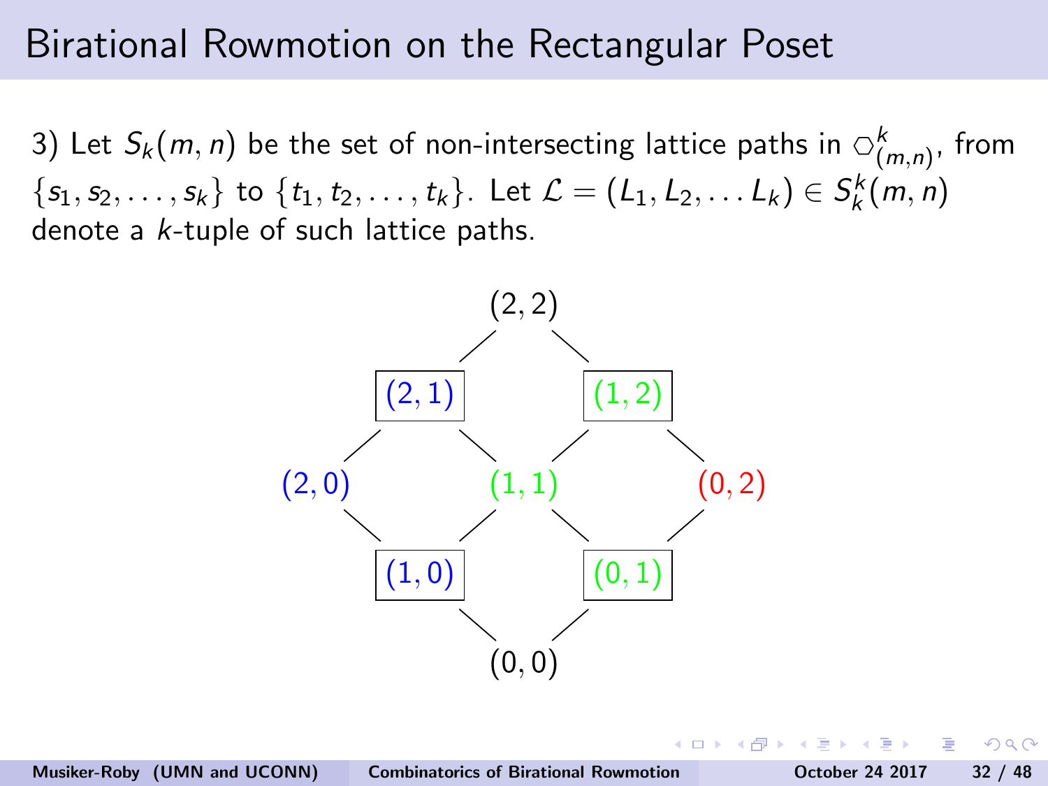# Birational Rowmotion on the Rectangular Poset

3) Let $S_k(m,n)$ be the set of non-intersecting lattice paths in $\varhexagon^k_{(m,n)}$, from $\{s_1, s_2, \ldots, s_k\}$ to $\{t_1, t_2, \ldots, t_k\}$. Let $\mathcal{L} = (L_1, L_2, \ldots L_k) \in S^k_k(m,n)$ denote a $k$-tuple of such lattice paths.

$(2,2)$

$(2,1)$ $\quad$ $(1,2)$

$(2,0)$ $\quad$ $(1,1)$ $\quad$ $(0,2)$

$(1,0)$ $\quad$ $(0,1)$

$(0,0)$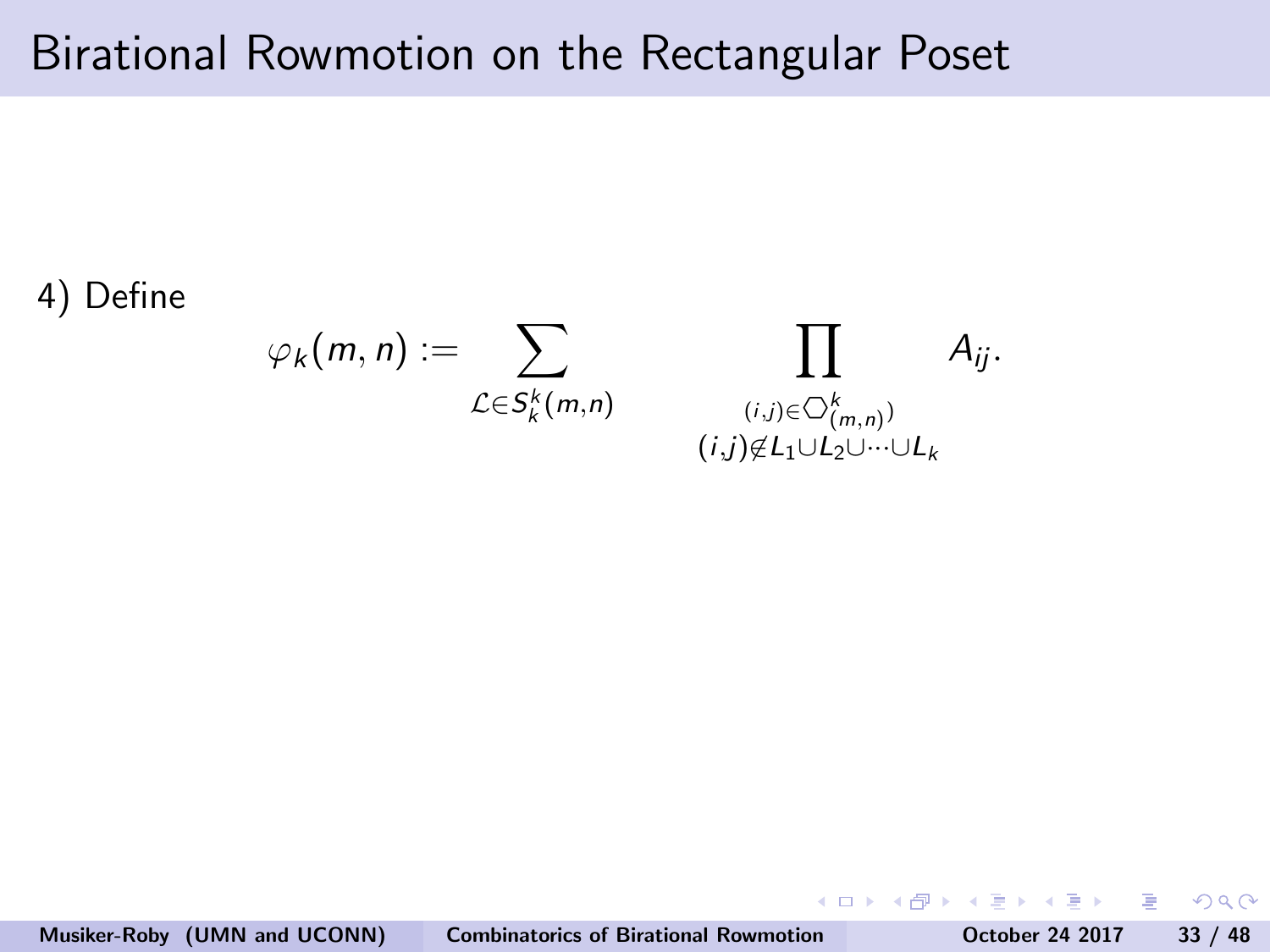# Birational Rowmotion on the Rectangular Poset

4) Define

$$\varphi_k(m,n) := \sum_{\mathcal{L} \in S_k^k(m,n)} \prod_{\substack{(i,j) \in \hexagon^k_{(m,n)} \\ (i,j) \notin L_1 \cup L_2 \cup \cdots \cup L_k}} A_{ij}.$$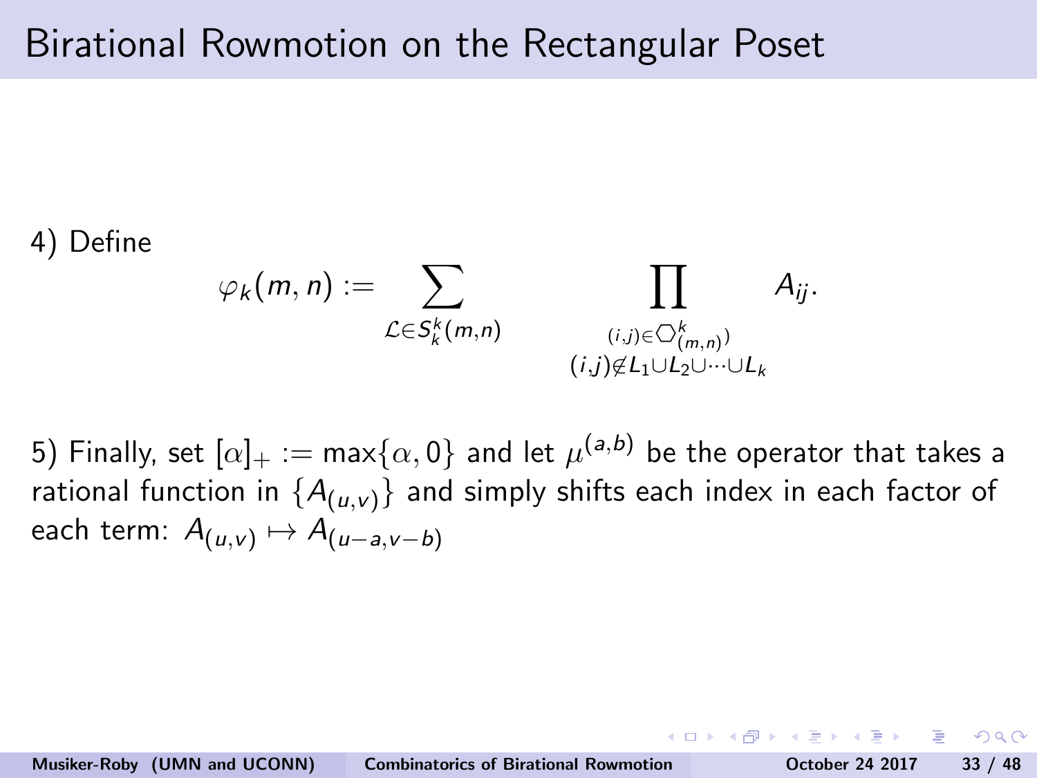# Birational Rowmotion on the Rectangular Poset

4) Define

$$\varphi_k(m,n) := \sum_{\mathcal{L} \in S_k^k(m,n)} \prod_{\substack{(i,j) \in \hexagon^k_{(m,n)}) \\ (i,j) \notin L_1 \cup L_2 \cup \cdots \cup L_k}} A_{ij}.$$

5) Finally, set $[\alpha]_+ := \max\{\alpha, 0\}$ and let $\mu^{(a,b)}$ be the operator that takes a rational function in $\{A_{(u,v)}\}$ and simply shifts each index in each factor of each term: $A_{(u,v)} \mapsto A_{(u-a,v-b)}$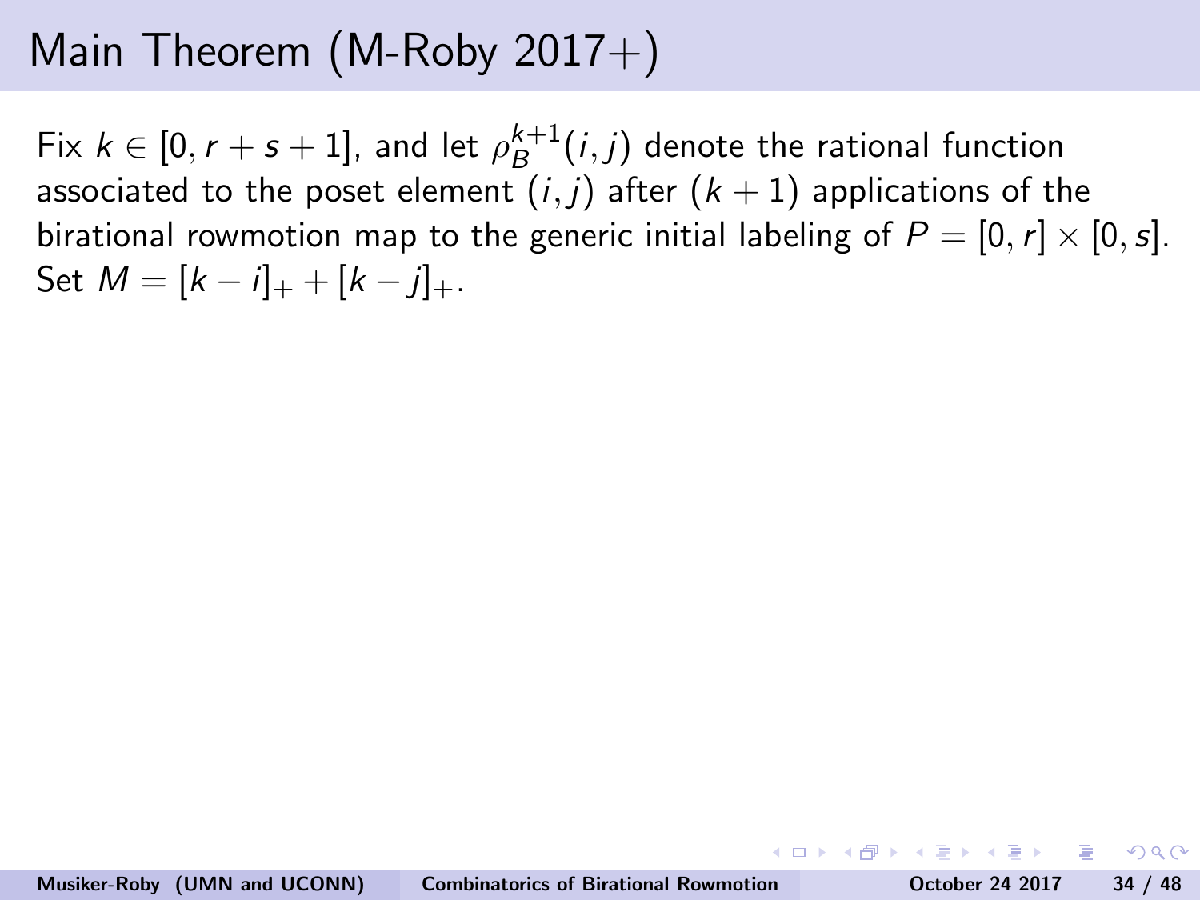# Main Theorem (M-Roby 2017+)

Fix $k \in [0, r + s + 1]$, and let $\rho_B^{k+1}(i, j)$ denote the rational function associated to the poset element $(i, j)$ after $(k + 1)$ applications of the birational rowmotion map to the generic initial labeling of $P = [0, r] \times [0, s]$. Set $M = [k - i]_+ + [k - j]_+$.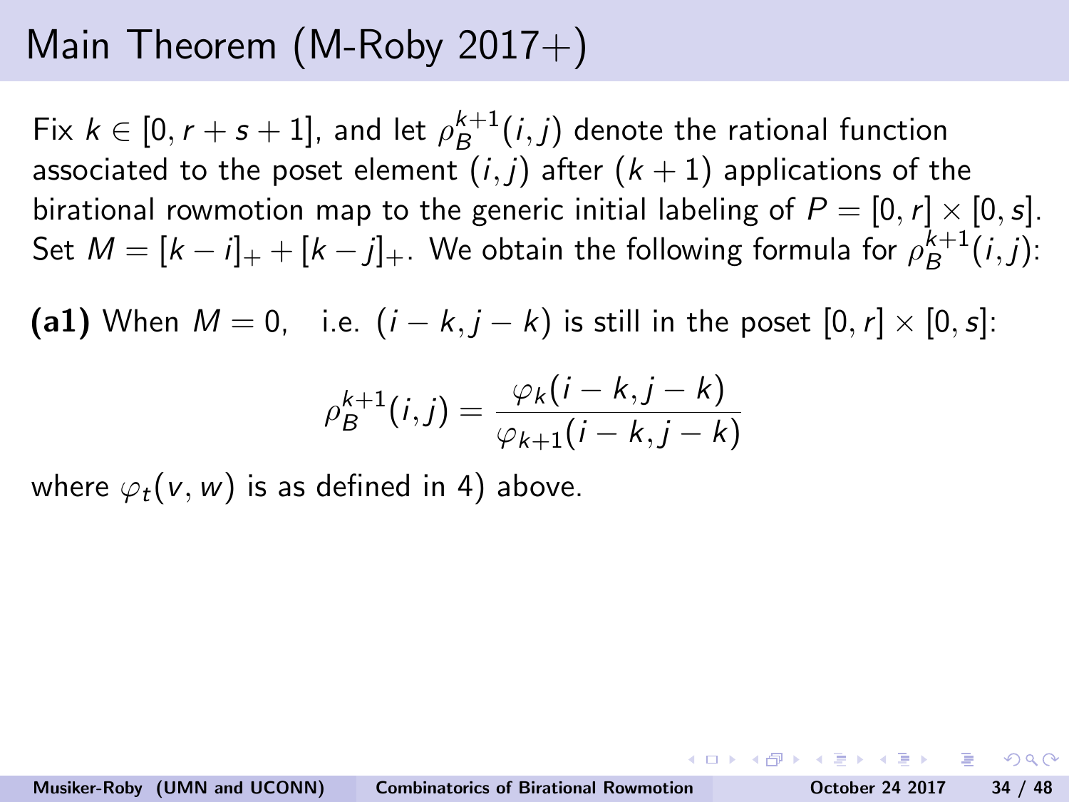# Main Theorem (M-Roby 2017+)

Fix $k \in [0, r+s+1]$, and let $\rho_B^{k+1}(i,j)$ denote the rational function associated to the poset element $(i,j)$ after $(k+1)$ applications of the birational rowmotion map to the generic initial labeling of $P = [0,r] \times [0,s]$. Set $M = [k-i]_+ + [k-j]_+$. We obtain the following formula for $\rho_B^{k+1}(i,j)$:

**(a1)** When $M = 0$, i.e. $(i-k, j-k)$ is still in the poset $[0,r] \times [0,s]$:

$$\rho_B^{k+1}(i,j) = \frac{\varphi_k(i-k, j-k)}{\varphi_{k+1}(i-k, j-k)}$$

where $\varphi_t(v,w)$ is as defined in 4) above.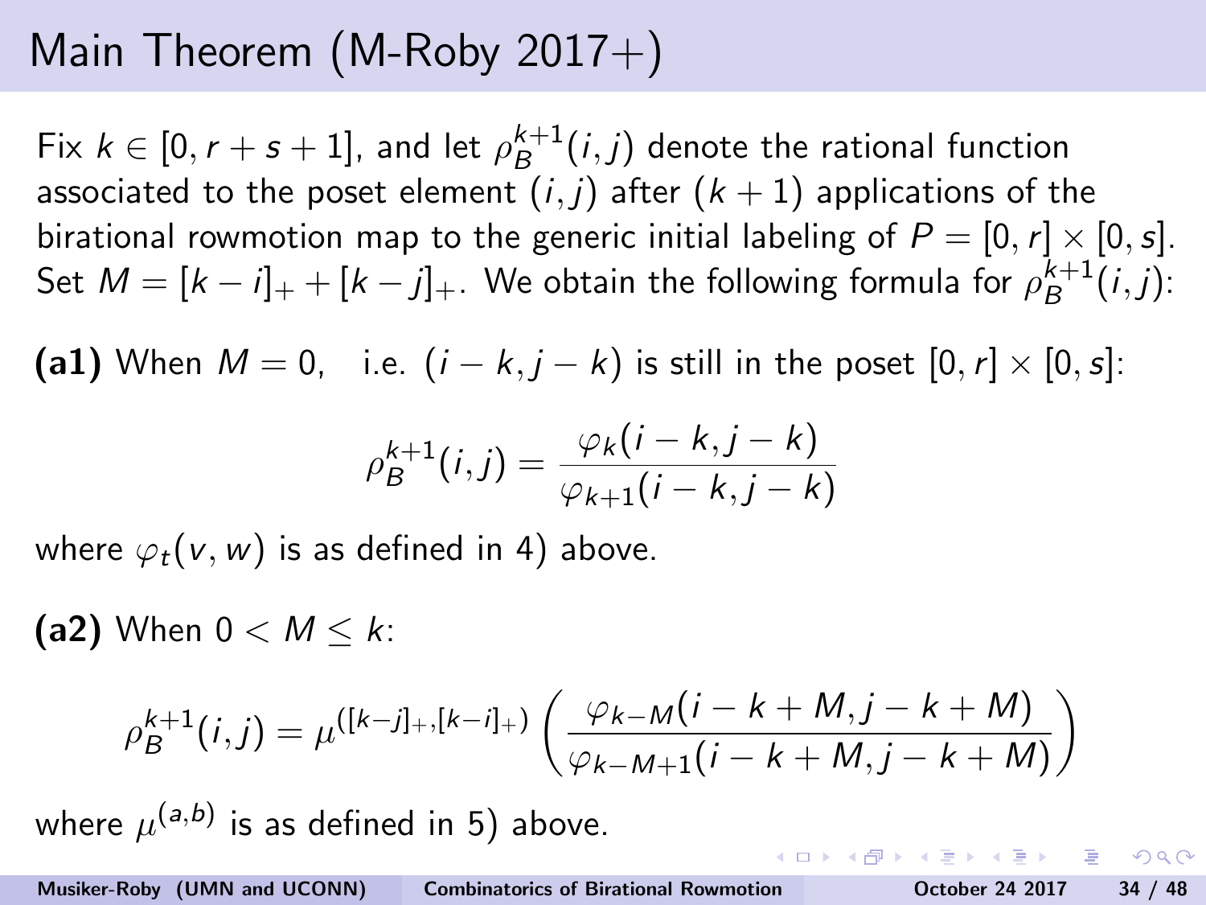# Main Theorem (M-Roby 2017+)

Fix $k \in [0, r+s+1]$, and let $\rho_B^{k+1}(i,j)$ denote the rational function associated to the poset element $(i,j)$ after $(k+1)$ applications of the birational rowmotion map to the generic initial labeling of $P = [0,r] \times [0,s]$. Set $M = [k-i]_+ + [k-j]_+$. We obtain the following formula for $\rho_B^{k+1}(i,j)$:

**(a1)** When $M = 0$, i.e. $(i-k, j-k)$ is still in the poset $[0,r] \times [0,s]$:

$$\rho_B^{k+1}(i,j) = \frac{\varphi_k(i-k, j-k)}{\varphi_{k+1}(i-k, j-k)}$$

where $\varphi_t(v,w)$ is as defined in 4) above.

**(a2)** When $0 < M \leq k$:

$$\rho_B^{k+1}(i,j) = \mu^{([k-j]_+, [k-i]_+)} \left( \frac{\varphi_{k-M}(i-k+M, j-k+M)}{\varphi_{k-M+1}(i-k+M, j-k+M)} \right)$$

where $\mu^{(a,b)}$ is as defined in 5) above.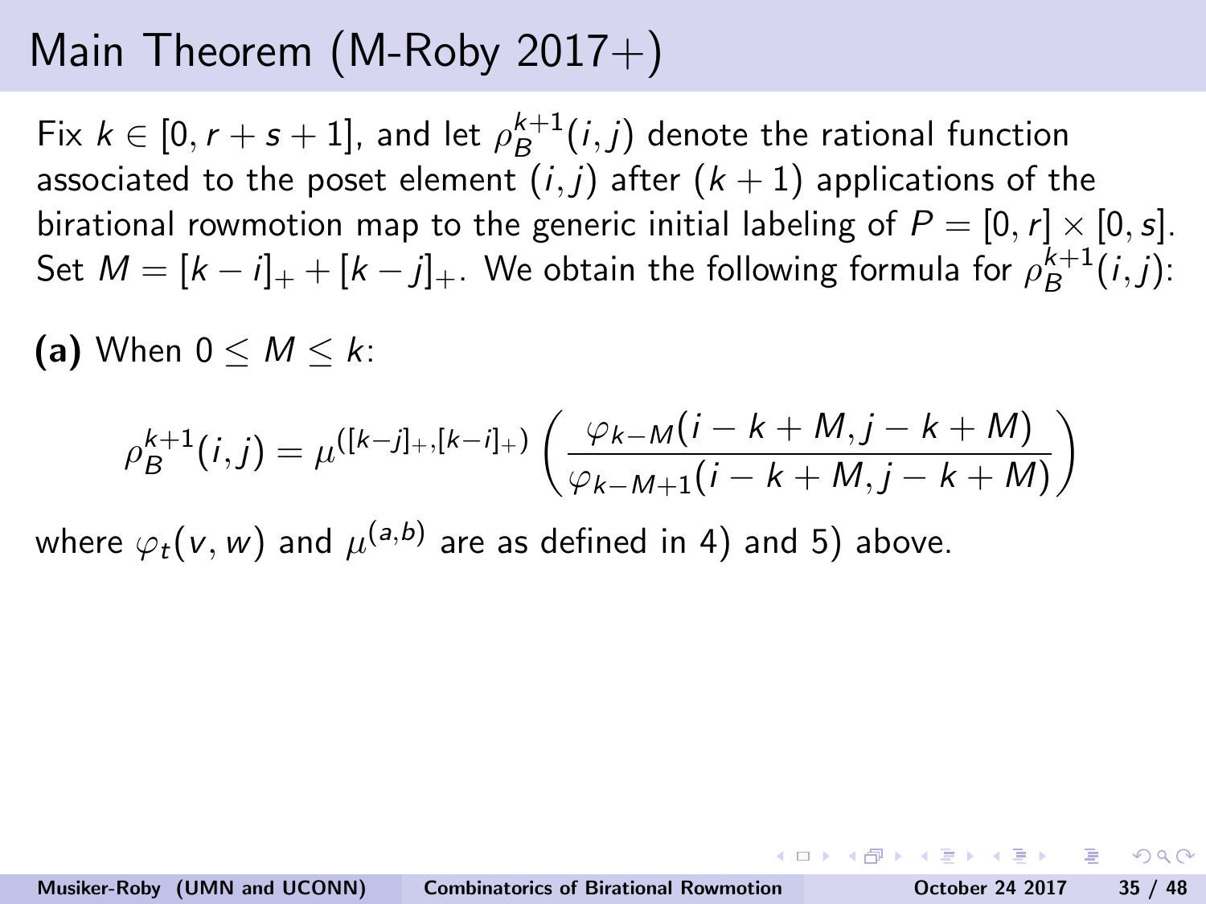# Main Theorem (M-Roby 2017+)

Fix $k \in [0, r+s+1]$, and let $\rho_B^{k+1}(i,j)$ denote the rational function associated to the poset element $(i,j)$ after $(k+1)$ applications of the birational rowmotion map to the generic initial labeling of $P = [0,r] \times [0,s]$. Set $M = [k-i]_+ + [k-j]_+$. We obtain the following formula for $\rho_B^{k+1}(i,j)$:

**(a)** When $0 \leq M \leq k$:

$$\rho_B^{k+1}(i,j) = \mu^{([k-j]_+, [k-i]_+)} \left( \frac{\varphi_{k-M}(i-k+M, j-k+M)}{\varphi_{k-M+1}(i-k+M, j-k+M)} \right)$$

where $\varphi_t(v,w)$ and $\mu^{(a,b)}$ are as defined in 4) and 5) above.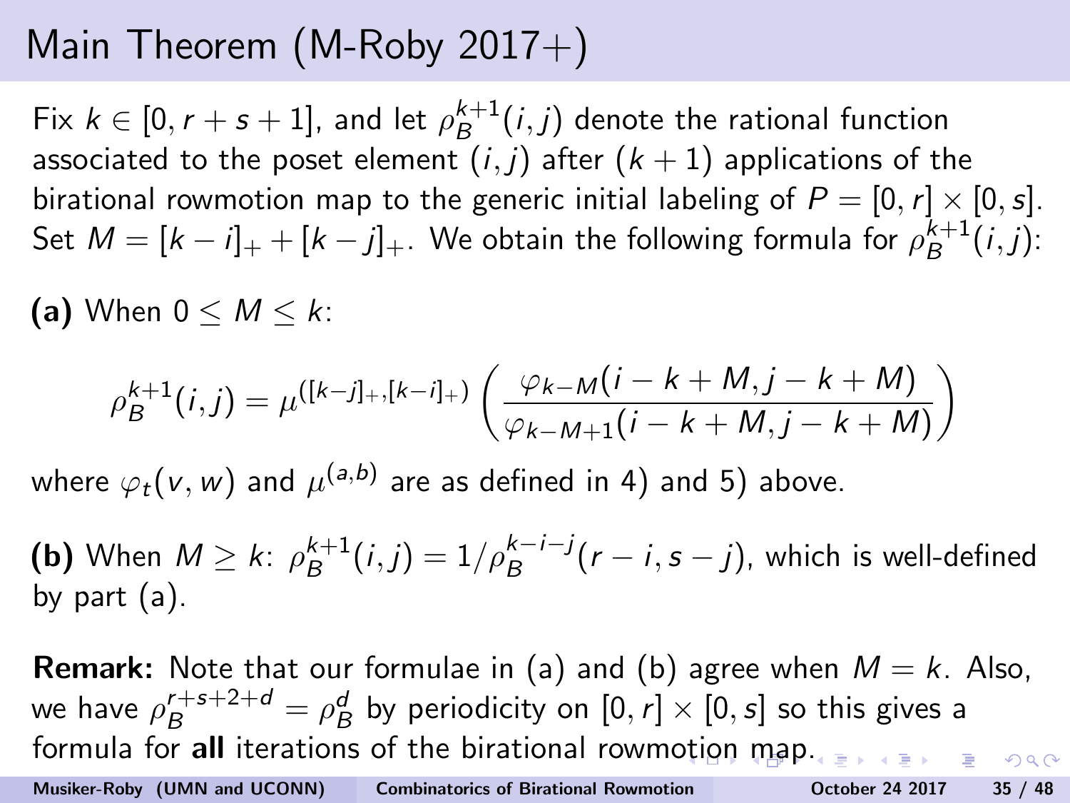# Main Theorem (M-Roby 2017+)

Fix $k \in [0, r+s+1]$, and let $\rho_B^{k+1}(i,j)$ denote the rational function associated to the poset element $(i,j)$ after $(k+1)$ applications of the birational rowmotion map to the generic initial labeling of $P = [0,r] \times [0,s]$. Set $M = [k-i]_+ + [k-j]_+$. We obtain the following formula for $\rho_B^{k+1}(i,j)$:

**(a)** When $0 \leq M \leq k$:

$$\rho_B^{k+1}(i,j) = \mu^{([k-j]_+,[k-i]_+)} \left( \frac{\varphi_{k-M}(i-k+M, j-k+M)}{\varphi_{k-M+1}(i-k+M, j-k+M)} \right)$$

where $\varphi_t(v,w)$ and $\mu^{(a,b)}$ are as defined in 4) and 5) above.

**(b)** When $M \geq k$: $\rho_B^{k+1}(i,j) = 1/\rho_B^{k-i-j}(r-i, s-j)$, which is well-defined by part (a).

**Remark:** Note that our formulae in (a) and (b) agree when $M = k$. Also, we have $\rho_B^{r+s+2+d} = \rho_B^d$ by periodicity on $[0,r] \times [0,s]$ so this gives a formula for **all** iterations of the birational rowmotion map.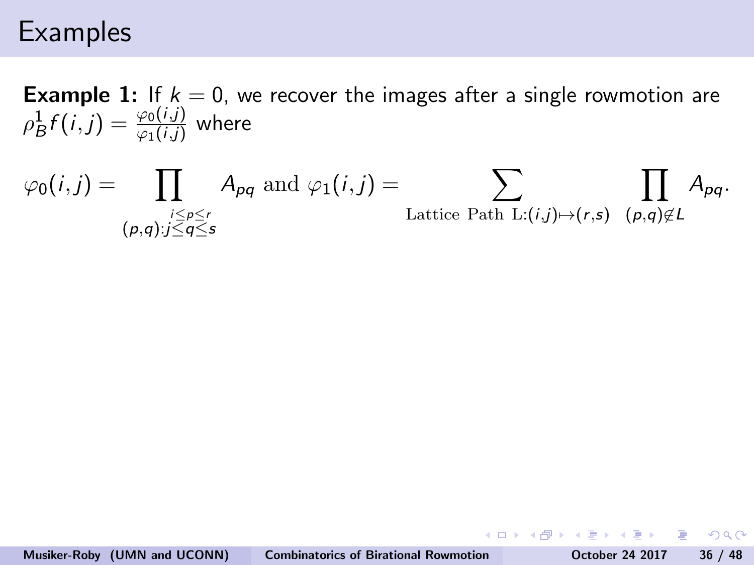# Examples

**Example 1:** If $k = 0$, we recover the images after a single rowmotion are $\rho_B^1 f(i,j) = \frac{\varphi_0(i,j)}{\varphi_1(i,j)}$ where

$$\varphi_0(i,j) = \prod_{\substack{i \leq p \leq r \\ (p,q): j \leq q \leq s}} A_{pq} \text{ and } \varphi_1(i,j) = \sum_{\text{Lattice Path L:}(i,j) \mapsto (r,s)} \prod_{(p,q) \notin L} A_{pq}.$$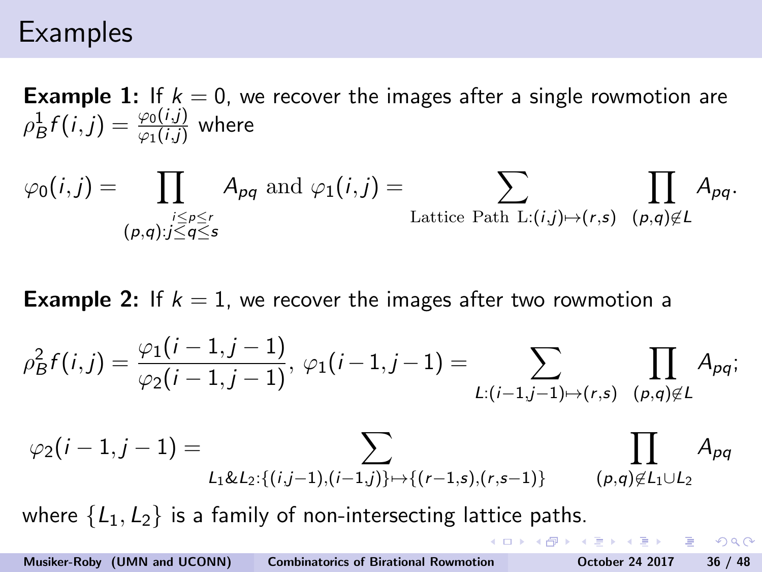# Examples

**Example 1:** If $k = 0$, we recover the images after a single rowmotion are $\rho_B^1 f(i,j) = \frac{\varphi_0(i,j)}{\varphi_1(i,j)}$ where

$$\varphi_0(i,j) = \prod_{\substack{(p,q): i \le p \le r \\ j \le q \le s}} A_{pq} \text{ and } \varphi_1(i,j) = \sum_{\text{Lattice Path L}:(i,j)\mapsto(r,s)} \prod_{(p,q)\notin L} A_{pq}.$$

**Example 2:** If $k = 1$, we recover the images after two rowmotion a

$$\rho_B^2 f(i,j) = \frac{\varphi_1(i-1,j-1)}{\varphi_2(i-1,j-1)},\ \varphi_1(i-1,j-1) = \sum_{L:(i-1,j-1)\mapsto(r,s)} \prod_{(p,q)\notin L} A_{pq};$$

$$\varphi_2(i-1,j-1) = \sum_{L_1 \& L_2:\{(i,j-1),(i-1,j)\}\mapsto\{(r-1,s),(r,s-1)\}} \prod_{(p,q)\notin L_1\cup L_2} A_{pq}$$

where $\{L_1, L_2\}$ is a family of non-intersecting lattice paths.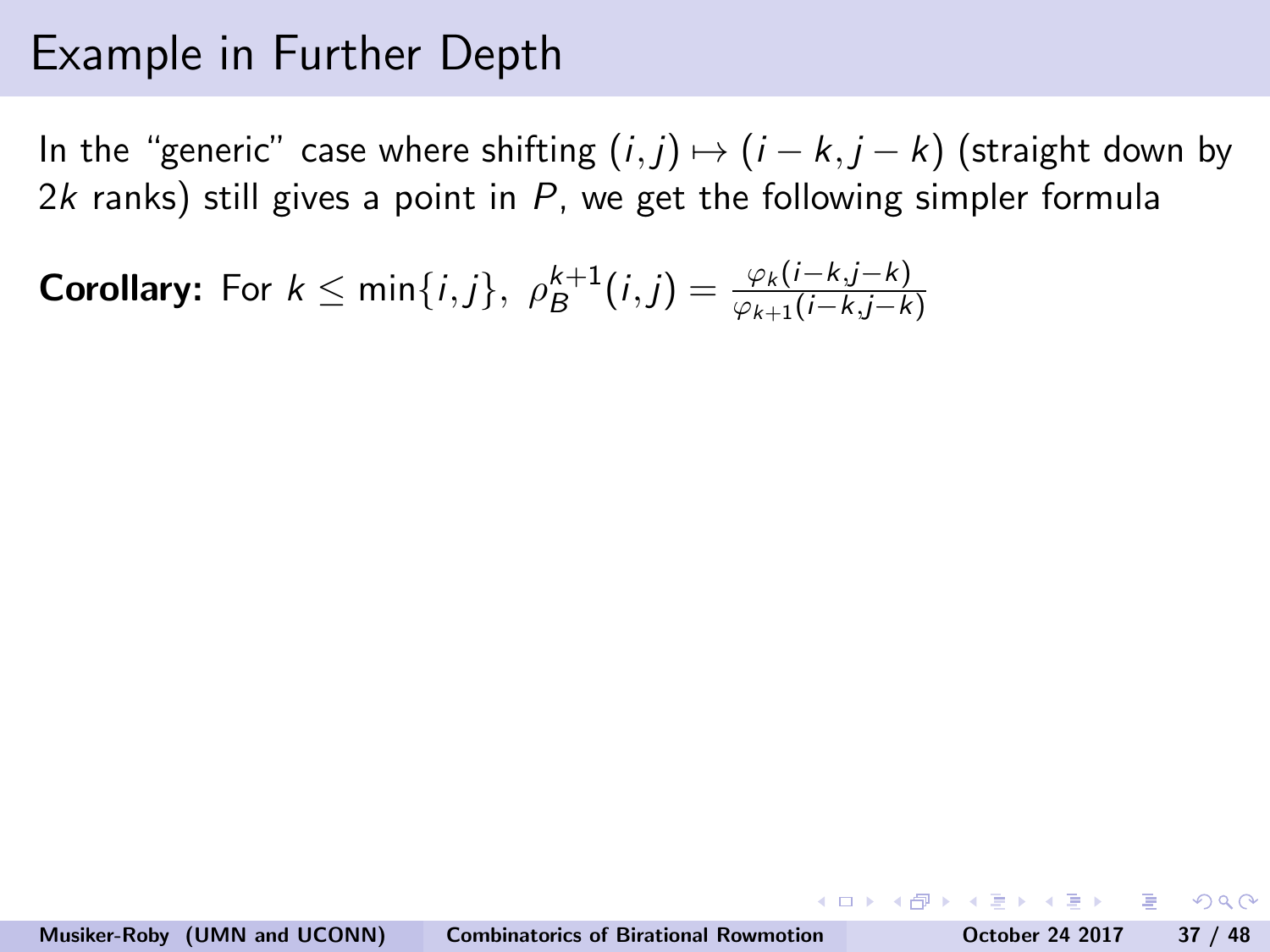# Example in Further Depth

In the "generic" case where shifting $(i,j) \mapsto (i-k, j-k)$ (straight down by $2k$ ranks) still gives a point in $P$, we get the following simpler formula

**Corollary:** For $k \leq \min\{i,j\}$, $\rho_B^{k+1}(i,j) = \frac{\varphi_k(i-k,j-k)}{\varphi_{k+1}(i-k,j-k)}$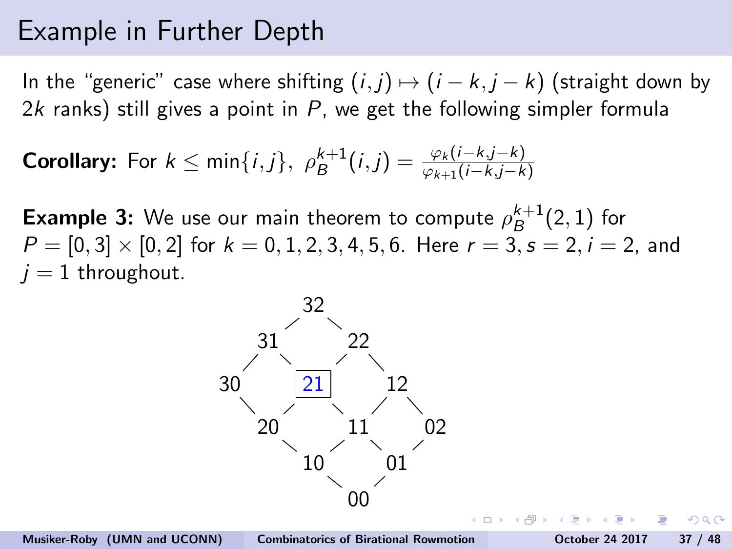# Example in Further Depth

In the "generic" case where shifting $(i,j) \mapsto (i-k, j-k)$ (straight down by $2k$ ranks) still gives a point in $P$, we get the following simpler formula

**Corollary:** For $k \leq \min\{i,j\}$, $\rho_B^{k+1}(i,j) = \frac{\varphi_k(i-k,j-k)}{\varphi_{k+1}(i-k,j-k)}$

**Example 3:** We use our main theorem to compute $\rho_B^{k+1}(2,1)$ for $P = [0,3] \times [0,2]$ for $k = 0, 1, 2, 3, 4, 5, 6$. Here $r = 3, s = 2, i = 2$, and $j = 1$ throughout.

```
              32
           /      \
        31          22
      /    \      /    \
   30       [21]         12
      \    /      \    /    \
        20          11         02
           \      /    \     /
              10          01
                 \      /
                    00
```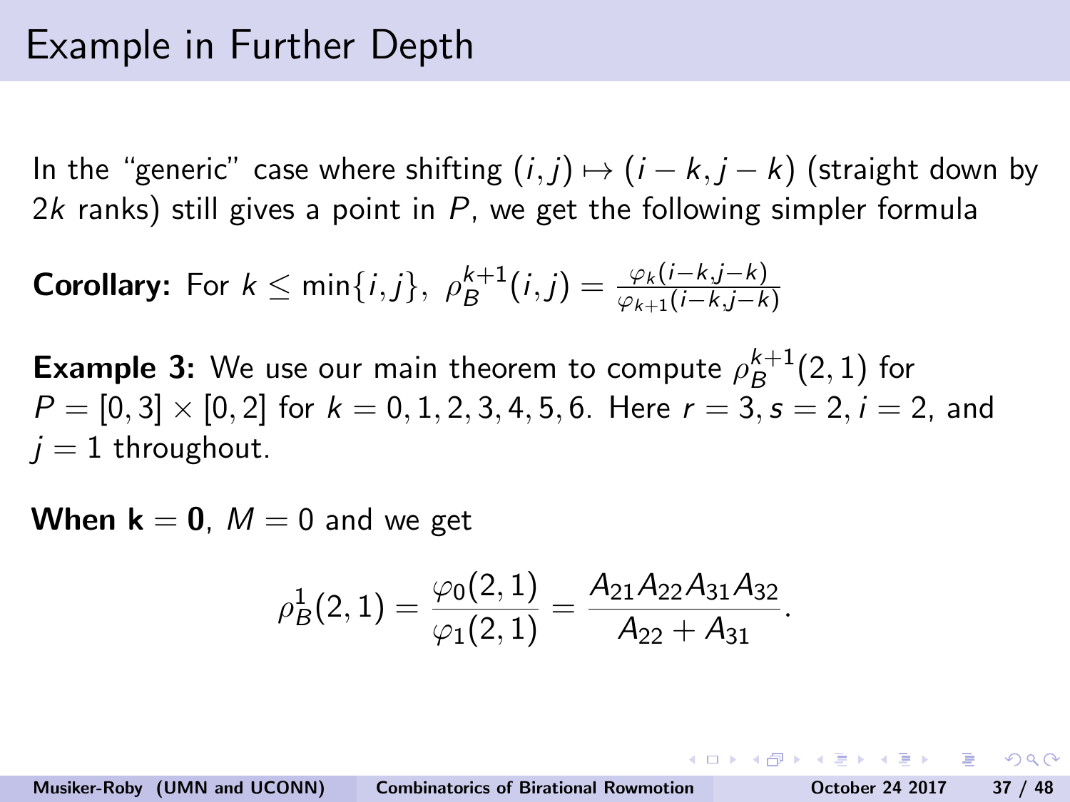# Example in Further Depth

In the "generic" case where shifting $(i, j) \mapsto (i-k, j-k)$ (straight down by $2k$ ranks) still gives a point in $P$, we get the following simpler formula

**Corollary:** For $k \leq \min\{i, j\}$, $\rho_B^{k+1}(i,j) = \frac{\varphi_k(i-k,j-k)}{\varphi_{k+1}(i-k,j-k)}$

**Example 3:** We use our main theorem to compute $\rho_B^{k+1}(2,1)$ for $P = [0,3] \times [0,2]$ for $k = 0, 1, 2, 3, 4, 5, 6$. Here $r = 3, s = 2, i = 2$, and $j = 1$ throughout.

**When $\mathbf{k = 0}$**, $M = 0$ and we get

$$\rho_B^1(2,1) = \frac{\varphi_0(2,1)}{\varphi_1(2,1)} = \frac{A_{21}A_{22}A_{31}A_{32}}{A_{22} + A_{31}}.$$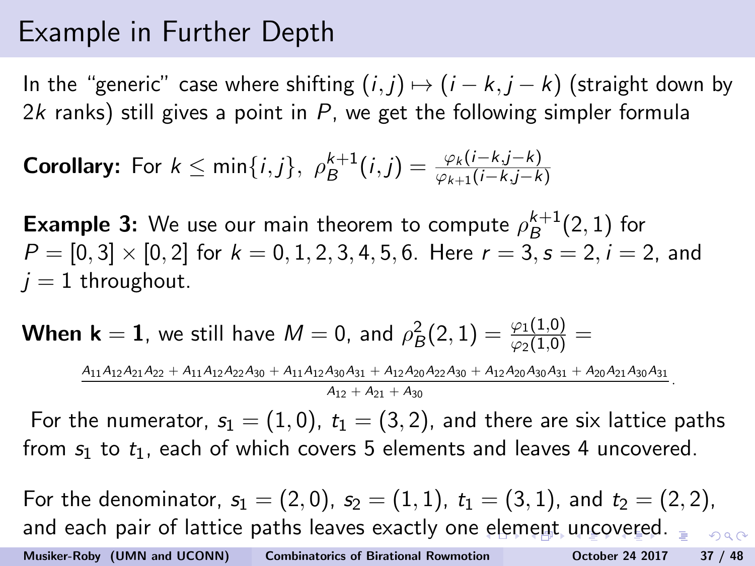# Example in Further Depth

In the "generic" case where shifting $(i, j) \mapsto (i - k, j - k)$ (straight down by $2k$ ranks) still gives a point in $P$, we get the following simpler formula

**Corollary:** For $k \leq \min\{i, j\}$, $\rho_B^{k+1}(i, j) = \frac{\varphi_k(i-k, j-k)}{\varphi_{k+1}(i-k, j-k)}$

**Example 3:** We use our main theorem to compute $\rho_B^{k+1}(2, 1)$ for $P = [0, 3] \times [0, 2]$ for $k = 0, 1, 2, 3, 4, 5, 6$. Here $r = 3, s = 2, i = 2$, and $j = 1$ throughout.

**When $\mathbf{k = 1}$**, we still have $M = 0$, and $\rho_B^2(2, 1) = \frac{\varphi_1(1,0)}{\varphi_2(1,0)} =$

$$\frac{A_{11}A_{12}A_{21}A_{22} + A_{11}A_{12}A_{22}A_{30} + A_{11}A_{12}A_{30}A_{31} + A_{12}A_{20}A_{22}A_{30} + A_{12}A_{20}A_{30}A_{31} + A_{20}A_{21}A_{30}A_{31}}{A_{12} + A_{21} + A_{30}}.$$

For the numerator, $s_1 = (1, 0)$, $t_1 = (3, 2)$, and there are six lattice paths from $s_1$ to $t_1$, each of which covers 5 elements and leaves 4 uncovered.

For the denominator, $s_1 = (2, 0)$, $s_2 = (1, 1)$, $t_1 = (3, 1)$, and $t_2 = (2, 2)$, and each pair of lattice paths leaves exactly one element uncovered.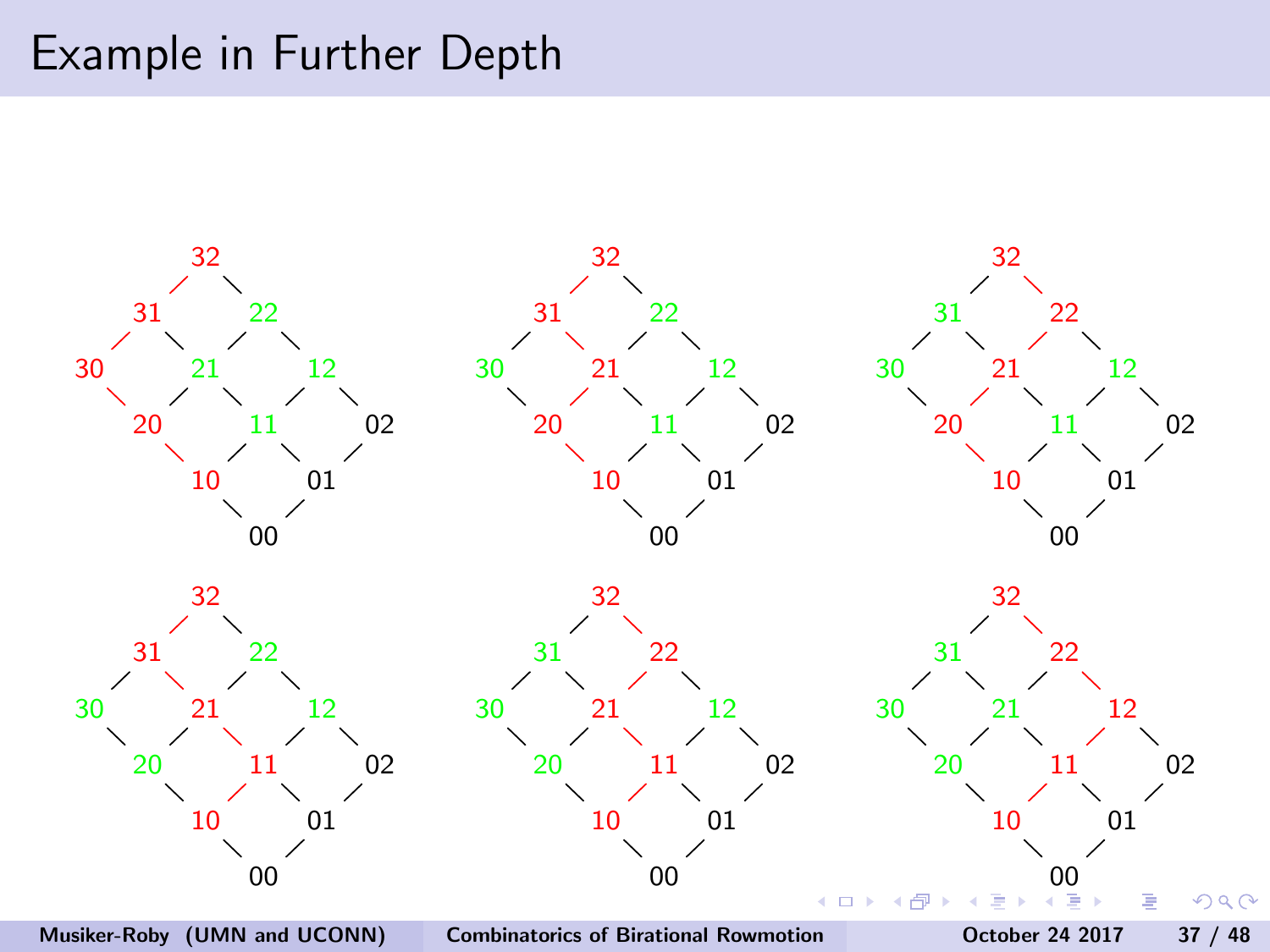# Example in Further Depth

```
        32                      32                      32
      /    \                  /    \                  /    \
    31      22              31      22              31      22
   /  \    /  \            /  \    /  \            /  \    /  \
 30    21    12          30    21    12          30    21    12
   \  /  \  /  \           \  /  \  /  \           \  /  \  /  \
    20    11    02          20    11    02          20    11    02
      \  /  \  /              \  /  \  /              \  /  \  /
       10    01                10    01                10    01
         \  /                    \  /                    \  /
          00                      00                      00

        32                      32                      32
      /    \                  /    \                  /    \
    31      22              31      22              31      22
   /  \    /  \            /  \    /  \            /  \    /  \
 30    21    12          30    21    12          30    21    12
   \  /  \  /  \           \  /  \  /  \           \  /  \  /  \
    20    11    02          20    11    02          20    11    02
      \  /  \  /              \  /  \  /              \  /  \  /
       10    01                10    01                10    01
         \  /                    \  /                    \  /
          00                      00                      00
```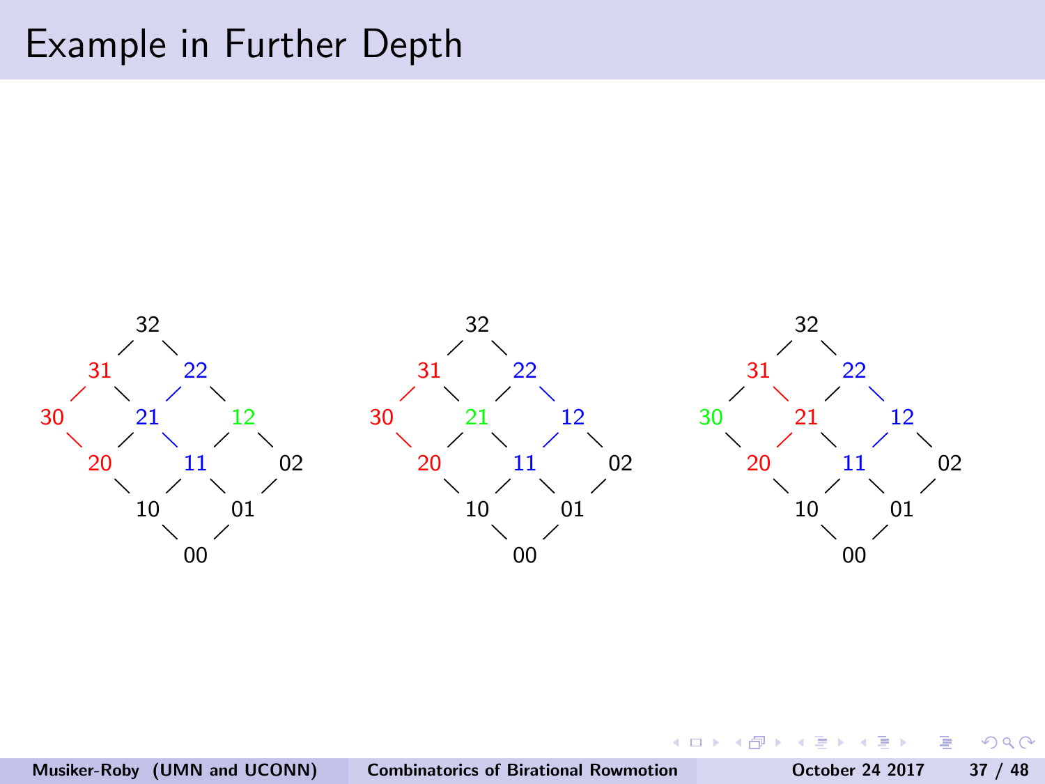# Example in Further Depth

32
31 22
30 21 12
20 11 02
10 01
00

32
31 22
30 21 12
20 11 02
10 01
00

32
31 22
30 21 12
20 11 02
10 01
00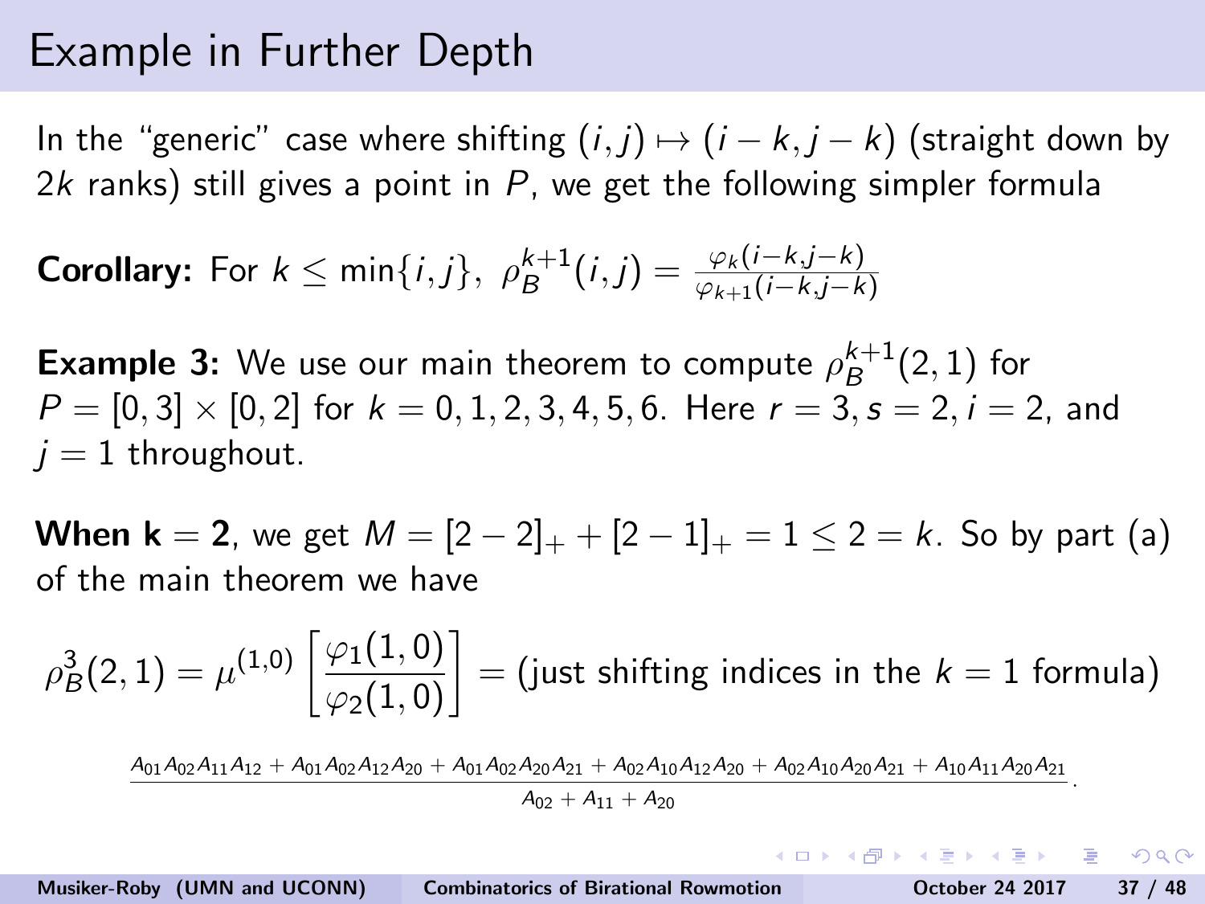# Example in Further Depth

In the "generic" case where shifting $(i,j) \mapsto (i-k, j-k)$ (straight down by $2k$ ranks) still gives a point in $P$, we get the following simpler formula

**Corollary:** For $k \leq \min\{i,j\}$, $\rho_B^{k+1}(i,j) = \frac{\varphi_k(i-k,j-k)}{\varphi_{k+1}(i-k,j-k)}$

**Example 3:** We use our main theorem to compute $\rho_B^{k+1}(2,1)$ for $P = [0,3] \times [0,2]$ for $k = 0,1,2,3,4,5,6$. Here $r = 3, s = 2, i = 2$, and $j = 1$ throughout.

**When $\mathbf{k = 2}$**, we get $M = [2-2]_+ + [2-1]_+ = 1 \leq 2 = k$. So by part (a) of the main theorem we have

$$\rho_B^3(2,1) = \mu^{(1,0)}\left[\frac{\varphi_1(1,0)}{\varphi_2(1,0)}\right] = \text{(just shifting indices in the } k = 1 \text{ formula)}$$

$$\frac{A_{01}A_{02}A_{11}A_{12} + A_{01}A_{02}A_{12}A_{20} + A_{01}A_{02}A_{20}A_{21} + A_{02}A_{10}A_{12}A_{20} + A_{02}A_{10}A_{20}A_{21} + A_{10}A_{11}A_{20}A_{21}}{A_{02} + A_{11} + A_{20}}.$$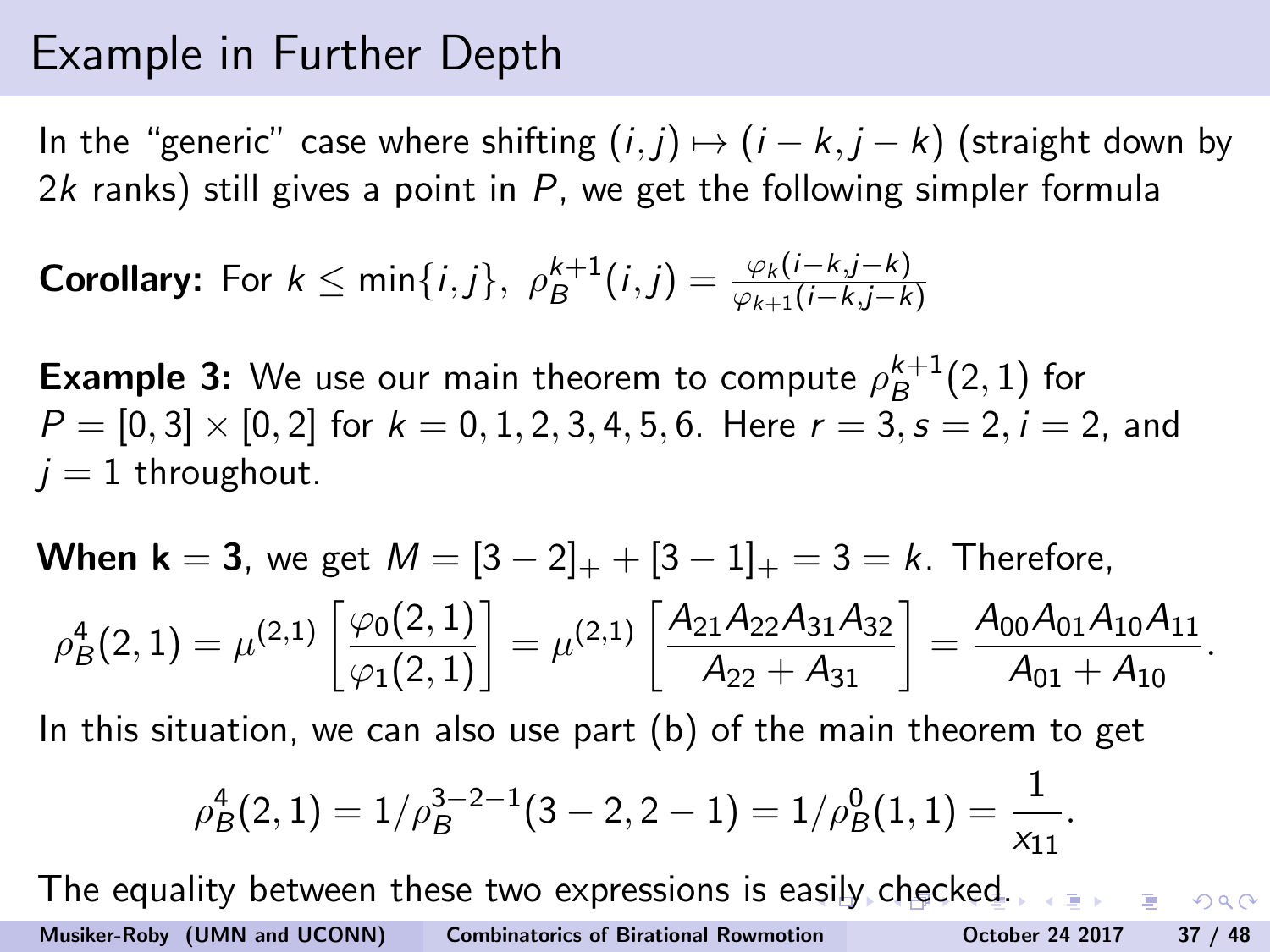# Example in Further Depth

In the "generic" case where shifting $(i,j) \mapsto (i-k, j-k)$ (straight down by $2k$ ranks) still gives a point in $P$, we get the following simpler formula

**Corollary:** For $k \leq \min\{i,j\}$, $\rho_B^{k+1}(i,j) = \frac{\varphi_k(i-k,j-k)}{\varphi_{k+1}(i-k,j-k)}$

**Example 3:** We use our main theorem to compute $\rho_B^{k+1}(2,1)$ for $P = [0,3] \times [0,2]$ for $k = 0,1,2,3,4,5,6$. Here $r = 3, s = 2, i = 2$, and $j = 1$ throughout.

**When k = 3**, we get $M = [3-2]_+ + [3-1]_+ = 3 = k$. Therefore,

$$\rho_B^4(2,1) = \mu^{(2,1)}\left[\frac{\varphi_0(2,1)}{\varphi_1(2,1)}\right] = \mu^{(2,1)}\left[\frac{A_{21}A_{22}A_{31}A_{32}}{A_{22}+A_{31}}\right] = \frac{A_{00}A_{01}A_{10}A_{11}}{A_{01}+A_{10}}.$$

In this situation, we can also use part (b) of the main theorem to get

$$\rho_B^4(2,1) = 1/\rho_B^{3-2-1}(3-2, 2-1) = 1/\rho_B^0(1,1) = \frac{1}{x_{11}}.$$

The equality between these two expressions is easily checked.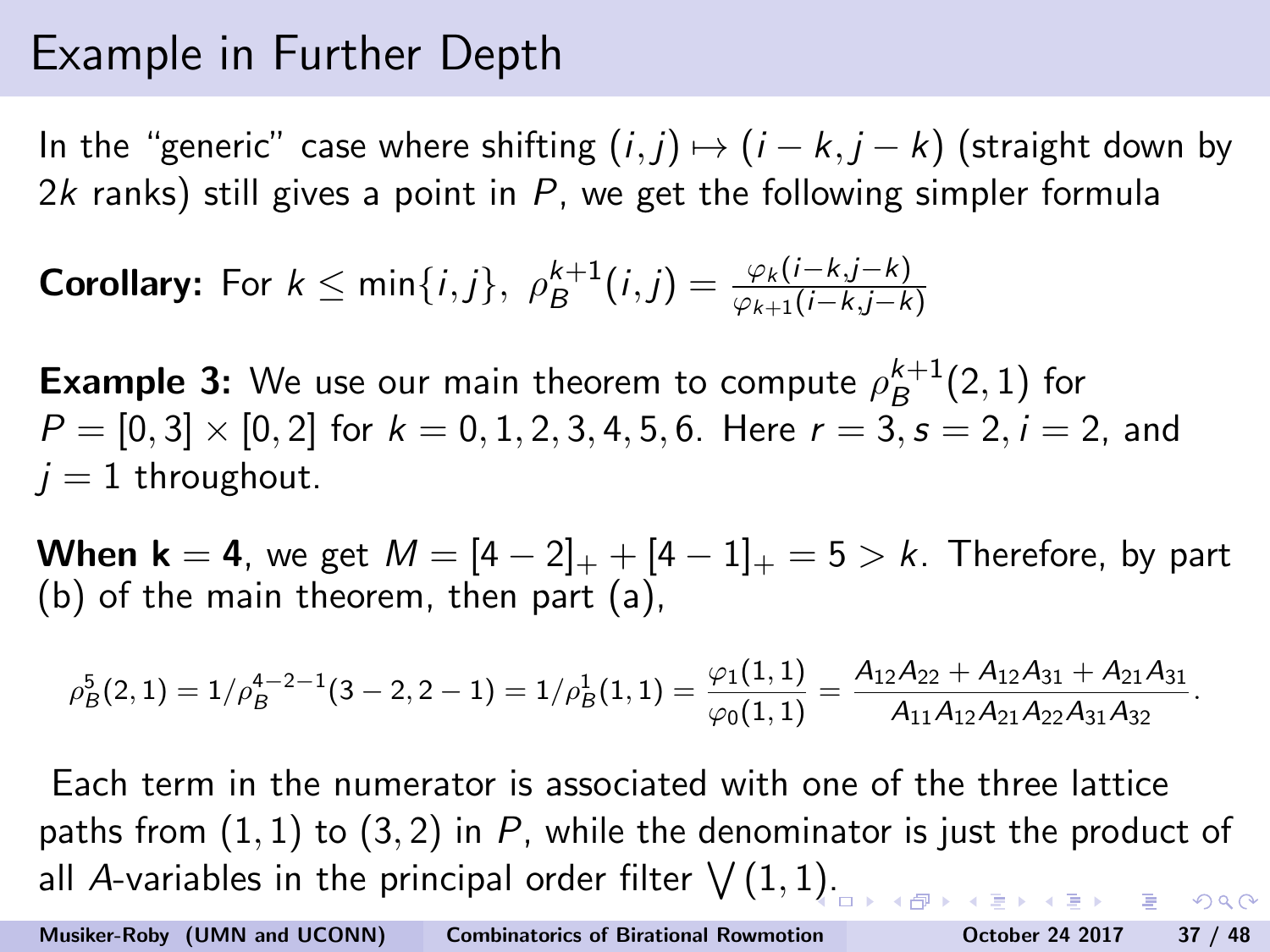# Example in Further Depth

In the "generic" case where shifting $(i,j) \mapsto (i-k, j-k)$ (straight down by $2k$ ranks) still gives a point in $P$, we get the following simpler formula

**Corollary:** For $k \leq \min\{i,j\}$, $\rho_B^{k+1}(i,j) = \frac{\varphi_k(i-k,j-k)}{\varphi_{k+1}(i-k,j-k)}$

**Example 3:** We use our main theorem to compute $\rho_B^{k+1}(2,1)$ for $P = [0,3] \times [0,2]$ for $k = 0,1,2,3,4,5,6$. Here $r = 3, s = 2, i = 2$, and $j = 1$ throughout.

**When $\mathbf{k = 4}$**, we get $M = [4-2]_+ + [4-1]_+ = 5 > k$. Therefore, by part (b) of the main theorem, then part (a),

$$\rho_B^5(2,1) = 1/\rho_B^{4-2-1}(3-2,2-1) = 1/\rho_B^1(1,1) = \frac{\varphi_1(1,1)}{\varphi_0(1,1)} = \frac{A_{12}A_{22} + A_{12}A_{31} + A_{21}A_{31}}{A_{11}A_{12}A_{21}A_{22}A_{31}A_{32}}.$$

Each term in the numerator is associated with one of the three lattice paths from $(1,1)$ to $(3,2)$ in $P$, while the denominator is just the product of all $A$-variables in the principal order filter $\bigvee(1,1)$.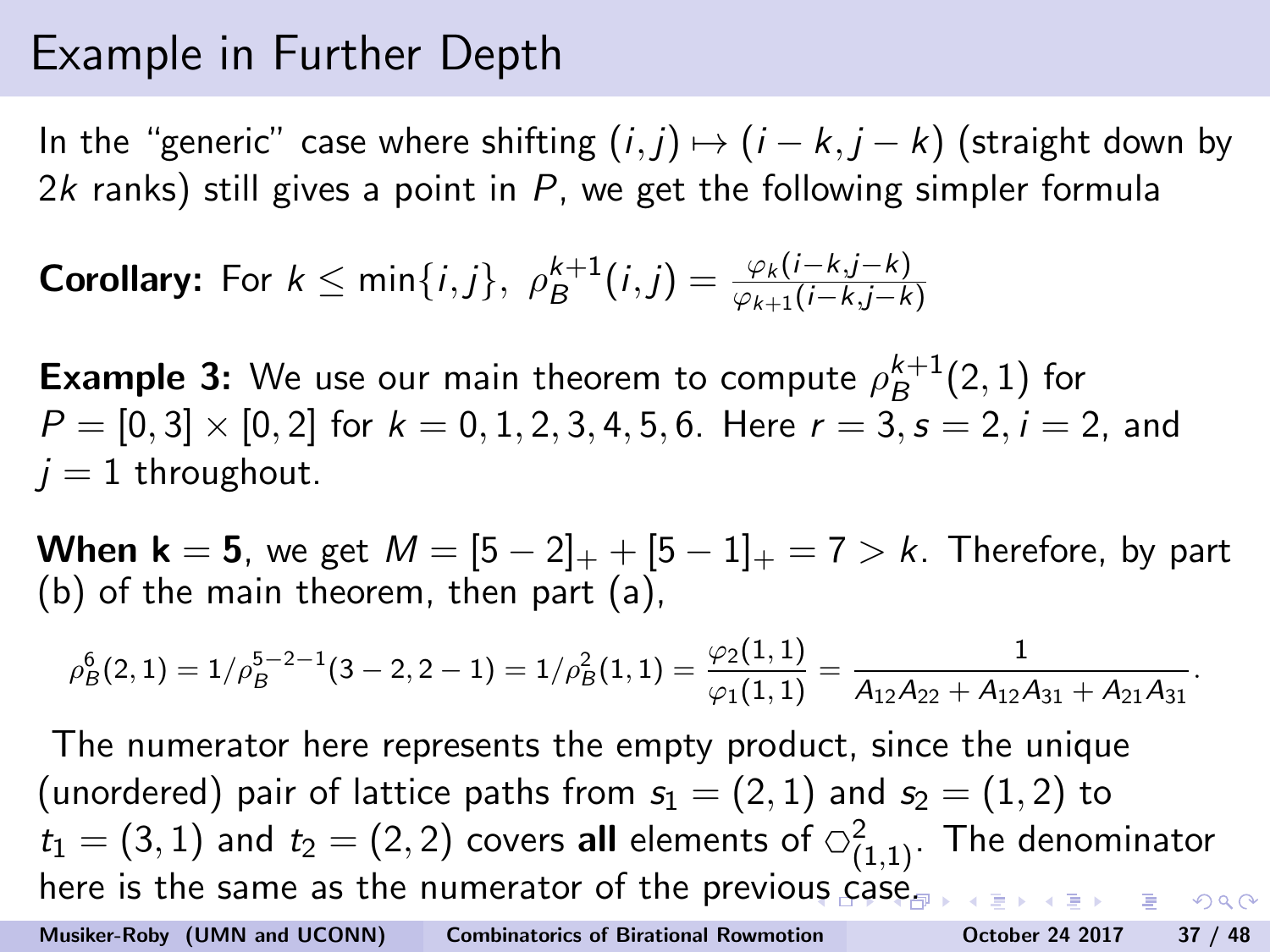# Example in Further Depth

In the "generic" case where shifting $(i,j) \mapsto (i-k, j-k)$ (straight down by $2k$ ranks) still gives a point in $P$, we get the following simpler formula

**Corollary:** For $k \leq \min\{i,j\}$, $\rho_B^{k+1}(i,j) = \frac{\varphi_k(i-k,j-k)}{\varphi_{k+1}(i-k,j-k)}$

**Example 3:** We use our main theorem to compute $\rho_B^{k+1}(2,1)$ for $P = [0,3] \times [0,2]$ for $k = 0,1,2,3,4,5,6$. Here $r = 3, s = 2, i = 2$, and $j = 1$ throughout.

**When $\mathbf{k = 5}$**, we get $M = [5-2]_+ + [5-1]_+ = 7 > k$. Therefore, by part (b) of the main theorem, then part (a),

$$\rho_B^6(2,1) = 1/\rho_B^{5-2-1}(3-2,2-1) = 1/\rho_B^2(1,1) = \frac{\varphi_2(1,1)}{\varphi_1(1,1)} = \frac{1}{A_{12}A_{22} + A_{12}A_{31} + A_{21}A_{31}}.$$

The numerator here represents the empty product, since the unique (unordered) pair of lattice paths from $s_1 = (2,1)$ and $s_2 = (1,2)$ to $t_1 = (3,1)$ and $t_2 = (2,2)$ covers **all** elements of $\varhexagon^2_{(1,1)}$. The denominator here is the same as the numerator of the previous case.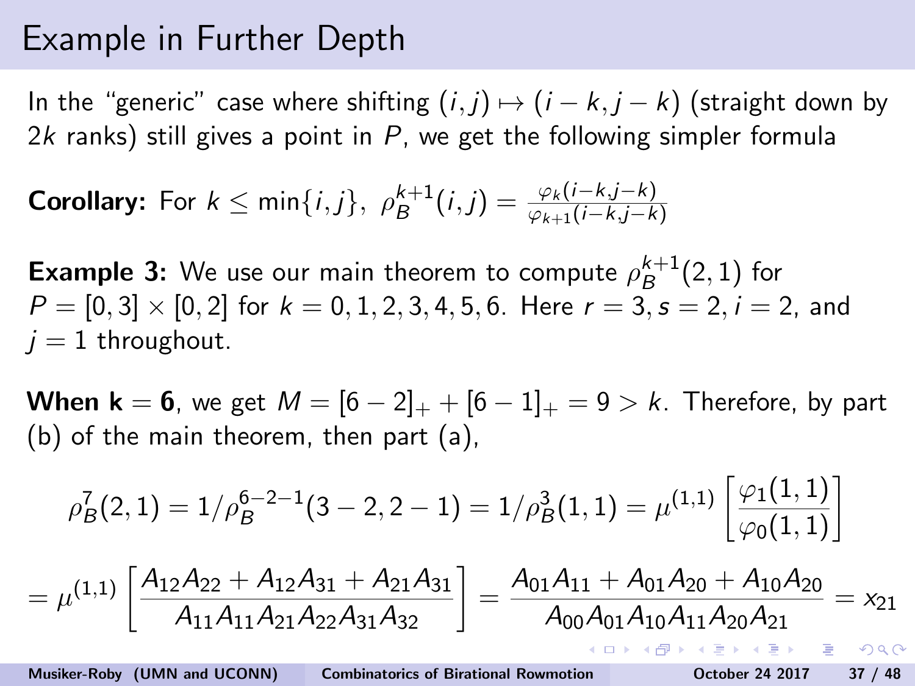# Example in Further Depth

In the "generic" case where shifting $(i,j) \mapsto (i-k, j-k)$ (straight down by $2k$ ranks) still gives a point in $P$, we get the following simpler formula

**Corollary:** For $k \leq \min\{i,j\}$, $\rho_B^{k+1}(i,j) = \frac{\varphi_k(i-k,j-k)}{\varphi_{k+1}(i-k,j-k)}$

**Example 3:** We use our main theorem to compute $\rho_B^{k+1}(2,1)$ for $P = [0,3] \times [0,2]$ for $k = 0,1,2,3,4,5,6$. Here $r = 3, s = 2, i = 2$, and $j = 1$ throughout.

**When k = 6**, we get $M = [6-2]_+ + [6-1]_+ = 9 > k$. Therefore, by part (b) of the main theorem, then part (a),

$$\rho_B^7(2,1) = 1/\rho_B^{6-2-1}(3-2, 2-1) = 1/\rho_B^3(1,1) = \mu^{(1,1)}\left[\frac{\varphi_1(1,1)}{\varphi_0(1,1)}\right]$$

$$= \mu^{(1,1)}\left[\frac{A_{12}A_{22} + A_{12}A_{31} + A_{21}A_{31}}{A_{11}A_{11}A_{21}A_{22}A_{31}A_{32}}\right] = \frac{A_{01}A_{11} + A_{01}A_{20} + A_{10}A_{20}}{A_{00}A_{01}A_{10}A_{11}A_{20}A_{21}} = x_{21}$$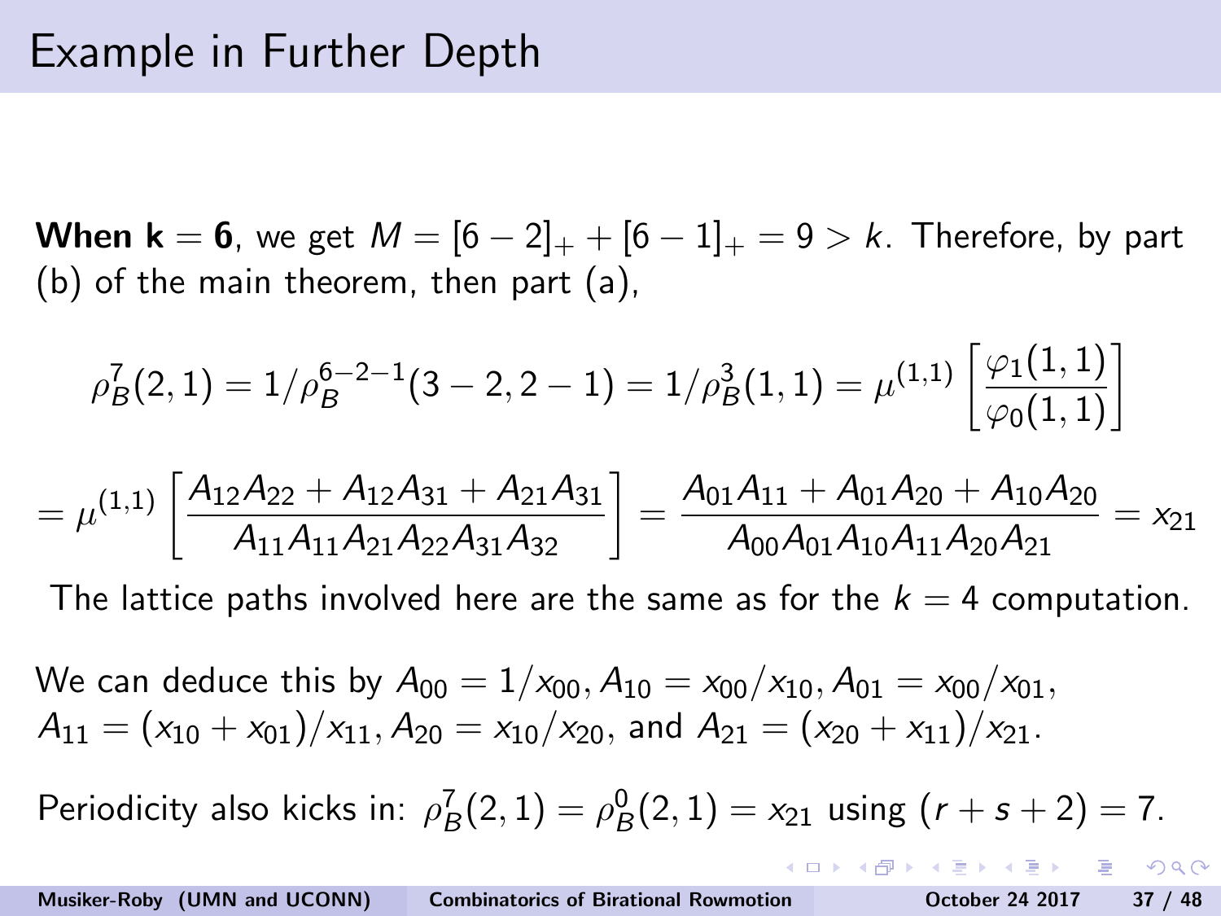# Example in Further Depth

**When k = 6**, we get $M = [6-2]_+ + [6-1]_+ = 9 > k$. Therefore, by part (b) of the main theorem, then part (a),

$$\rho_B^7(2,1) = 1/\rho_B^{6-2-1}(3-2, 2-1) = 1/\rho_B^3(1,1) = \mu^{(1,1)}\left[\frac{\varphi_1(1,1)}{\varphi_0(1,1)}\right]$$

$$= \mu^{(1,1)}\left[\frac{A_{12}A_{22} + A_{12}A_{31} + A_{21}A_{31}}{A_{11}A_{11}A_{21}A_{22}A_{31}A_{32}}\right] = \frac{A_{01}A_{11} + A_{01}A_{20} + A_{10}A_{20}}{A_{00}A_{01}A_{10}A_{11}A_{20}A_{21}} = x_{21}$$

The lattice paths involved here are the same as for the $k = 4$ computation.

We can deduce this by $A_{00} = 1/x_{00}, A_{10} = x_{00}/x_{10}, A_{01} = x_{00}/x_{01}$, $A_{11} = (x_{10} + x_{01})/x_{11}, A_{20} = x_{10}/x_{20}$, and $A_{21} = (x_{20} + x_{11})/x_{21}$.

Periodicity also kicks in: $\rho_B^7(2,1) = \rho_B^0(2,1) = x_{21}$ using $(r + s + 2) = 7$.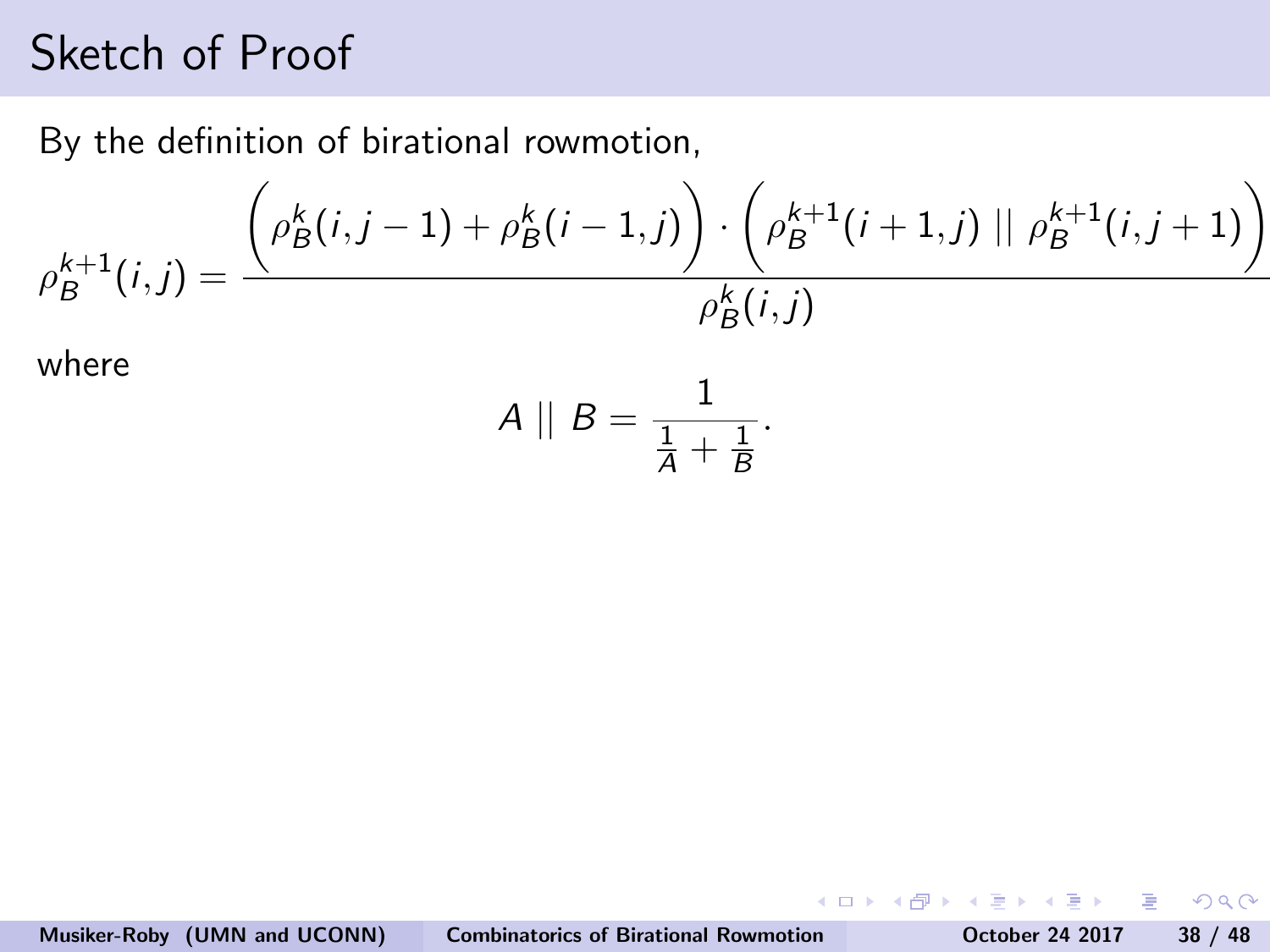# Sketch of Proof

By the definition of birational rowmotion,

$$\rho_B^{k+1}(i,j) = \frac{\left(\rho_B^k(i,j-1) + \rho_B^k(i-1,j)\right) \cdot \left(\rho_B^{k+1}(i+1,j) \mid\mid \rho_B^{k+1}(i,j+1)\right)}{\rho_B^k(i,j)}$$

where

$$A \mid\mid B = \frac{1}{\frac{1}{A} + \frac{1}{B}}.$$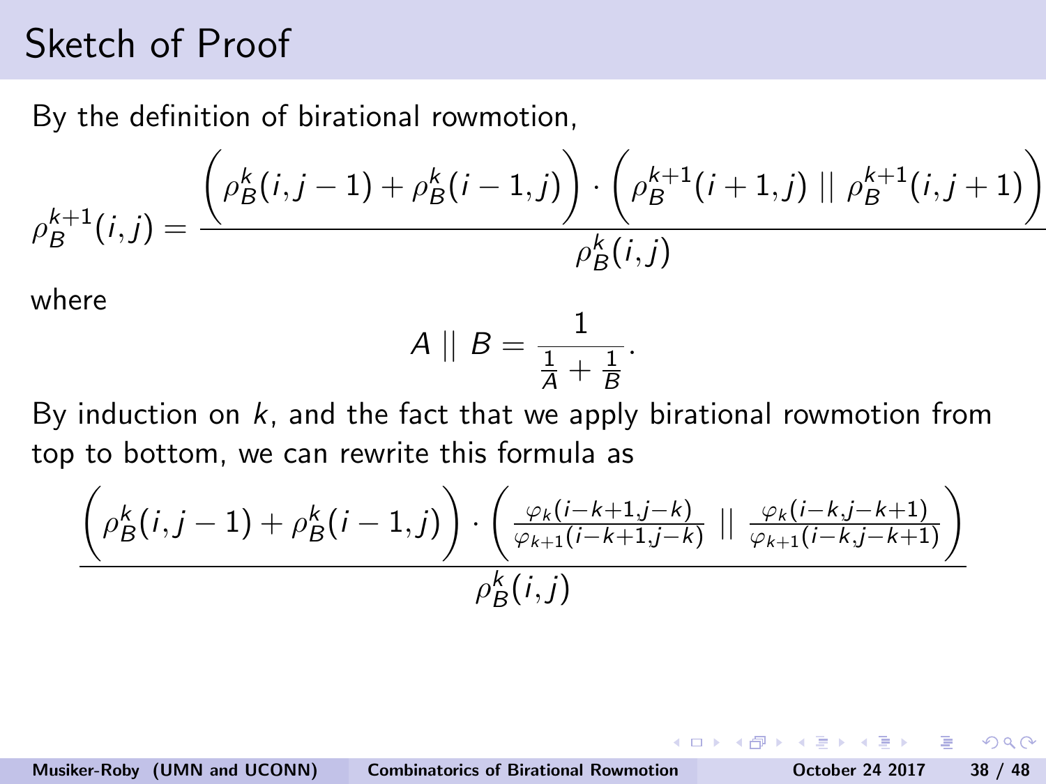# Sketch of Proof

By the definition of birational rowmotion,

$$\rho_B^{k+1}(i,j) = \frac{\left(\rho_B^k(i,j-1) + \rho_B^k(i-1,j)\right) \cdot \left(\rho_B^{k+1}(i+1,j) \mid\mid \rho_B^{k+1}(i,j+1)\right)}{\rho_B^k(i,j)}$$

where

$$A \mid\mid B = \frac{1}{\frac{1}{A} + \frac{1}{B}}.$$

By induction on $k$, and the fact that we apply birational rowmotion from top to bottom, we can rewrite this formula as

$$\frac{\left(\rho_B^k(i,j-1) + \rho_B^k(i-1,j)\right) \cdot \left(\frac{\varphi_k(i-k+1,j-k)}{\varphi_{k+1}(i-k+1,j-k)} \mid\mid \frac{\varphi_k(i-k,j-k+1)}{\varphi_{k+1}(i-k,j-k+1)}\right)}{\rho_B^k(i,j)}$$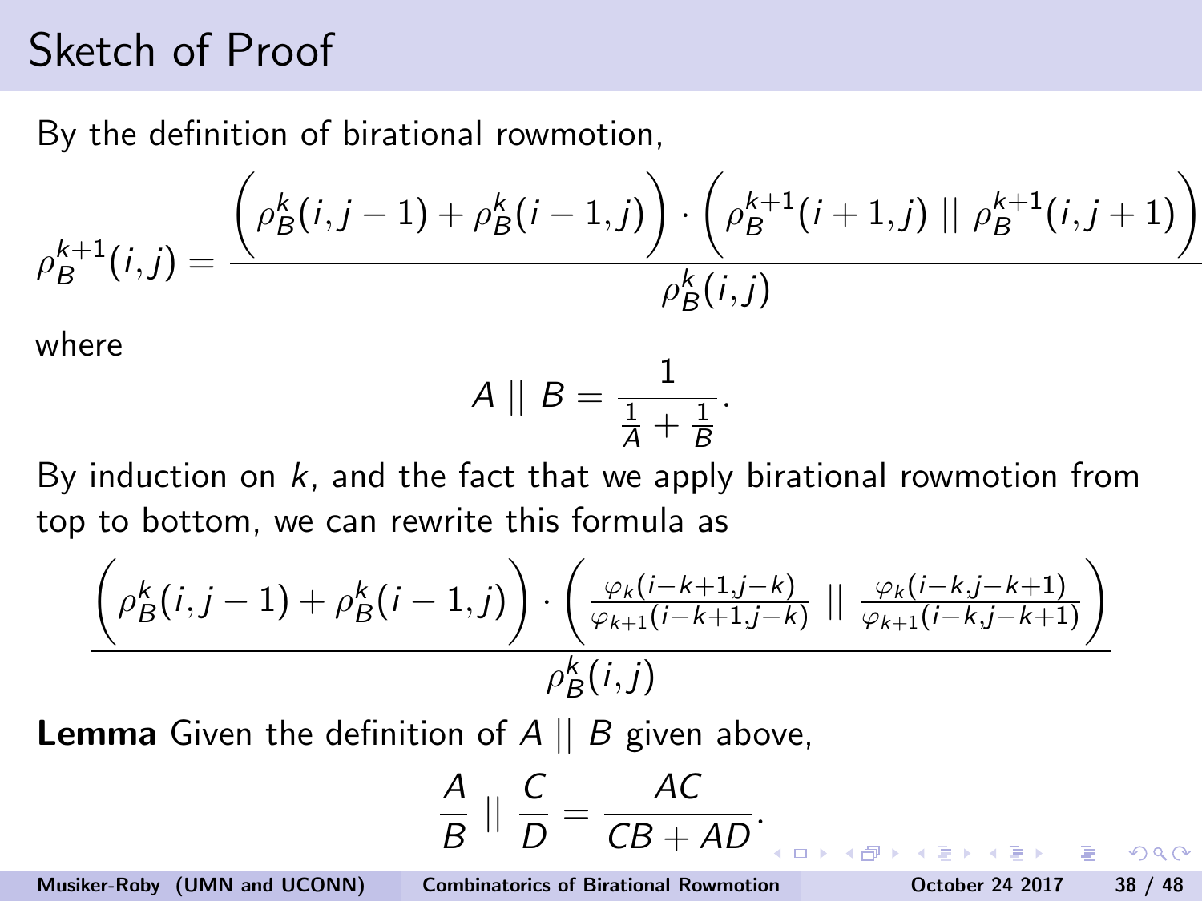# Sketch of Proof

By the definition of birational rowmotion,

$$\rho_B^{k+1}(i,j) = \frac{\left(\rho_B^k(i,j-1) + \rho_B^k(i-1,j)\right) \cdot \left(\rho_B^{k+1}(i+1,j) \mid\mid \rho_B^{k+1}(i,j+1)\right)}{\rho_B^k(i,j)}$$

where

$$A \mid\mid B = \frac{1}{\frac{1}{A} + \frac{1}{B}}.$$

By induction on $k$, and the fact that we apply birational rowmotion from top to bottom, we can rewrite this formula as

$$\frac{\left(\rho_B^k(i,j-1) + \rho_B^k(i-1,j)\right) \cdot \left(\frac{\varphi_k(i-k+1,j-k)}{\varphi_{k+1}(i-k+1,j-k)} \mid\mid \frac{\varphi_k(i-k,j-k+1)}{\varphi_{k+1}(i-k,j-k+1)}\right)}{\rho_B^k(i,j)}$$

**Lemma** Given the definition of $A \mid\mid B$ given above,

$$\frac{A}{B} \mid\mid \frac{C}{D} = \frac{AC}{CB + AD}.$$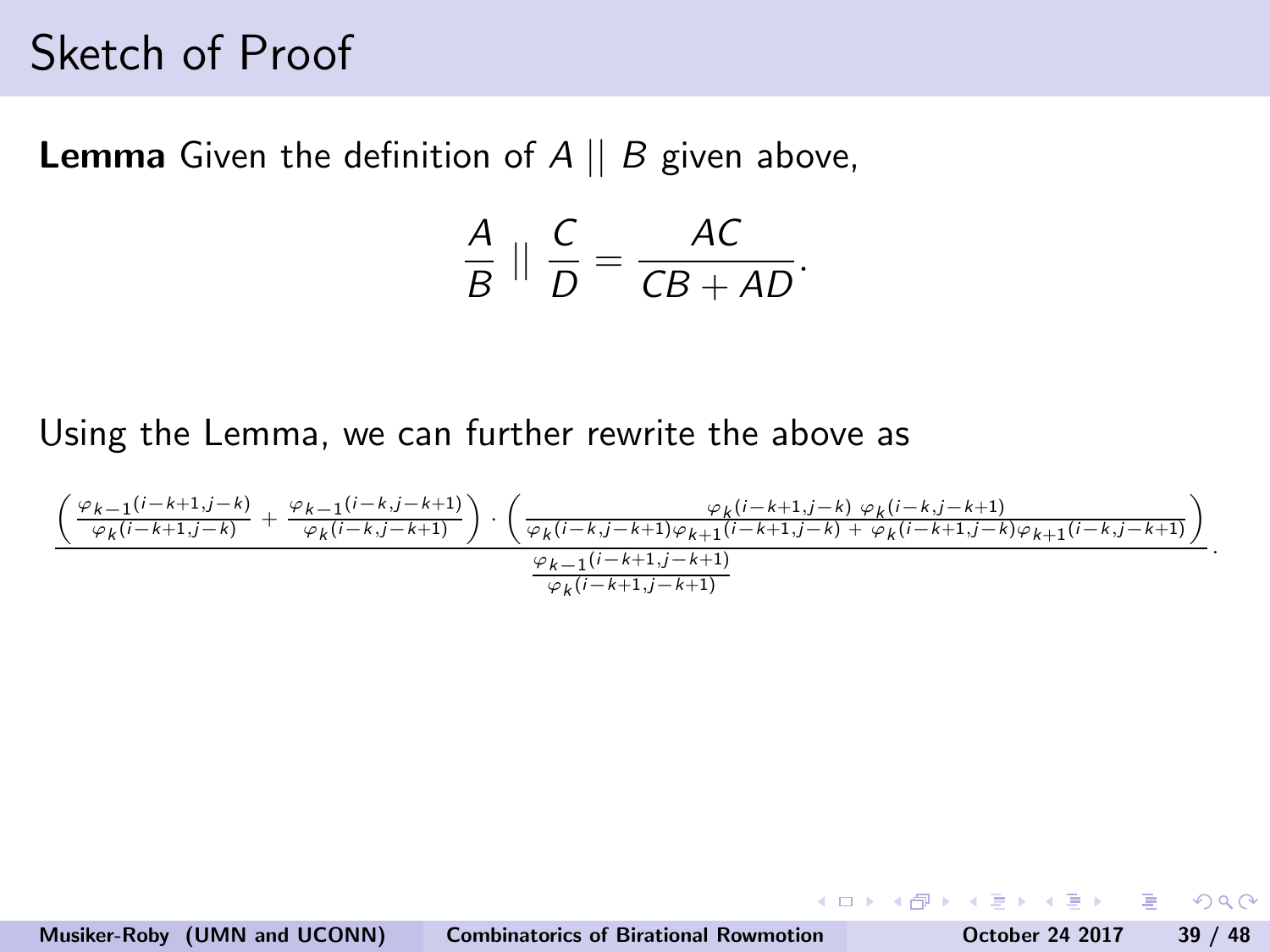# Sketch of Proof

**Lemma** Given the definition of $A \,||\, B$ given above,

$$\frac{A}{B} \,||\, \frac{C}{D} = \frac{AC}{CB + AD}.$$

Using the Lemma, we can further rewrite the above as

$$\frac{\left( \frac{\varphi_{k-1}(i-k+1,j-k)}{\varphi_k(i-k+1,j-k)} + \frac{\varphi_{k-1}(i-k,j-k+1)}{\varphi_k(i-k,j-k+1)} \right) \cdot \left( \frac{\varphi_k(i-k+1,j-k)\ \varphi_k(i-k,j-k+1)}{\varphi_k(i-k,j-k+1)\varphi_{k+1}(i-k+1,j-k)\ +\ \varphi_k(i-k+1,j-k)\varphi_{k+1}(i-k,j-k+1)} \right)}{\frac{\varphi_{k-1}(i-k+1,j-k+1)}{\varphi_k(i-k+1,j-k+1)}}.$$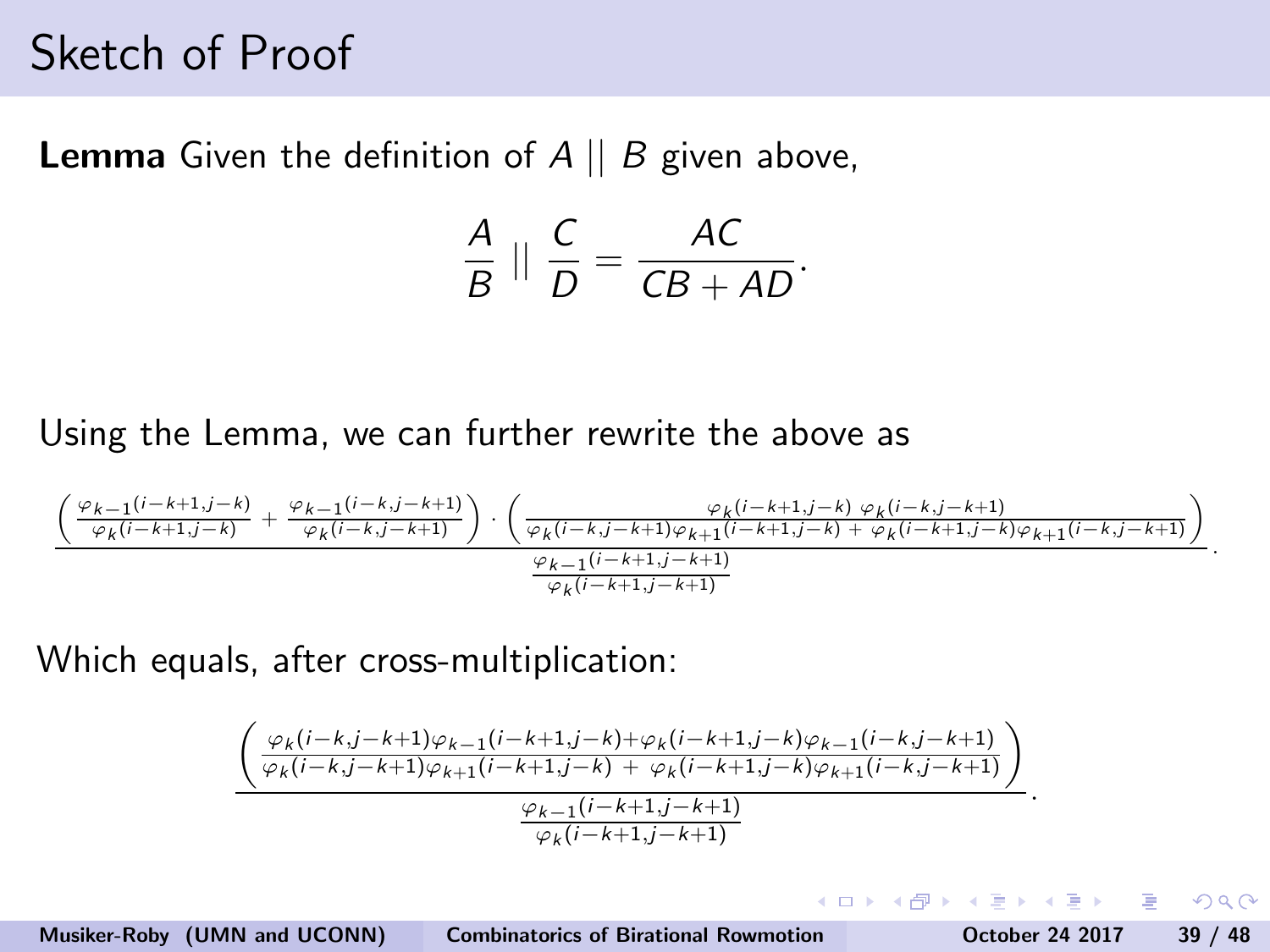# Sketch of Proof

**Lemma** Given the definition of $A \mid\mid B$ given above,

$$\frac{A}{B} \mid\mid \frac{C}{D} = \frac{AC}{CB + AD}.$$

Using the Lemma, we can further rewrite the above as

$$\frac{\left(\frac{\varphi_{k-1}(i-k+1,j-k)}{\varphi_k(i-k+1,j-k)} + \frac{\varphi_{k-1}(i-k,j-k+1)}{\varphi_k(i-k,j-k+1)}\right) \cdot \left(\frac{\varphi_k(i-k+1,j-k)\ \varphi_k(i-k,j-k+1)}{\varphi_k(i-k,j-k+1)\varphi_{k+1}(i-k+1,j-k)\ +\ \varphi_k(i-k+1,j-k)\varphi_{k+1}(i-k,j-k+1)}\right)}{\frac{\varphi_{k-1}(i-k+1,j-k+1)}{\varphi_k(i-k+1,j-k+1)}}.$$

Which equals, after cross-multiplication:

$$\frac{\left(\frac{\varphi_k(i-k,j-k+1)\varphi_{k-1}(i-k+1,j-k)+\varphi_k(i-k+1,j-k)\varphi_{k-1}(i-k,j-k+1)}{\varphi_k(i-k,j-k+1)\varphi_{k+1}(i-k+1,j-k)\ +\ \varphi_k(i-k+1,j-k)\varphi_{k+1}(i-k,j-k+1)}\right)}{\frac{\varphi_{k-1}(i-k+1,j-k+1)}{\varphi_k(i-k+1,j-k+1)}}.$$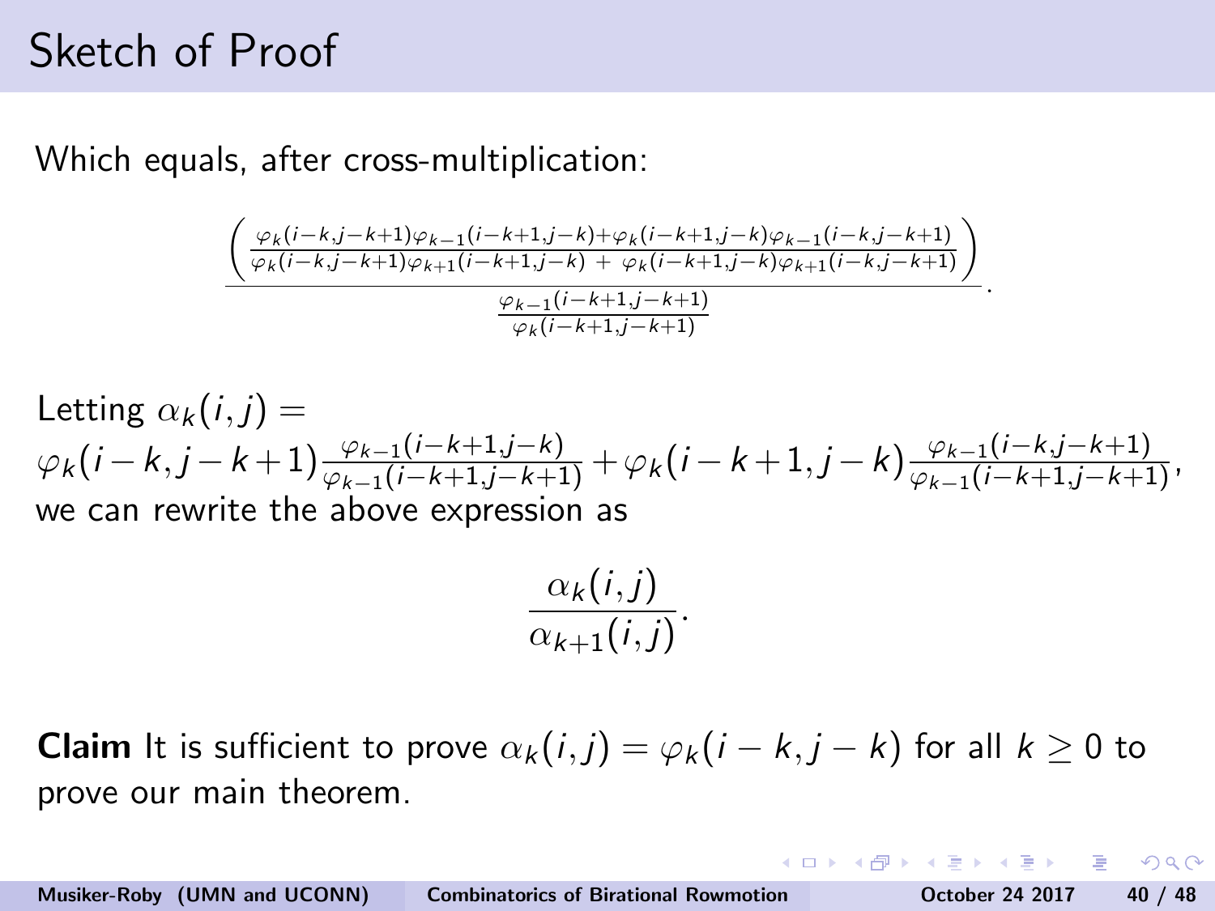# Sketch of Proof

Which equals, after cross-multiplication:

$$\frac{\left(\frac{\varphi_k(i-k,j-k+1)\varphi_{k-1}(i-k+1,j-k)+\varphi_k(i-k+1,j-k)\varphi_{k-1}(i-k,j-k+1)}{\varphi_k(i-k,j-k+1)\varphi_{k+1}(i-k+1,j-k)\ +\ \varphi_k(i-k+1,j-k)\varphi_{k+1}(i-k,j-k+1)}\right)}{\frac{\varphi_{k-1}(i-k+1,j-k+1)}{\varphi_k(i-k+1,j-k+1)}}.$$

Letting $\alpha_k(i,j) =$
$\varphi_k(i-k,j-k+1)\frac{\varphi_{k-1}(i-k+1,j-k)}{\varphi_{k-1}(i-k+1,j-k+1)} + \varphi_k(i-k+1,j-k)\frac{\varphi_{k-1}(i-k,j-k+1)}{\varphi_{k-1}(i-k+1,j-k+1)}$,
we can rewrite the above expression as

$$\frac{\alpha_k(i,j)}{\alpha_{k+1}(i,j)}.$$

**Claim** It is sufficient to prove $\alpha_k(i,j) = \varphi_k(i-k,j-k)$ for all $k \geq 0$ to prove our main theorem.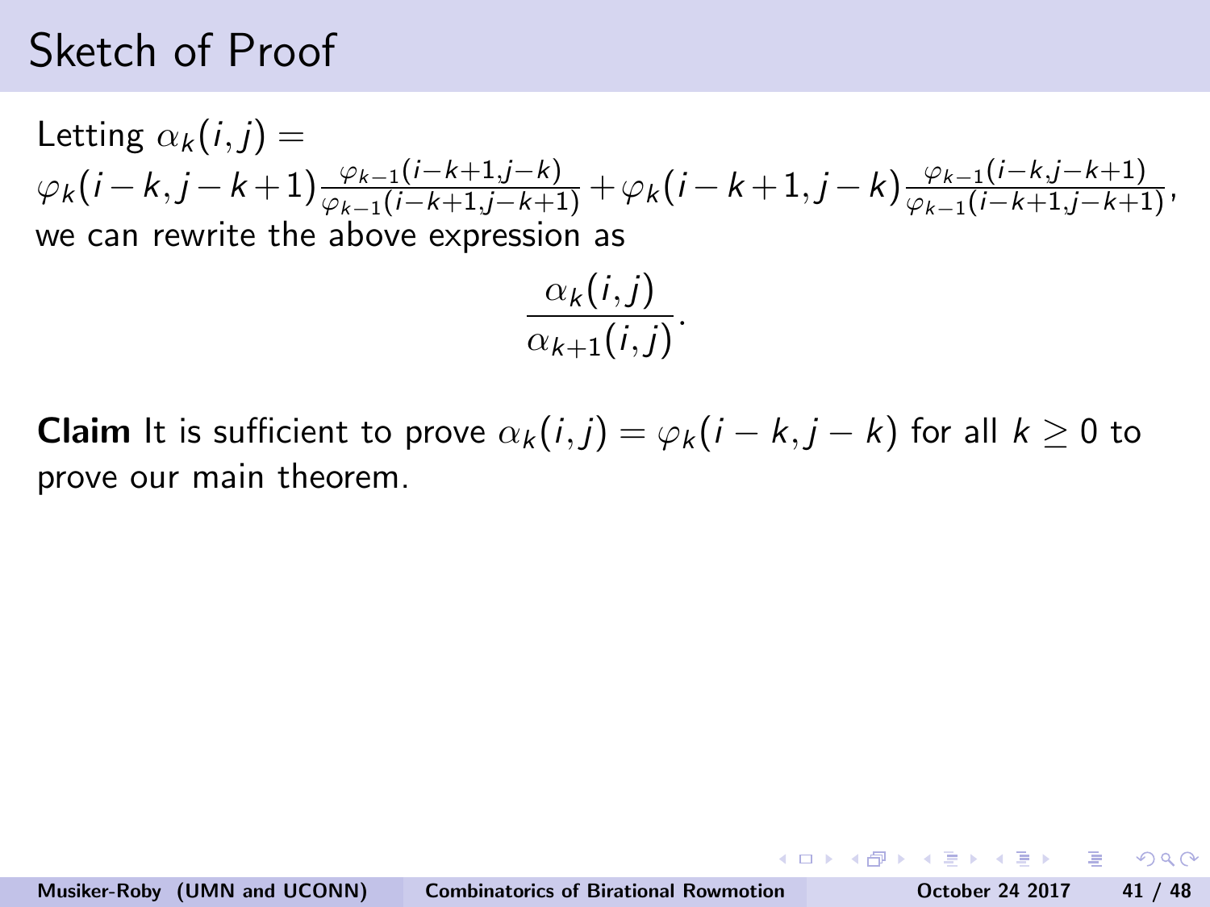# Sketch of Proof

Letting $\alpha_k(i,j) =$
$\varphi_k(i-k, j-k+1)\frac{\varphi_{k-1}(i-k+1,j-k)}{\varphi_{k-1}(i-k+1,j-k+1)} + \varphi_k(i-k+1, j-k)\frac{\varphi_{k-1}(i-k,j-k+1)}{\varphi_{k-1}(i-k+1,j-k+1)}$,
we can rewrite the above expression as

$$\frac{\alpha_k(i,j)}{\alpha_{k+1}(i,j)}.$$

**Claim** It is sufficient to prove $\alpha_k(i,j) = \varphi_k(i-k, j-k)$ for all $k \geq 0$ to prove our main theorem.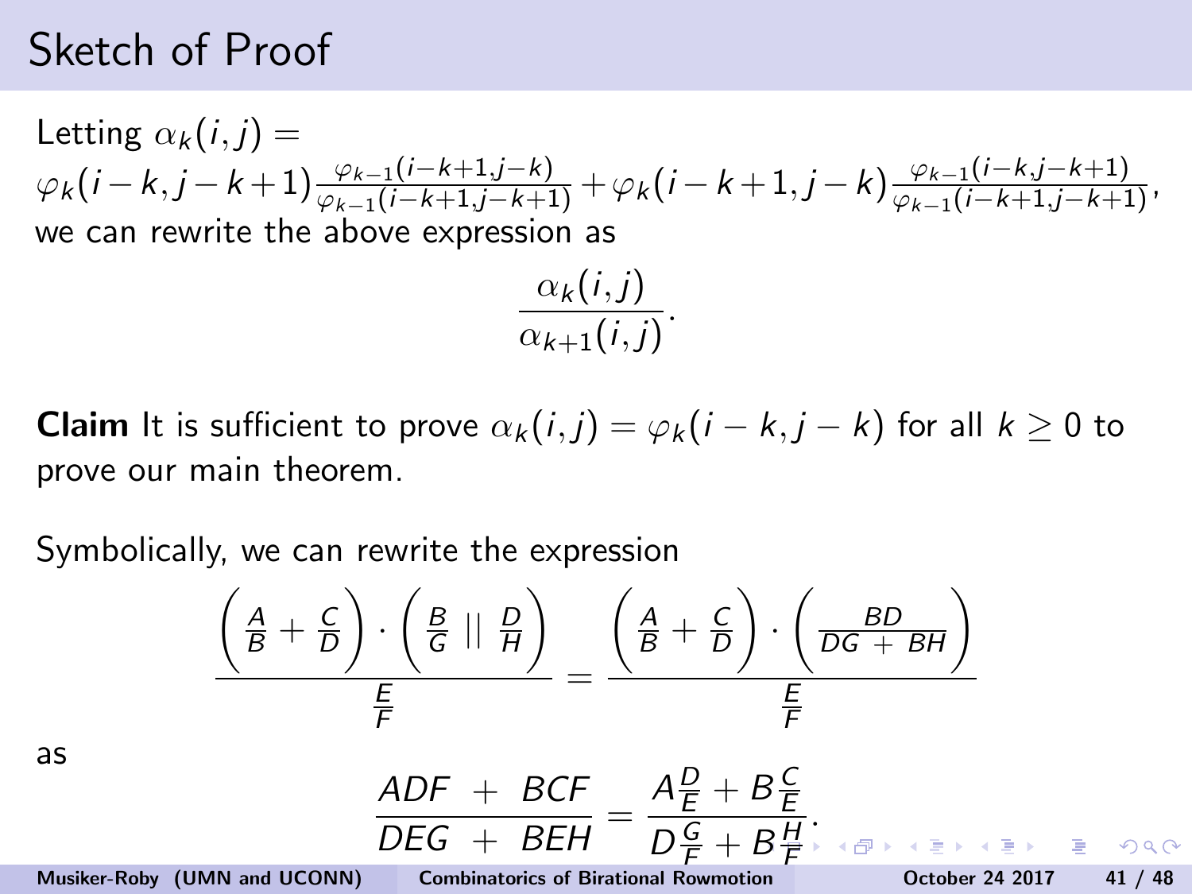# Sketch of Proof

Letting $\alpha_k(i,j) =$
$\varphi_k(i-k, j-k+1)\frac{\varphi_{k-1}(i-k+1,j-k)}{\varphi_{k-1}(i-k+1,j-k+1)} + \varphi_k(i-k+1, j-k)\frac{\varphi_{k-1}(i-k,j-k+1)}{\varphi_{k-1}(i-k+1,j-k+1)}$,
we can rewrite the above expression as

$$\frac{\alpha_k(i,j)}{\alpha_{k+1}(i,j)}.$$

**Claim** It is sufficient to prove $\alpha_k(i,j) = \varphi_k(i-k, j-k)$ for all $k \geq 0$ to prove our main theorem.

Symbolically, we can rewrite the expression

$$\frac{\left(\frac{A}{B} + \frac{C}{D}\right) \cdot \left(\frac{B}{G} \mid\mid \frac{D}{H}\right)}{\frac{E}{F}} = \frac{\left(\frac{A}{B} + \frac{C}{D}\right) \cdot \left(\frac{BD}{DG + BH}\right)}{\frac{E}{F}}$$

as

$$\frac{ADF + BCF}{DEG + BEH} = \frac{A\frac{D}{E} + B\frac{C}{E}}{D\frac{G}{F} + B\frac{H}{F}}.$$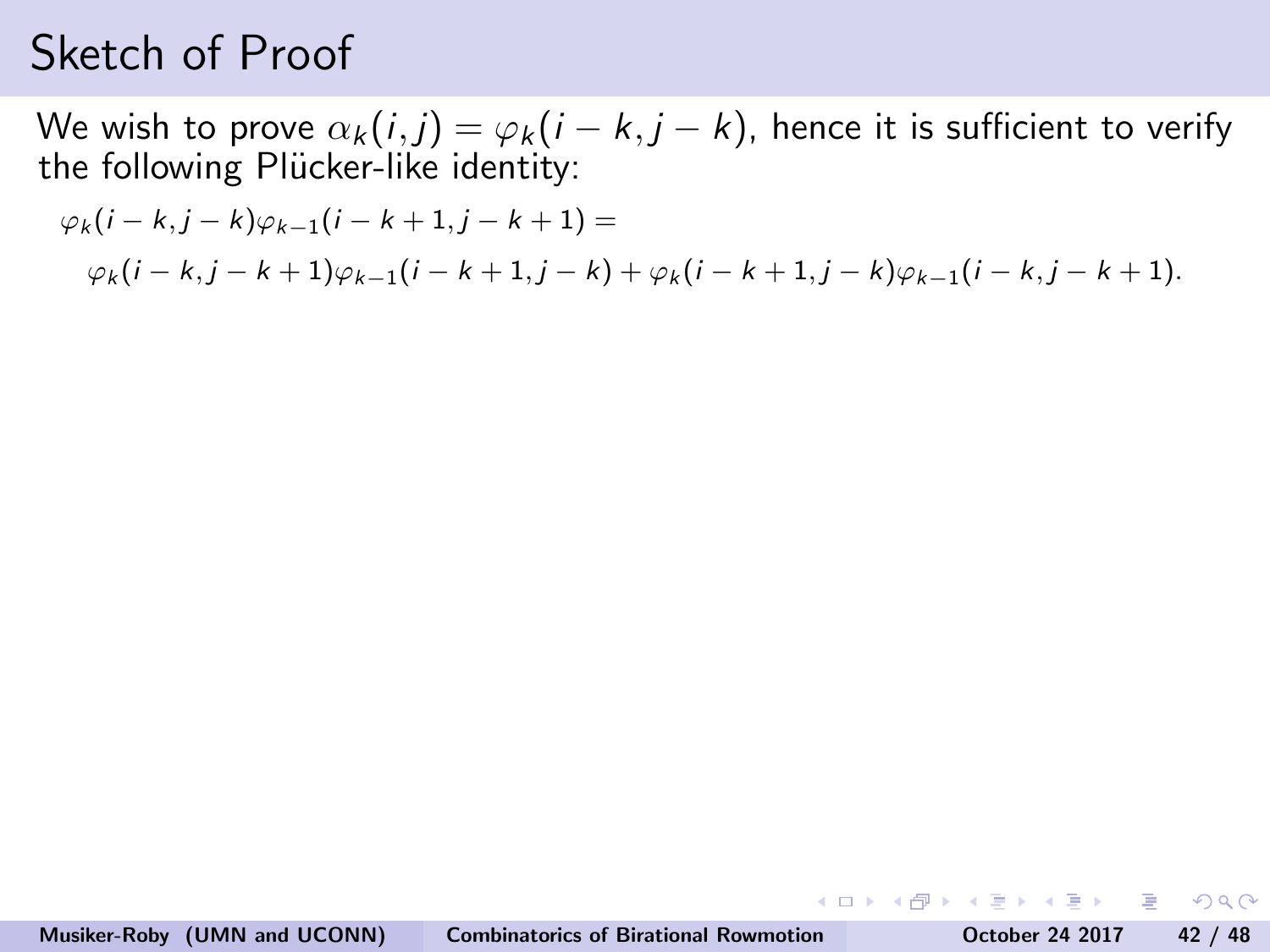# Sketch of Proof

We wish to prove $\alpha_k(i,j) = \varphi_k(i-k, j-k)$, hence it is sufficient to verify the following Plücker-like identity:

$$\varphi_k(i-k, j-k)\varphi_{k-1}(i-k+1, j-k+1) =$$

$$\varphi_k(i-k, j-k+1)\varphi_{k-1}(i-k+1, j-k) + \varphi_k(i-k+1, j-k)\varphi_{k-1}(i-k, j-k+1).$$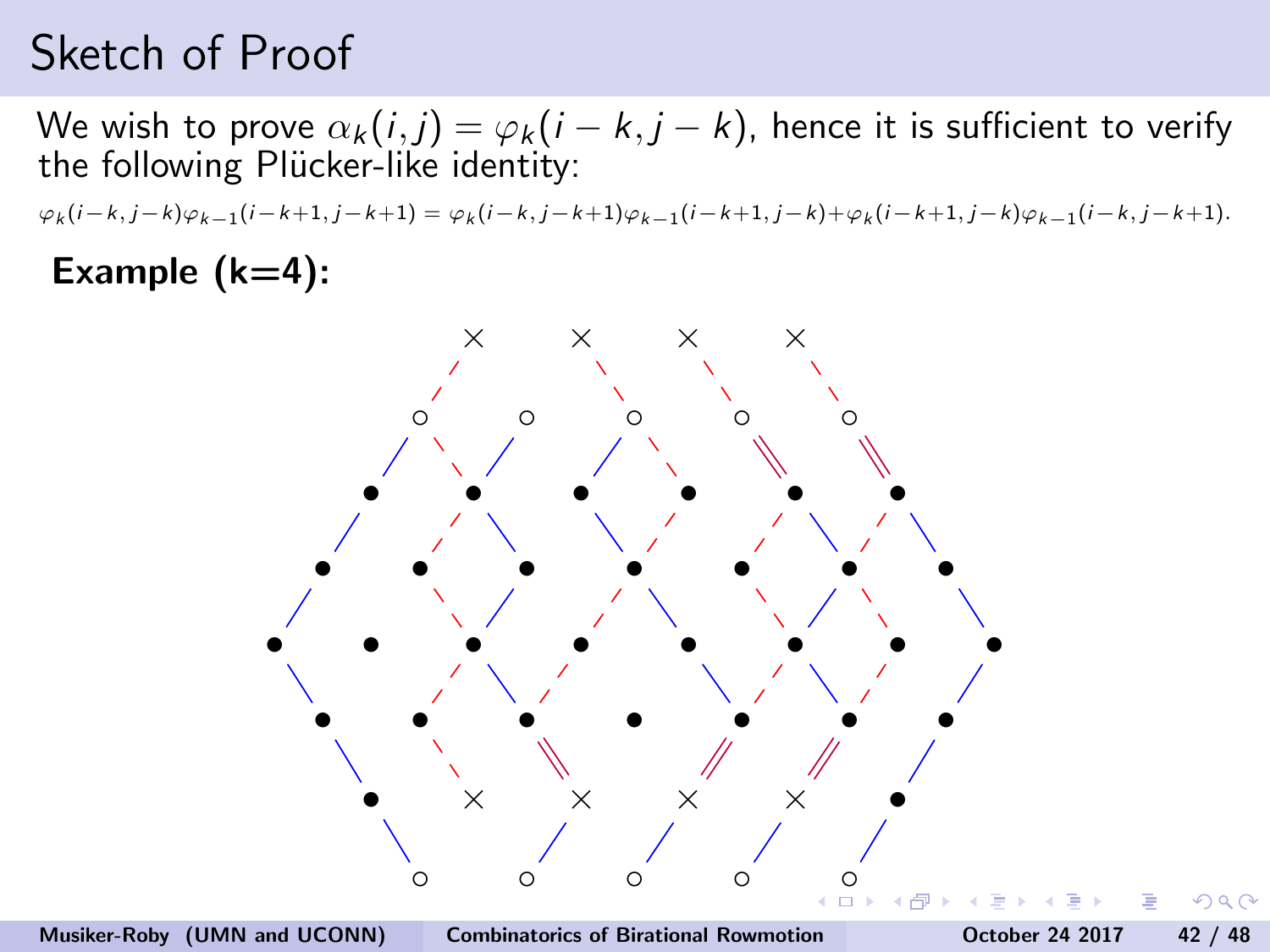# Sketch of Proof

We wish to prove $\alpha_k(i,j) = \varphi_k(i-k, j-k)$, hence it is sufficient to verify the following Plücker-like identity:

$$\varphi_k(i-k,j-k)\varphi_{k-1}(i-k+1,j-k+1) = \varphi_k(i-k,j-k+1)\varphi_{k-1}(i-k+1,j-k) + \varphi_k(i-k+1,j-k)\varphi_{k-1}(i-k,j-k+1).$$

**Example (k=4):**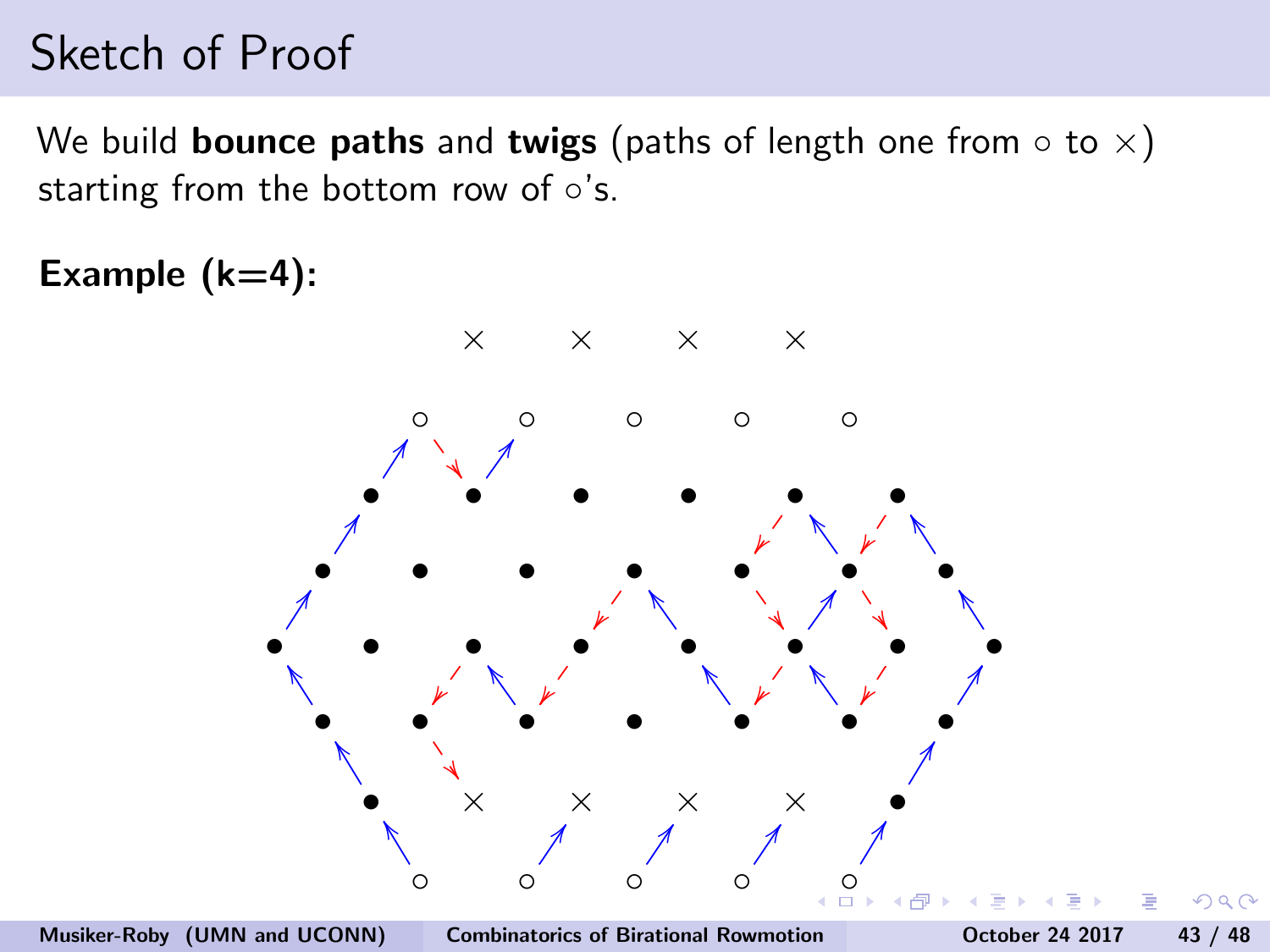# Sketch of Proof

We build **bounce paths** and **twigs** (paths of length one from $\circ$ to $\times$) starting from the bottom row of $\circ$'s.

**Example (k=4):**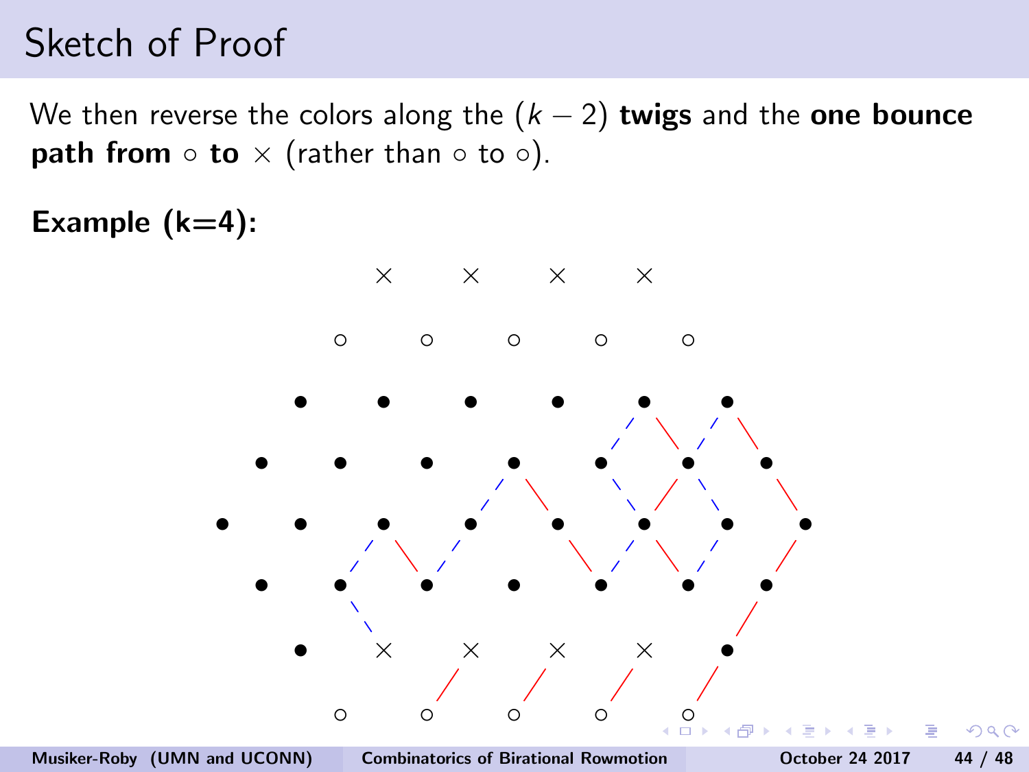# Sketch of Proof

We then reverse the colors along the $(k-2)$ **twigs** and the **one bounce path from $\circ$ to $\times$** (rather than $\circ$ to $\circ$).

**Example (k=4):**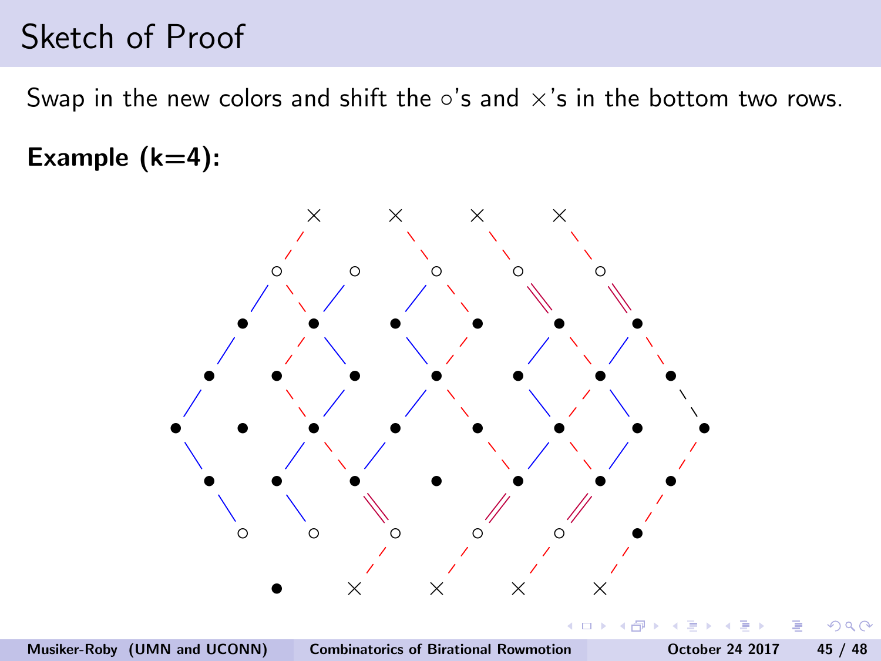# Sketch of Proof

Swap in the new colors and shift the $\circ$'s and $\times$'s in the bottom two rows.

**Example (k=4):**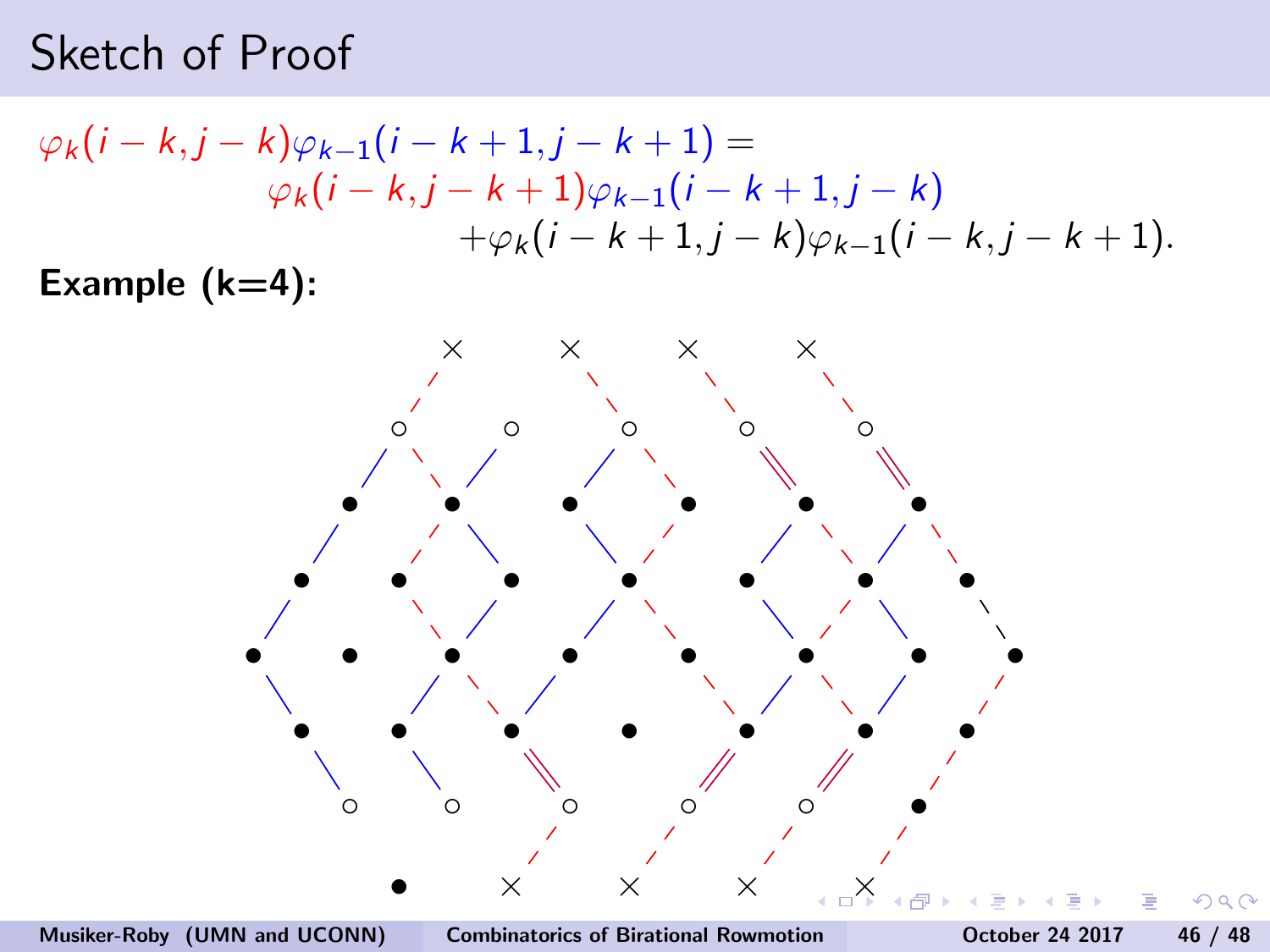# Sketch of Proof

$$\varphi_k(i-k, j-k)\varphi_{k-1}(i-k+1, j-k+1) = \varphi_k(i-k, j-k+1)\varphi_{k-1}(i-k+1, j-k) + \varphi_k(i-k+1, j-k)\varphi_{k-1}(i-k, j-k+1).$$

**Example (k=4):**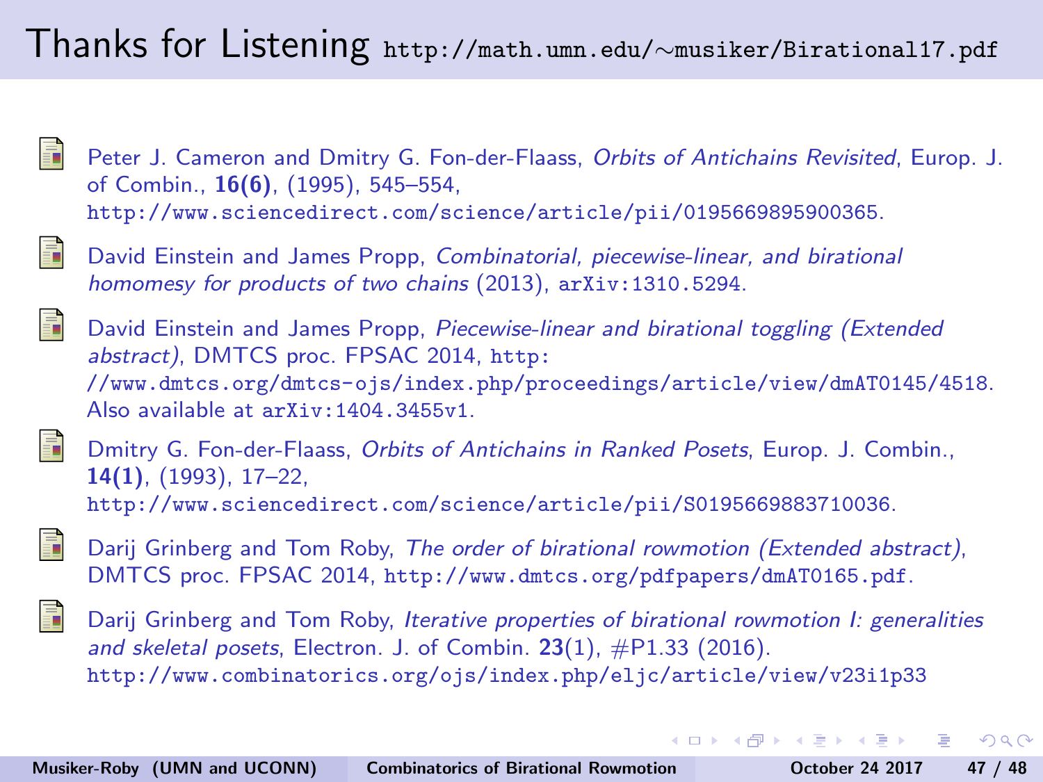# Thanks for Listening http://math.umn.edu/~musiker/Birational17.pdf

- Peter J. Cameron and Dmitry G. Fon-der-Flaass, *Orbits of Antichains Revisited*, Europ. J. of Combin., **16(6)**, (1995), 545–554, http://www.sciencedirect.com/science/article/pii/0195669895900365.

- David Einstein and James Propp, *Combinatorial, piecewise-linear, and birational homomesy for products of two chains* (2013), arXiv:1310.5294.

- David Einstein and James Propp, *Piecewise-linear and birational toggling (Extended abstract)*, DMTCS proc. FPSAC 2014, http://www.dmtcs.org/dmtcs-ojs/index.php/proceedings/article/view/dmAT0145/4518. Also available at arXiv:1404.3455v1.

- Dmitry G. Fon-der-Flaass, *Orbits of Antichains in Ranked Posets*, Europ. J. Combin., **14(1)**, (1993), 17–22, http://www.sciencedirect.com/science/article/pii/S0195669883710036.

- Darij Grinberg and Tom Roby, *The order of birational rowmotion (Extended abstract)*, DMTCS proc. FPSAC 2014, http://www.dmtcs.org/pdfpapers/dmAT0165.pdf.

- Darij Grinberg and Tom Roby, *Iterative properties of birational rowmotion I: generalities and skeletal posets*, Electron. J. of Combin. **23**(1), #P1.33 (2016). http://www.combinatorics.org/ojs/index.php/eljc/article/view/v23i1p33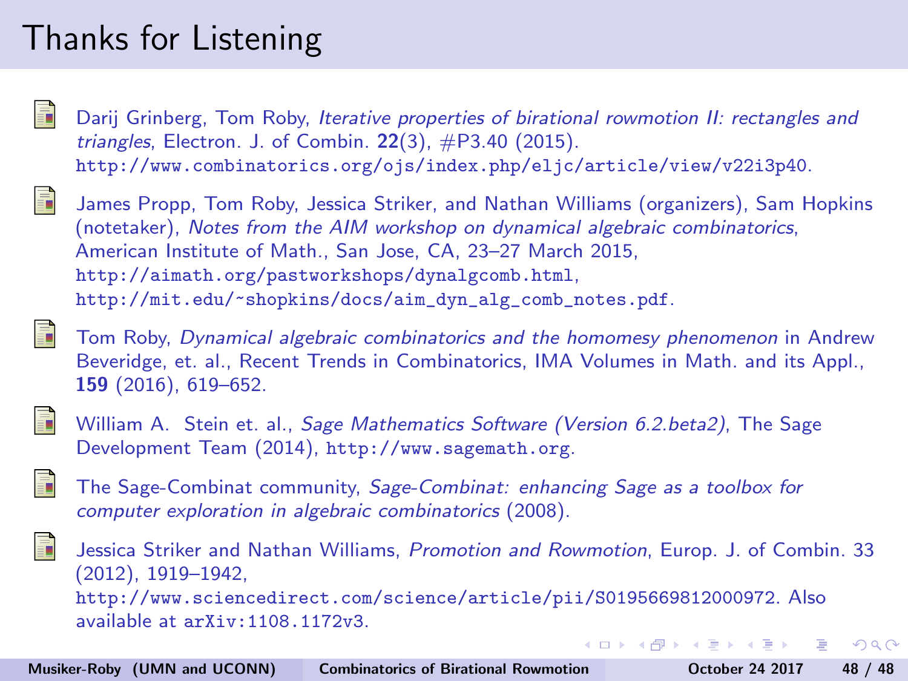# Thanks for Listening

- Darij Grinberg, Tom Roby, *Iterative properties of birational rowmotion II: rectangles and triangles*, Electron. J. of Combin. **22**(3), #P3.40 (2015). `http://www.combinatorics.org/ojs/index.php/eljc/article/view/v22i3p40`.

- James Propp, Tom Roby, Jessica Striker, and Nathan Williams (organizers), Sam Hopkins (notetaker), *Notes from the AIM workshop on dynamical algebraic combinatorics*, American Institute of Math., San Jose, CA, 23–27 March 2015, `http://aimath.org/pastworkshops/dynalgcomb.html`, `http://mit.edu/~shopkins/docs/aim_dyn_alg_comb_notes.pdf`.

- Tom Roby, *Dynamical algebraic combinatorics and the homomesy phenomenon* in Andrew Beveridge, et. al., Recent Trends in Combinatorics, IMA Volumes in Math. and its Appl., **159** (2016), 619–652.

- William A. Stein et. al., *Sage Mathematics Software (Version 6.2.beta2)*, The Sage Development Team (2014), `http://www.sagemath.org`.

- The Sage-Combinat community, *Sage-Combinat: enhancing Sage as a toolbox for computer exploration in algebraic combinatorics* (2008).

- Jessica Striker and Nathan Williams, *Promotion and Rowmotion*, Europ. J. of Combin. 33 (2012), 1919–1942, `http://www.sciencedirect.com/science/article/pii/S0195669812000972`. Also available at `arXiv:1108.1172v3`.